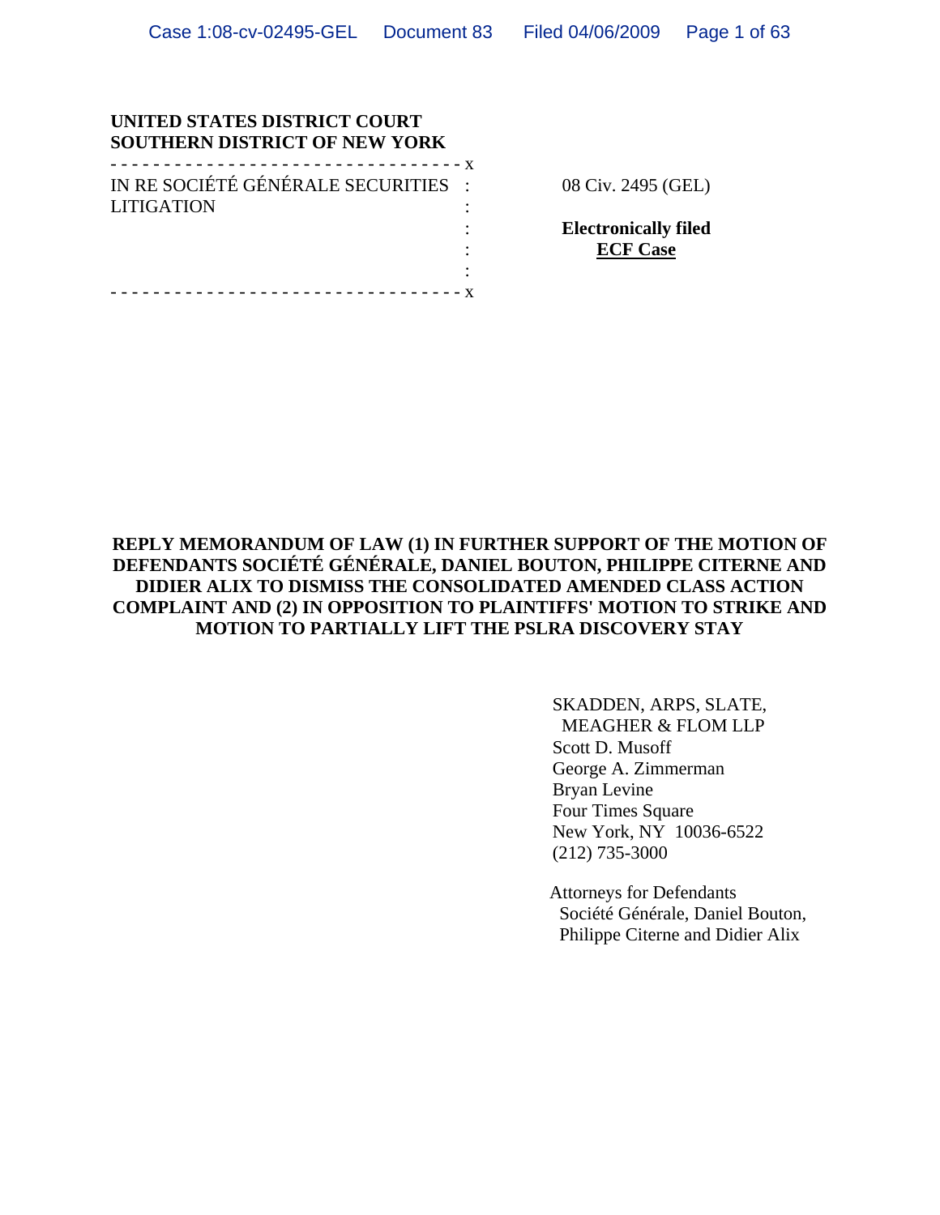**UNITED STATES DISTRICT COURT**
**SOUTHERN DISTRICT OF NEW YORK**

| | |
|---|---|
| IN RE SOCIÉTÉ GÉNÉRALE SECURITIES LITIGATION | 08 Civ. 2495 (GEL) |
| | **Electronically filed** |
| | **ECF Case** |

**REPLY MEMORANDUM OF LAW (1) IN FURTHER SUPPORT OF THE MOTION OF DEFENDANTS SOCIÉTÉ GÉNÉRALE, DANIEL BOUTON, PHILIPPE CITERNE AND DIDIER ALIX TO DISMISS THE CONSOLIDATED AMENDED CLASS ACTION COMPLAINT AND (2) IN OPPOSITION TO PLAINTIFFS' MOTION TO STRIKE AND MOTION TO PARTIALLY LIFT THE PSLRA DISCOVERY STAY**

SKADDEN, ARPS, SLATE,
MEAGHER & FLOM LLP
Scott D. Musoff
George A. Zimmerman
Bryan Levine
Four Times Square
New York, NY 10036-6522
(212) 735-3000

Attorneys for Defendants
Société Générale, Daniel Bouton,
Philippe Citerne and Didier Alix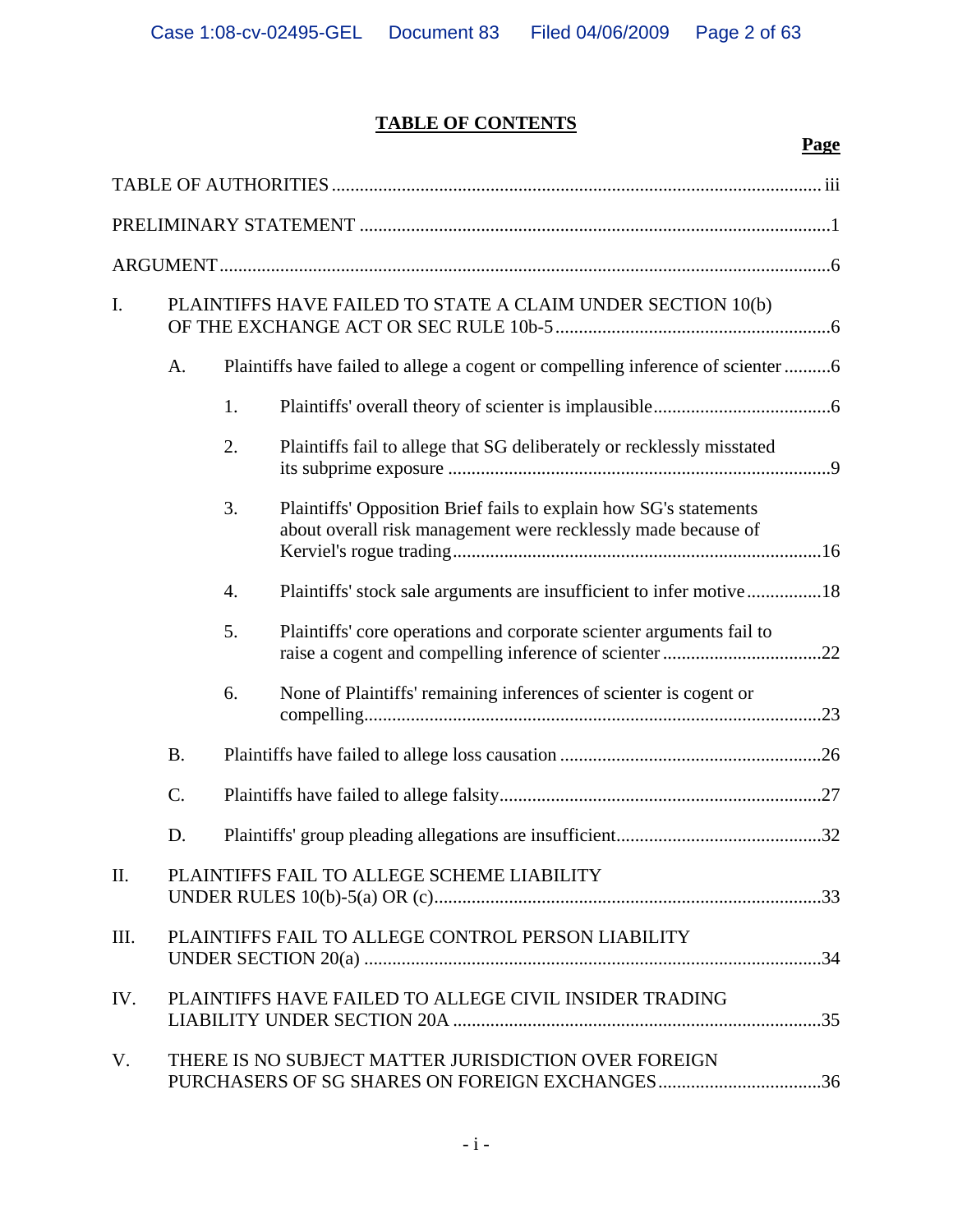# TABLE OF CONTENTS

**Page**

TABLE OF AUTHORITIES ........................................................................................................ iii

PRELIMINARY STATEMENT ....................................................................................................1

ARGUMENT ..................................................................................................................................6

I. PLAINTIFFS HAVE FAILED TO STATE A CLAIM UNDER SECTION 10(b) OF THE EXCHANGE ACT OR SEC RULE 10b-5 ..........................................................6

  A. Plaintiffs have failed to allege a cogent or compelling inference of scienter ..........6

    1. Plaintiffs' overall theory of scienter is implausible......................................6

    2. Plaintiffs fail to allege that SG deliberately or recklessly misstated its subprime exposure ..................................................................................9

    3. Plaintiffs' Opposition Brief fails to explain how SG's statements about overall risk management were recklessly made because of Kerviel's rogue trading...............................................................................16

    4. Plaintiffs' stock sale arguments are insufficient to infer motive ................18

    5. Plaintiffs' core operations and corporate scienter arguments fail to raise a cogent and compelling inference of scienter ..................................22

    6. None of Plaintiffs' remaining inferences of scienter is cogent or compelling..................................................................................................23

  B. Plaintiffs have failed to allege loss causation ........................................................26

  C. Plaintiffs have failed to allege falsity....................................................................27

  D. Plaintiffs' group pleading allegations are insufficient............................................32

II. PLAINTIFFS FAIL TO ALLEGE SCHEME LIABILITY UNDER RULES 10(b)-5(a) OR (c)..................................................................................33

III. PLAINTIFFS FAIL TO ALLEGE CONTROL PERSON LIABILITY UNDER SECTION 20(a) ..................................................................................................34

IV. PLAINTIFFS HAVE FAILED TO ALLEGE CIVIL INSIDER TRADING LIABILITY UNDER SECTION 20A ...............................................................................35

V. THERE IS NO SUBJECT MATTER JURISDICTION OVER FOREIGN PURCHASERS OF SG SHARES ON FOREIGN EXCHANGES...................................36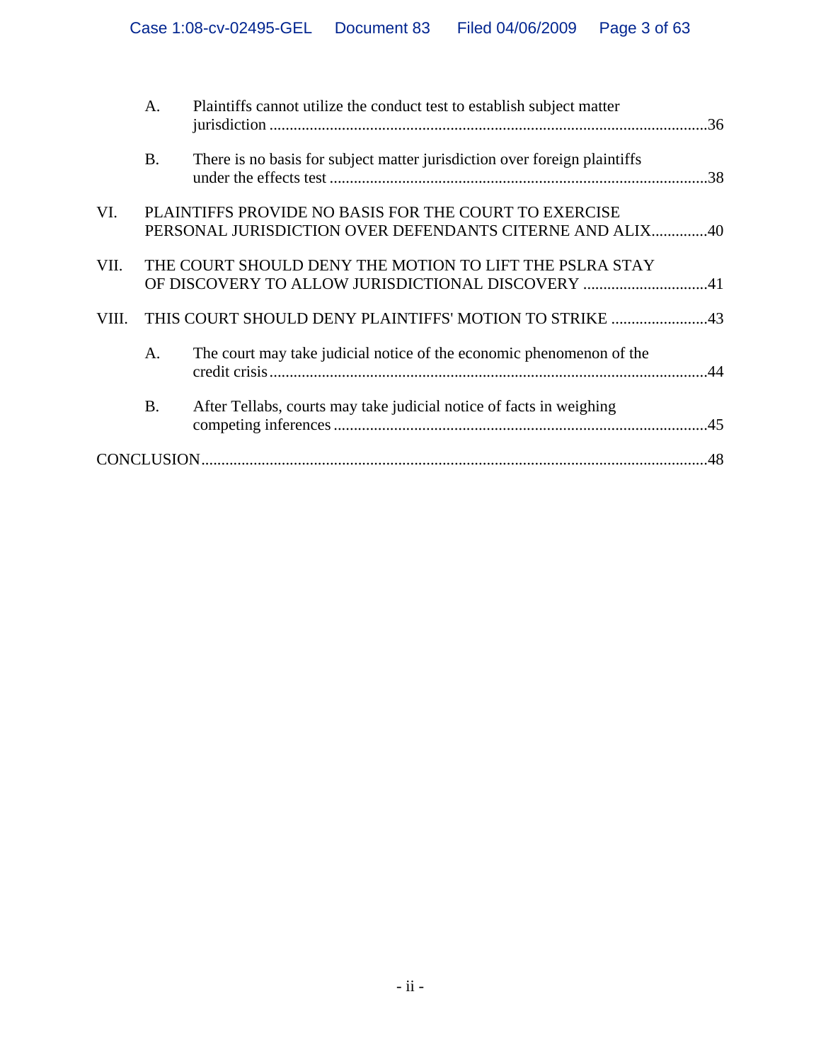A. Plaintiffs cannot utilize the conduct test to establish subject matter jurisdiction .....36

B. There is no basis for subject matter jurisdiction over foreign plaintiffs under the effects test .....38

VI. PLAINTIFFS PROVIDE NO BASIS FOR THE COURT TO EXERCISE PERSONAL JURISDICTION OVER DEFENDANTS CITERNE AND ALIX.....40

VII. THE COURT SHOULD DENY THE MOTION TO LIFT THE PSLRA STAY OF DISCOVERY TO ALLOW JURISDICTIONAL DISCOVERY .....41

VIII. THIS COURT SHOULD DENY PLAINTIFFS' MOTION TO STRIKE .....43

A. The court may take judicial notice of the economic phenomenon of the credit crisis.....44

B. After Tellabs, courts may take judicial notice of facts in weighing competing inferences .....45

CONCLUSION.....48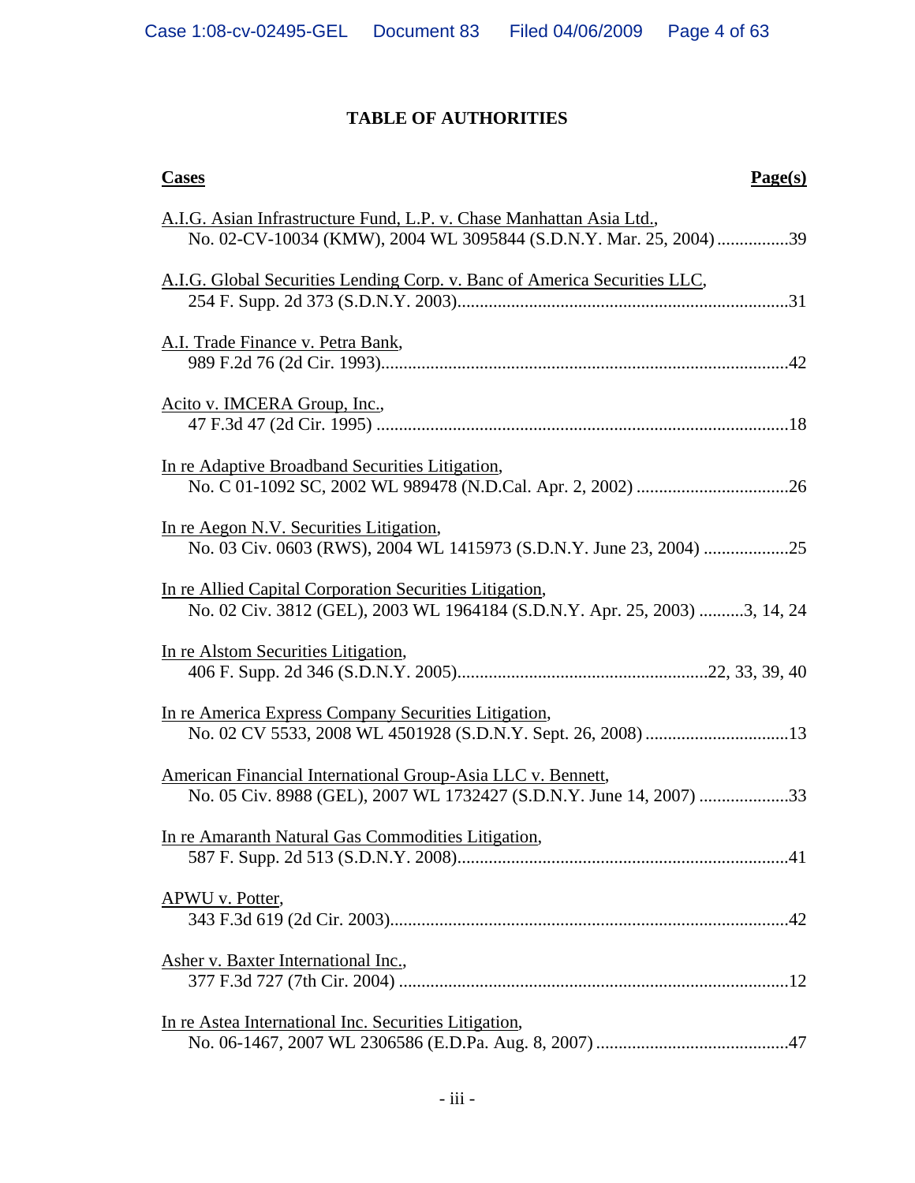# TABLE OF AUTHORITIES

| Cases | Page(s) |
|---|---|
| A.I.G. Asian Infrastructure Fund, L.P. v. Chase Manhattan Asia Ltd., No. 02-CV-10034 (KMW), 2004 WL 3095844 (S.D.N.Y. Mar. 25, 2004) | 39 |
| A.I.G. Global Securities Lending Corp. v. Banc of America Securities LLC, 254 F. Supp. 2d 373 (S.D.N.Y. 2003) | 31 |
| A.I. Trade Finance v. Petra Bank, 989 F.2d 76 (2d Cir. 1993) | 42 |
| Acito v. IMCERA Group, Inc., 47 F.3d 47 (2d Cir. 1995) | 18 |
| In re Adaptive Broadband Securities Litigation, No. C 01-1092 SC, 2002 WL 989478 (N.D.Cal. Apr. 2, 2002) | 26 |
| In re Aegon N.V. Securities Litigation, No. 03 Civ. 0603 (RWS), 2004 WL 1415973 (S.D.N.Y. June 23, 2004) | 25 |
| In re Allied Capital Corporation Securities Litigation, No. 02 Civ. 3812 (GEL), 2003 WL 1964184 (S.D.N.Y. Apr. 25, 2003) | 3, 14, 24 |
| In re Alstom Securities Litigation, 406 F. Supp. 2d 346 (S.D.N.Y. 2005) | 22, 33, 39, 40 |
| In re America Express Company Securities Litigation, No. 02 CV 5533, 2008 WL 4501928 (S.D.N.Y. Sept. 26, 2008) | 13 |
| American Financial International Group-Asia LLC v. Bennett, No. 05 Civ. 8988 (GEL), 2007 WL 1732427 (S.D.N.Y. June 14, 2007) | 33 |
| In re Amaranth Natural Gas Commodities Litigation, 587 F. Supp. 2d 513 (S.D.N.Y. 2008) | 41 |
| APWU v. Potter, 343 F.3d 619 (2d Cir. 2003) | 42 |
| Asher v. Baxter International Inc., 377 F.3d 727 (7th Cir. 2004) | 12 |
| In re Astea International Inc. Securities Litigation, No. 06-1467, 2007 WL 2306586 (E.D.Pa. Aug. 8, 2007) | 47 |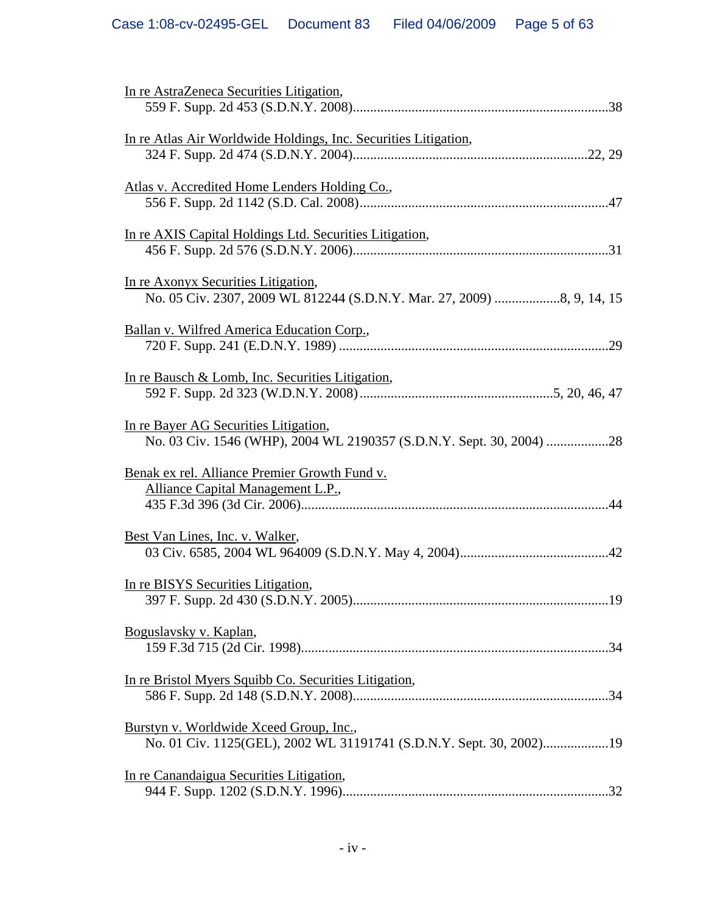In re AstraZeneca Securities Litigation,
559 F. Supp. 2d 453 (S.D.N.Y. 2008)..........................................................................38

In re Atlas Air Worldwide Holdings, Inc. Securities Litigation,
324 F. Supp. 2d 474 (S.D.N.Y. 2004)...................................................................22, 29

Atlas v. Accredited Home Lenders Holding Co.,
556 F. Supp. 2d 1142 (S.D. Cal. 2008).......................................................................47

In re AXIS Capital Holdings Ltd. Securities Litigation,
456 F. Supp. 2d 576 (S.D.N.Y. 2006)..........................................................................31

In re Axonyx Securities Litigation,
No. 05 Civ. 2307, 2009 WL 812244 (S.D.N.Y. Mar. 27, 2009) ...................8, 9, 14, 15

Ballan v. Wilfred America Education Corp.,
720 F. Supp. 241 (E.D.N.Y. 1989) ..............................................................................29

In re Bausch & Lomb, Inc. Securities Litigation,
592 F. Supp. 2d 323 (W.D.N.Y. 2008)........................................................5, 20, 46, 47

In re Bayer AG Securities Litigation,
No. 03 Civ. 1546 (WHP), 2004 WL 2190357 (S.D.N.Y. Sept. 30, 2004) ..................28

Benak ex rel. Alliance Premier Growth Fund v. Alliance Capital Management L.P.,
435 F.3d 396 (3d Cir. 2006)........................................................................................44

Best Van Lines, Inc. v. Walker,
03 Civ. 6585, 2004 WL 964009 (S.D.N.Y. May 4, 2004)...........................................42

In re BISYS Securities Litigation,
397 F. Supp. 2d 430 (S.D.N.Y. 2005)..........................................................................19

Boguslavsky v. Kaplan,
159 F.3d 715 (2d Cir. 1998)........................................................................................34

In re Bristol Myers Squibb Co. Securities Litigation,
586 F. Supp. 2d 148 (S.D.N.Y. 2008)..........................................................................34

Burstyn v. Worldwide Xceed Group, Inc.,
No. 01 Civ. 1125(GEL), 2002 WL 31191741 (S.D.N.Y. Sept. 30, 2002)...................19

In re Canandaigua Securities Litigation,
944 F. Supp. 1202 (S.D.N.Y. 1996).............................................................................32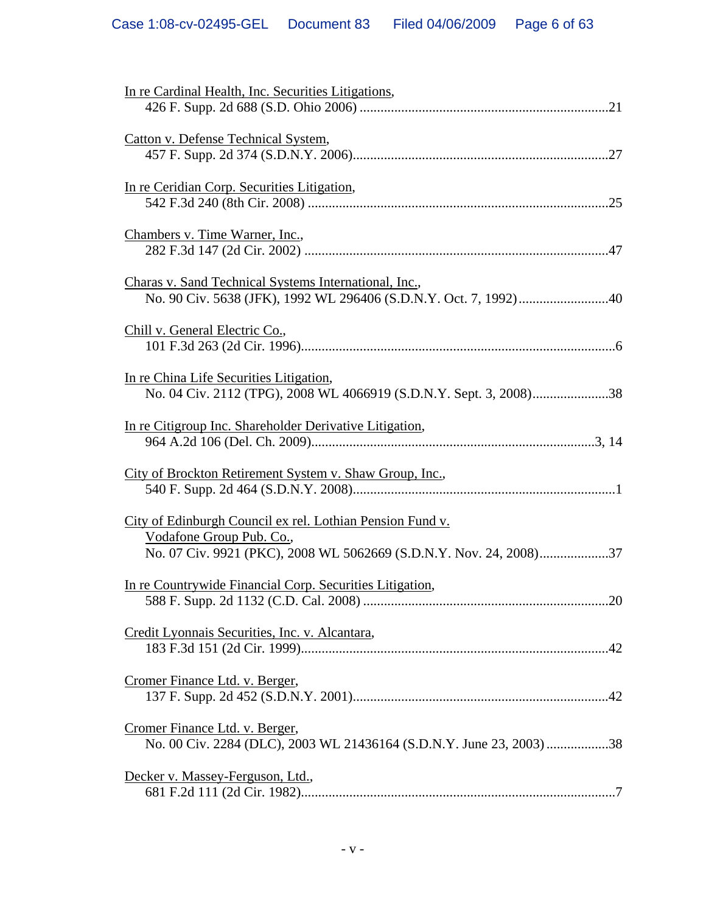In re Cardinal Health, Inc. Securities Litigations,
426 F. Supp. 2d 688 (S.D. Ohio 2006) ........................................................................21

Catton v. Defense Technical System,
457 F. Supp. 2d 374 (S.D.N.Y. 2006).........................................................................27

In re Ceridian Corp. Securities Litigation,
542 F.3d 240 (8th Cir. 2008) ......................................................................................25

Chambers v. Time Warner, Inc.,
282 F.3d 147 (2d Cir. 2002) .......................................................................................47

Charas v. Sand Technical Systems International, Inc.,
No. 90 Civ. 5638 (JFK), 1992 WL 296406 (S.D.N.Y. Oct. 7, 1992)..........................40

Chill v. General Electric Co.,
101 F.3d 263 (2d Cir. 1996)...........................................................................................6

In re China Life Securities Litigation,
No. 04 Civ. 2112 (TPG), 2008 WL 4066919 (S.D.N.Y. Sept. 3, 2008)......................38

In re Citigroup Inc. Shareholder Derivative Litigation,
964 A.2d 106 (Del. Ch. 2009).................................................................................3, 14

City of Brockton Retirement System v. Shaw Group, Inc.,
540 F. Supp. 2d 464 (S.D.N.Y. 2008)...........................................................................1

City of Edinburgh Council ex rel. Lothian Pension Fund v. Vodafone Group Pub. Co.,
No. 07 Civ. 9921 (PKC), 2008 WL 5062669 (S.D.N.Y. Nov. 24, 2008)....................37

In re Countrywide Financial Corp. Securities Litigation,
588 F. Supp. 2d 1132 (C.D. Cal. 2008) ......................................................................20

Credit Lyonnais Securities, Inc. v. Alcantara,
183 F.3d 151 (2d Cir. 1999)........................................................................................42

Cromer Finance Ltd. v. Berger,
137 F. Supp. 2d 452 (S.D.N.Y. 2001).........................................................................42

Cromer Finance Ltd. v. Berger,
No. 00 Civ. 2284 (DLC), 2003 WL 21436164 (S.D.N.Y. June 23, 2003)..................38

Decker v. Massey-Ferguson, Ltd.,
681 F.2d 111 (2d Cir. 1982)..........................................................................................7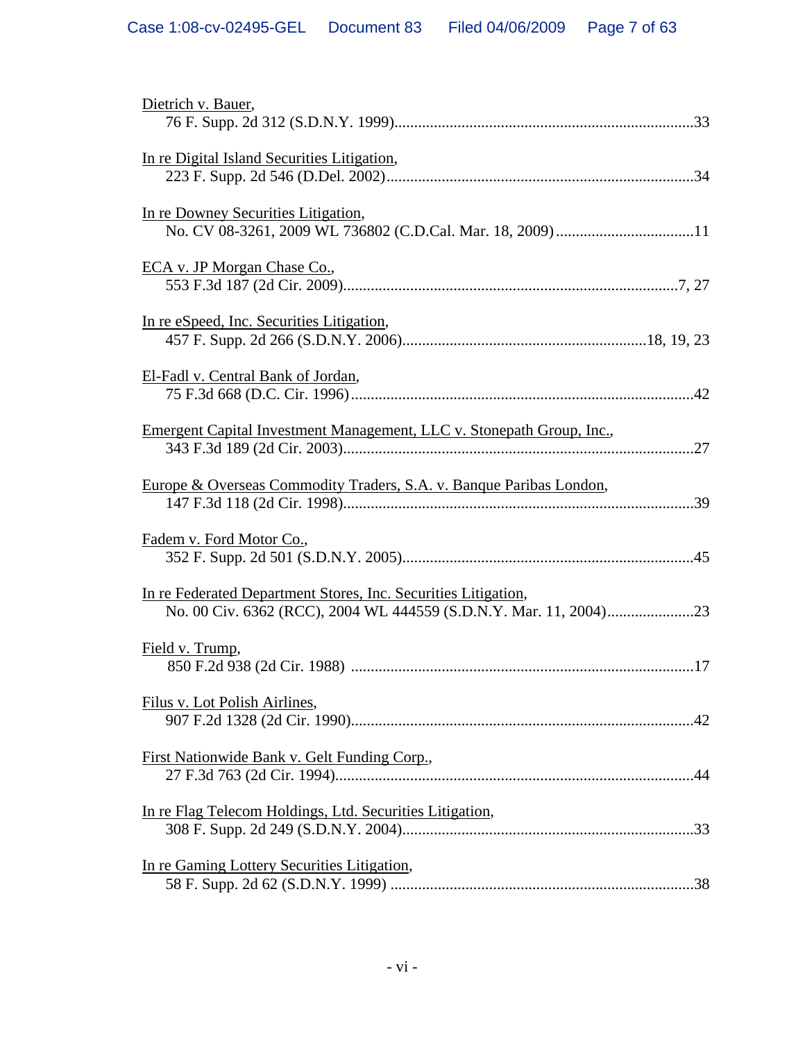Dietrich v. Bauer,
76 F. Supp. 2d 312 (S.D.N.Y. 1999)....................................................................................33

In re Digital Island Securities Litigation,
223 F. Supp. 2d 546 (D.Del. 2002)......................................................................................34

In re Downey Securities Litigation,
No. CV 08-3261, 2009 WL 736802 (C.D.Cal. Mar. 18, 2009)..................................11

ECA v. JP Morgan Chase Co.,
553 F.3d 187 (2d Cir. 2009)........................................................................................7, 27

In re eSpeed, Inc. Securities Litigation,
457 F. Supp. 2d 266 (S.D.N.Y. 2006)...................................................................18, 19, 23

El-Fadl v. Central Bank of Jordan,
75 F.3d 668 (D.C. Cir. 1996).............................................................................................42

Emergent Capital Investment Management, LLC v. Stonepath Group, Inc.,
343 F.3d 189 (2d Cir. 2003)...............................................................................................27

Europe & Overseas Commodity Traders, S.A. v. Banque Paribas London,
147 F.3d 118 (2d Cir. 1998)...............................................................................................39

Fadem v. Ford Motor Co.,
352 F. Supp. 2d 501 (S.D.N.Y. 2005)................................................................................45

In re Federated Department Stores, Inc. Securities Litigation,
No. 00 Civ. 6362 (RCC), 2004 WL 444559 (S.D.N.Y. Mar. 11, 2004)......................23

Field v. Trump,
850 F.2d 938 (2d Cir. 1988) ..............................................................................................17

Filus v. Lot Polish Airlines,
907 F.2d 1328 (2d Cir. 1990).............................................................................................42

First Nationwide Bank v. Gelt Funding Corp.,
27 F.3d 763 (2d Cir. 1994).................................................................................................44

In re Flag Telecom Holdings, Ltd. Securities Litigation,
308 F. Supp. 2d 249 (S.D.N.Y. 2004)................................................................................33

In re Gaming Lottery Securities Litigation,
58 F. Supp. 2d 62 (S.D.N.Y. 1999) ...................................................................................38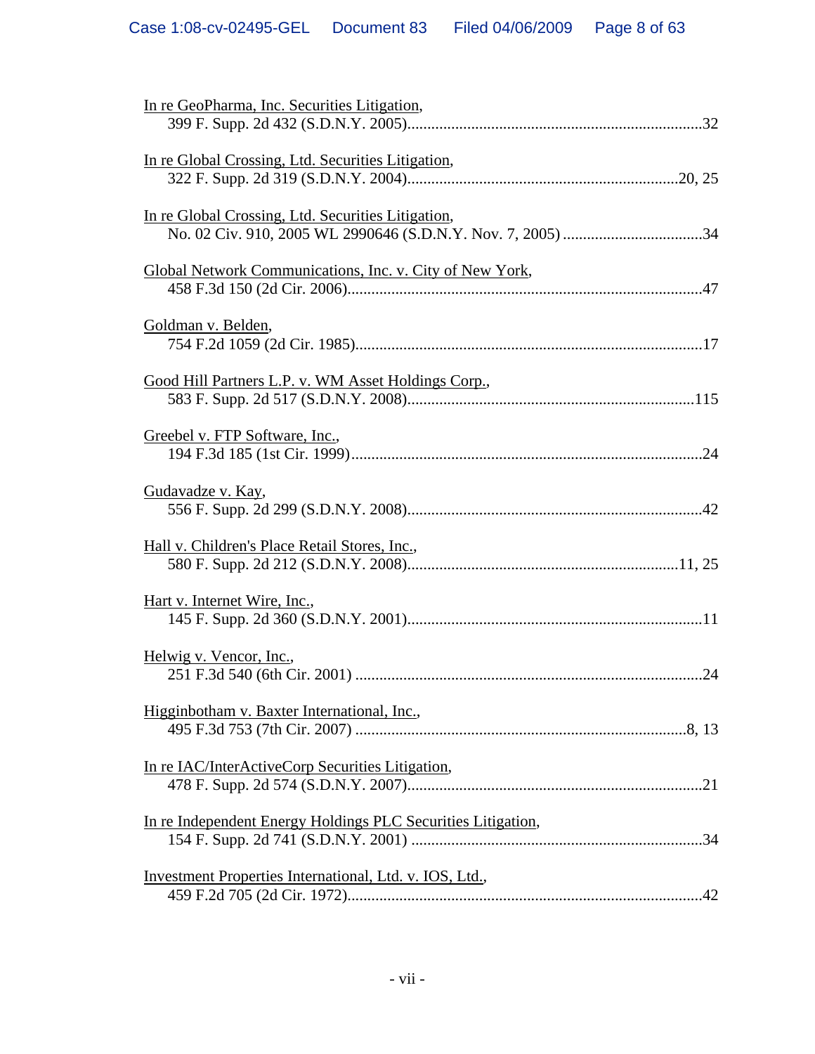In re GeoPharma, Inc. Securities Litigation,
399 F. Supp. 2d 432 (S.D.N.Y. 2005)..........................................................................32

In re Global Crossing, Ltd. Securities Litigation,
322 F. Supp. 2d 319 (S.D.N.Y. 2004)....................................................................20, 25

In re Global Crossing, Ltd. Securities Litigation,
No. 02 Civ. 910, 2005 WL 2990646 (S.D.N.Y. Nov. 7, 2005) ...................................34

Global Network Communications, Inc. v. City of New York,
458 F.3d 150 (2d Cir. 2006).........................................................................................47

Goldman v. Belden,
754 F.2d 1059 (2d Cir. 1985).......................................................................................17

Good Hill Partners L.P. v. WM Asset Holdings Corp.,
583 F. Supp. 2d 517 (S.D.N.Y. 2008)........................................................................115

Greebel v. FTP Software, Inc.,
194 F.3d 185 (1st Cir. 1999).......................................................................................24

Gudavadze v. Kay,
556 F. Supp. 2d 299 (S.D.N.Y. 2008)..........................................................................42

Hall v. Children's Place Retail Stores, Inc.,
580 F. Supp. 2d 212 (S.D.N.Y. 2008)....................................................................11, 25

Hart v. Internet Wire, Inc.,
145 F. Supp. 2d 360 (S.D.N.Y. 2001)..........................................................................11

Helwig v. Vencor, Inc.,
251 F.3d 540 (6th Cir. 2001) .......................................................................................24

Higginbotham v. Baxter International, Inc.,
495 F.3d 753 (7th Cir. 2007) ...................................................................................8, 13

In re IAC/InterActiveCorp Securities Litigation,
478 F. Supp. 2d 574 (S.D.N.Y. 2007)..........................................................................21

In re Independent Energy Holdings PLC Securities Litigation,
154 F. Supp. 2d 741 (S.D.N.Y. 2001) .........................................................................34

Investment Properties International, Ltd. v. IOS, Ltd.,
459 F.2d 705 (2d Cir. 1972).........................................................................................42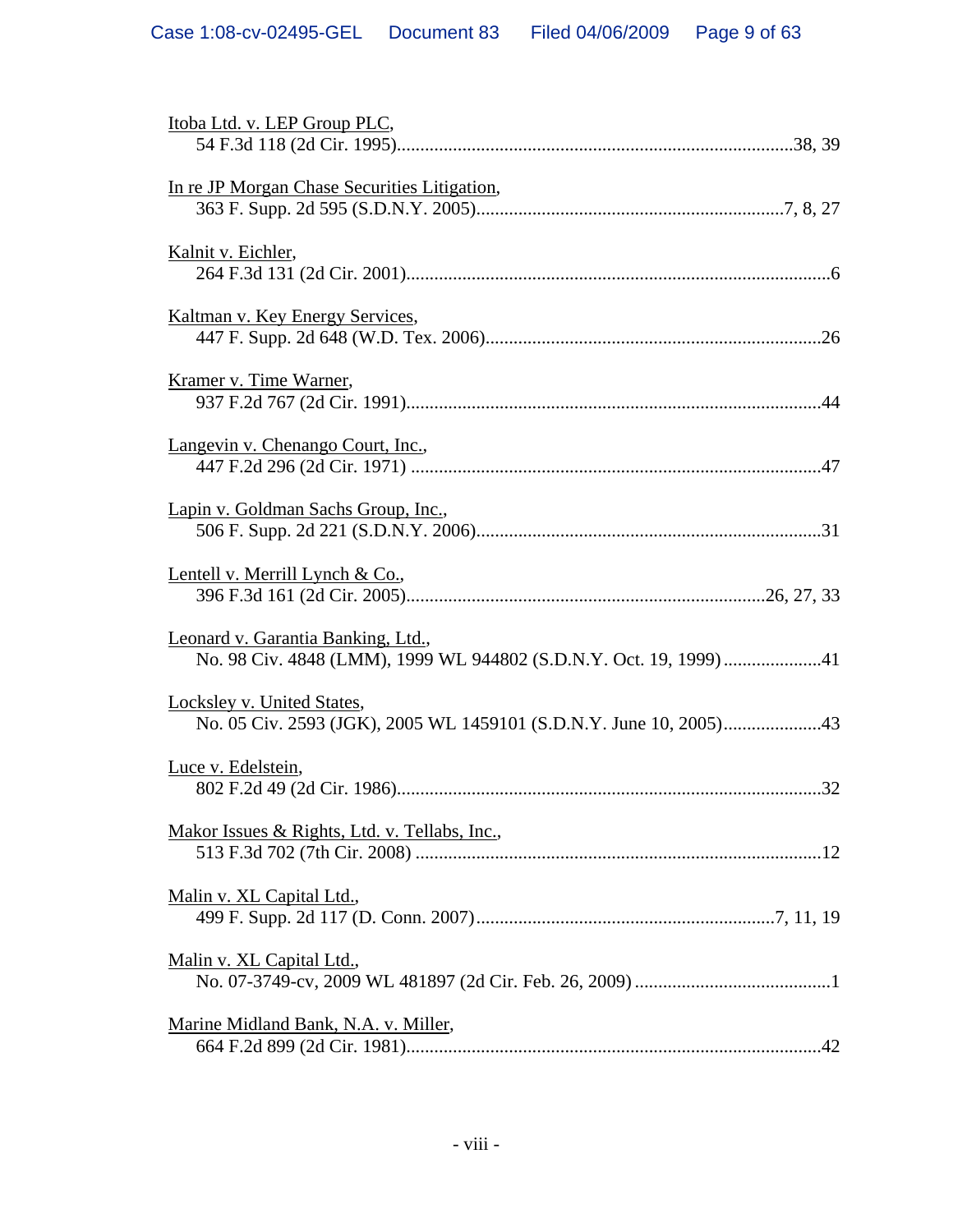Itoba Ltd. v. LEP Group PLC,
54 F.3d 118 (2d Cir. 1995).....................................................................................38, 39

In re JP Morgan Chase Securities Litigation,
363 F. Supp. 2d 595 (S.D.N.Y. 2005).................................................................7, 8, 27

Kalnit v. Eichler,
264 F.3d 131 (2d Cir. 2001)...........................................................................................6

Kaltman v. Key Energy Services,
447 F. Supp. 2d 648 (W.D. Tex. 2006)........................................................................26

Kramer v. Time Warner,
937 F.2d 767 (2d Cir. 1991)..........................................................................................44

Langevin v. Chenango Court, Inc.,
447 F.2d 296 (2d Cir. 1971) .........................................................................................47

Lapin v. Goldman Sachs Group, Inc.,
506 F. Supp. 2d 221 (S.D.N.Y. 2006)..........................................................................31

Lentell v. Merrill Lynch & Co.,
396 F.3d 161 (2d Cir. 2005).............................................................................26, 27, 33

Leonard v. Garantia Banking, Ltd.,
No. 98 Civ. 4848 (LMM), 1999 WL 944802 (S.D.N.Y. Oct. 19, 1999) .....................41

Locksley v. United States,
No. 05 Civ. 2593 (JGK), 2005 WL 1459101 (S.D.N.Y. June 10, 2005).....................43

Luce v. Edelstein,
802 F.2d 49 (2d Cir. 1986)............................................................................................32

Makor Issues & Rights, Ltd. v. Tellabs, Inc.,
513 F.3d 702 (7th Cir. 2008) .......................................................................................12

Malin v. XL Capital Ltd.,
499 F. Supp. 2d 117 (D. Conn. 2007)................................................................7, 11, 19

Malin v. XL Capital Ltd.,
No. 07-3749-cv, 2009 WL 481897 (2d Cir. Feb. 26, 2009) ..........................................1

Marine Midland Bank, N.A. v. Miller,
664 F.2d 899 (2d Cir. 1981)..........................................................................................42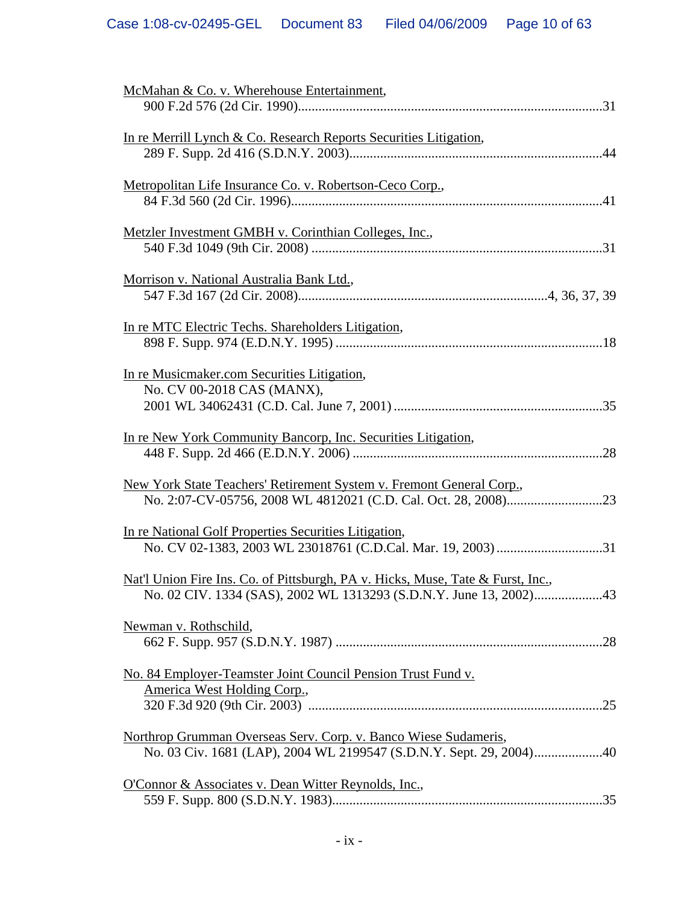McMahan & Co. v. Wherehouse Entertainment,
900 F.2d 576 (2d Cir. 1990)......................................................................................31

In re Merrill Lynch & Co. Research Reports Securities Litigation,
289 F. Supp. 2d 416 (S.D.N.Y. 2003)........................................................................44

Metropolitan Life Insurance Co. v. Robertson-Ceco Corp.,
84 F.3d 560 (2d Cir. 1996).........................................................................................41

Metzler Investment GMBH v. Corinthian Colleges, Inc.,
540 F.3d 1049 (9th Cir. 2008) ....................................................................................31

Morrison v. National Australia Bank Ltd.,
547 F.3d 167 (2d Cir. 2008)........................................................................4, 36, 37, 39

In re MTC Electric Techs. Shareholders Litigation,
898 F. Supp. 974 (E.D.N.Y. 1995) .............................................................................18

In re Musicmaker.com Securities Litigation,
No. CV 00-2018 CAS (MANX),
2001 WL 34062431 (C.D. Cal. June 7, 2001) ............................................................35

In re New York Community Bancorp, Inc. Securities Litigation,
448 F. Supp. 2d 466 (E.D.N.Y. 2006) ........................................................................28

New York State Teachers' Retirement System v. Fremont General Corp.,
No. 2:07-CV-05756, 2008 WL 4812021 (C.D. Cal. Oct. 28, 2008)...........................23

In re National Golf Properties Securities Litigation,
No. CV 02-1383, 2003 WL 23018761 (C.D.Cal. Mar. 19, 2003) ..............................31

Nat'l Union Fire Ins. Co. of Pittsburgh, PA v. Hicks, Muse, Tate & Furst, Inc.,
No. 02 CIV. 1334 (SAS), 2002 WL 1313293 (S.D.N.Y. June 13, 2002)...................43

Newman v. Rothschild,
662 F. Supp. 957 (S.D.N.Y. 1987) .............................................................................28

No. 84 Employer-Teamster Joint Council Pension Trust Fund v. America West Holding Corp.,
320 F.3d 920 (9th Cir. 2003) ....................................................................................25

Northrop Grumman Overseas Serv. Corp. v. Banco Wiese Sudameris,
No. 03 Civ. 1681 (LAP), 2004 WL 2199547 (S.D.N.Y. Sept. 29, 2004)...................40

O'Connor & Associates v. Dean Witter Reynolds, Inc.,
559 F. Supp. 800 (S.D.N.Y. 1983).............................................................................35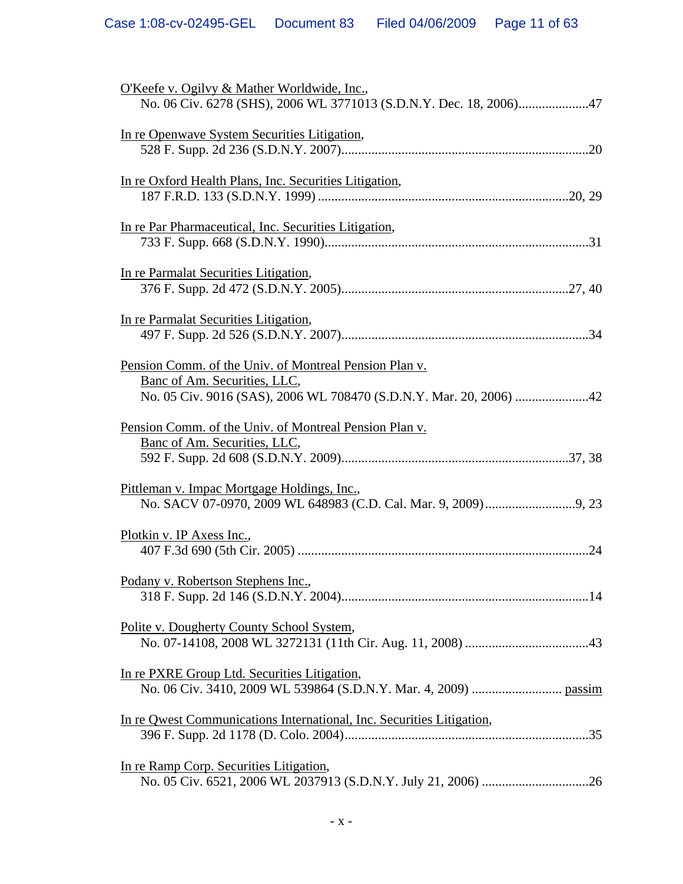O'Keefe v. Ogilvy & Mather Worldwide, Inc.,
No. 06 Civ. 6278 (SHS), 2006 WL 3771013 (S.D.N.Y. Dec. 18, 2006).....................47

In re Openwave System Securities Litigation,
528 F. Supp. 2d 236 (S.D.N.Y. 2007).........................................................................20

In re Oxford Health Plans, Inc. Securities Litigation,
187 F.R.D. 133 (S.D.N.Y. 1999) ...........................................................................20, 29

In re Par Pharmaceutical, Inc. Securities Litigation,
733 F. Supp. 668 (S.D.N.Y. 1990)...............................................................................31

In re Parmalat Securities Litigation,
376 F. Supp. 2d 472 (S.D.N.Y. 2005)...................................................................27, 40

In re Parmalat Securities Litigation,
497 F. Supp. 2d 526 (S.D.N.Y. 2007)..........................................................................34

Pension Comm. of the Univ. of Montreal Pension Plan v. Banc of Am. Securities, LLC,
No. 05 Civ. 9016 (SAS), 2006 WL 708470 (S.D.N.Y. Mar. 20, 2006) ......................42

Pension Comm. of the Univ. of Montreal Pension Plan v. Banc of Am. Securities, LLC,
592 F. Supp. 2d 608 (S.D.N.Y. 2009)...................................................................37, 38

Pittleman v. Impac Mortgage Holdings, Inc.,
No. SACV 07-0970, 2009 WL 648983 (C.D. Cal. Mar. 9, 2009)...........................9, 23

Plotkin v. IP Axess Inc.,
407 F.3d 690 (5th Cir. 2005) .......................................................................................24

Podany v. Robertson Stephens Inc.,
318 F. Supp. 2d 146 (S.D.N.Y. 2004).........................................................................14

Polite v. Dougherty County School System,
No. 07-14108, 2008 WL 3272131 (11th Cir. Aug. 11, 2008) .....................................43

In re PXRE Group Ltd. Securities Litigation,
No. 06 Civ. 3410, 2009 WL 539864 (S.D.N.Y. Mar. 4, 2009) .......................... passim

In re Qwest Communications International, Inc. Securities Litigation,
396 F. Supp. 2d 1178 (D. Colo. 2004)........................................................................35

In re Ramp Corp. Securities Litigation,
No. 05 Civ. 6521, 2006 WL 2037913 (S.D.N.Y. July 21, 2006) ................................26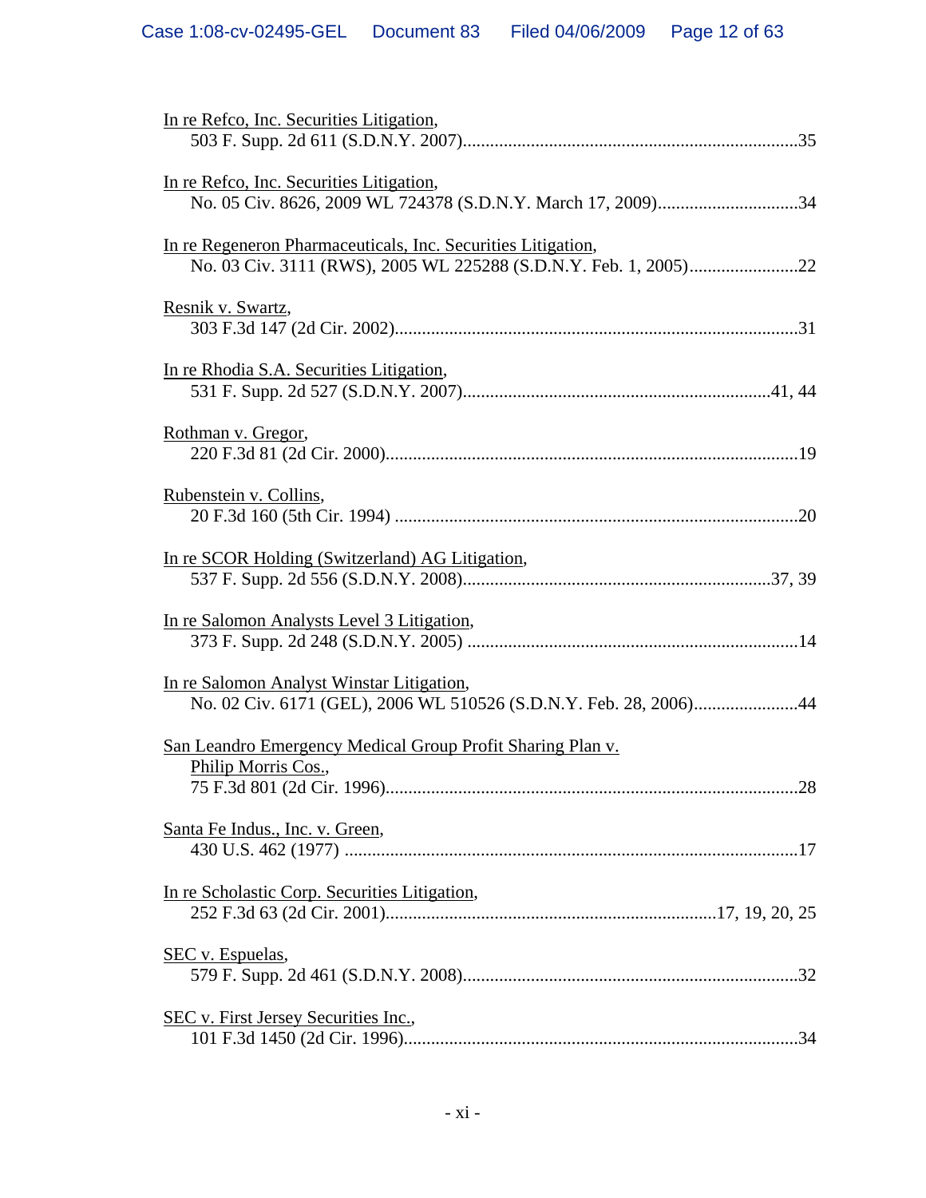<u>In re Refco, Inc. Securities Litigation</u>,
503 F. Supp. 2d 611 (S.D.N.Y. 2007)..........................................................................35

<u>In re Refco, Inc. Securities Litigation</u>,
No. 05 Civ. 8626, 2009 WL 724378 (S.D.N.Y. March 17, 2009)...............................34

<u>In re Regeneron Pharmaceuticals, Inc. Securities Litigation</u>,
No. 03 Civ. 3111 (RWS), 2005 WL 225288 (S.D.N.Y. Feb. 1, 2005)........................22

<u>Resnik v. Swartz</u>,
303 F.3d 147 (2d Cir. 2002).........................................................................................31

<u>In re Rhodia S.A. Securities Litigation</u>,
531 F. Supp. 2d 527 (S.D.N.Y. 2007)...................................................................41, 44

<u>Rothman v. Gregor</u>,
220 F.3d 81 (2d Cir. 2000)...........................................................................................19

<u>Rubenstein v. Collins</u>,
20 F.3d 160 (5th Cir. 1994) .........................................................................................20

<u>In re SCOR Holding (Switzerland) AG Litigation</u>,
537 F. Supp. 2d 556 (S.D.N.Y. 2008)...................................................................37, 39

<u>In re Salomon Analysts Level 3 Litigation</u>,
373 F. Supp. 2d 248 (S.D.N.Y. 2005) .........................................................................14

<u>In re Salomon Analyst Winstar Litigation</u>,
No. 02 Civ. 6171 (GEL), 2006 WL 510526 (S.D.N.Y. Feb. 28, 2006).......................44

<u>San Leandro Emergency Medical Group Profit Sharing Plan v. Philip Morris Cos.</u>,
75 F.3d 801 (2d Cir. 1996)...........................................................................................28

<u>Santa Fe Indus., Inc. v. Green</u>,
430 U.S. 462 (1977) ....................................................................................................17

<u>In re Scholastic Corp. Securities Litigation</u>,
252 F.3d 63 (2d Cir. 2001).........................................................................17, 19, 20, 25

<u>SEC v. Espuelas</u>,
579 F. Supp. 2d 461 (S.D.N.Y. 2008)..........................................................................32

<u>SEC v. First Jersey Securities Inc.</u>,
101 F.3d 1450 (2d Cir. 1996).......................................................................................34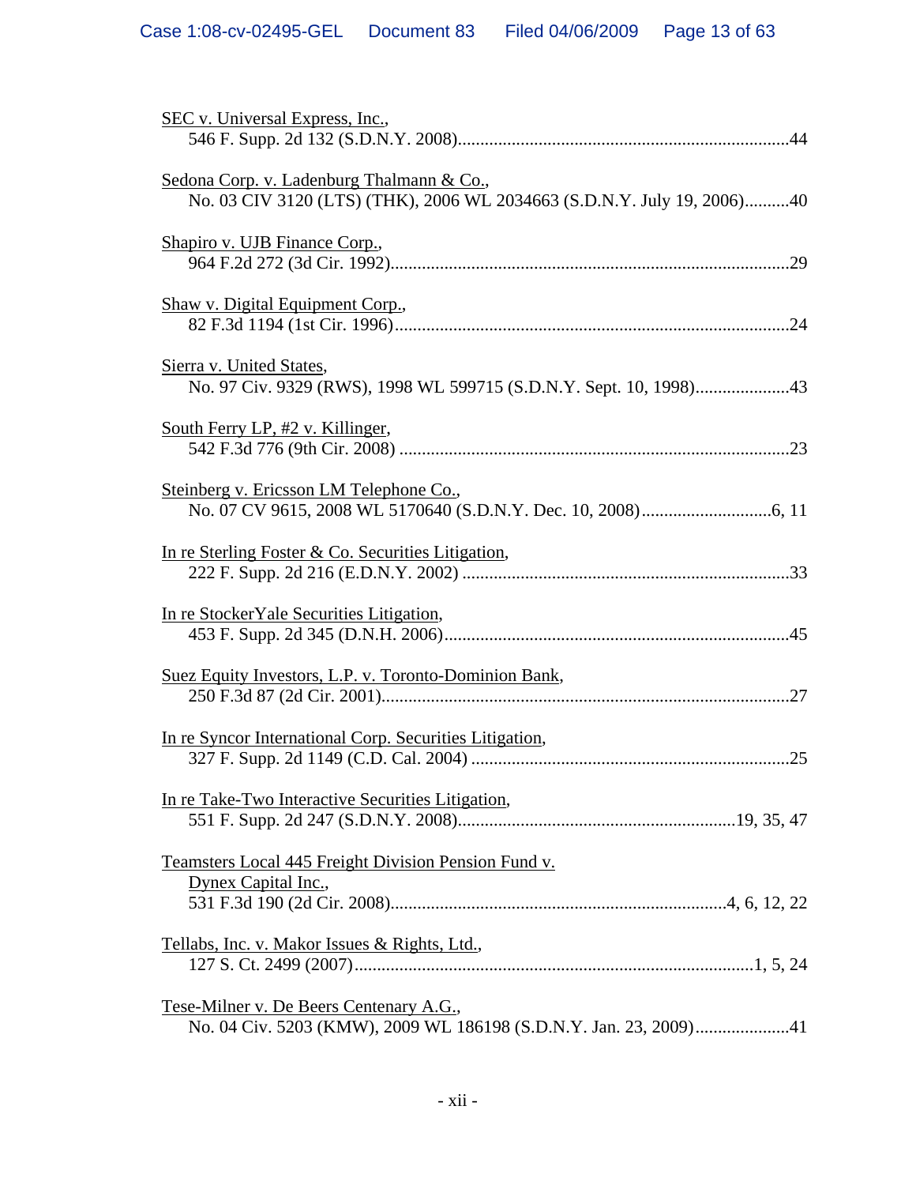SEC v. Universal Express, Inc.,
546 F. Supp. 2d 132 (S.D.N.Y. 2008)..........................................................................44

Sedona Corp. v. Ladenburg Thalmann & Co.,
No. 03 CIV 3120 (LTS) (THK), 2006 WL 2034663 (S.D.N.Y. July 19, 2006)..........40

Shapiro v. UJB Finance Corp.,
964 F.2d 272 (3d Cir. 1992)........................................................................................29

Shaw v. Digital Equipment Corp.,
82 F.3d 1194 (1st Cir. 1996).......................................................................................24

Sierra v. United States,
No. 97 Civ. 9329 (RWS), 1998 WL 599715 (S.D.N.Y. Sept. 10, 1998)....................43

South Ferry LP, #2 v. Killinger,
542 F.3d 776 (9th Cir. 2008) ......................................................................................23

Steinberg v. Ericsson LM Telephone Co.,
No. 07 CV 9615, 2008 WL 5170640 (S.D.N.Y. Dec. 10, 2008)............................6, 11

In re Sterling Foster & Co. Securities Litigation,
222 F. Supp. 2d 216 (E.D.N.Y. 2002) ........................................................................33

In re StockerYale Securities Litigation,
453 F. Supp. 2d 345 (D.N.H. 2006)............................................................................45

Suez Equity Investors, L.P. v. Toronto-Dominion Bank,
250 F.3d 87 (2d Cir. 2001)..........................................................................................27

In re Syncor International Corp. Securities Litigation,
327 F. Supp. 2d 1149 (C.D. Cal. 2004) ......................................................................25

In re Take-Two Interactive Securities Litigation,
551 F. Supp. 2d 247 (S.D.N.Y. 2008).............................................................19, 35, 47

Teamsters Local 445 Freight Division Pension Fund v. Dynex Capital Inc.,
531 F.3d 190 (2d Cir. 2008)..........................................................................4, 6, 12, 22

Tellabs, Inc. v. Makor Issues & Rights, Ltd.,
127 S. Ct. 2499 (2007)........................................................................................1, 5, 24

Tese-Milner v. De Beers Centenary A.G.,
No. 04 Civ. 5203 (KMW), 2009 WL 186198 (S.D.N.Y. Jan. 23, 2009).....................41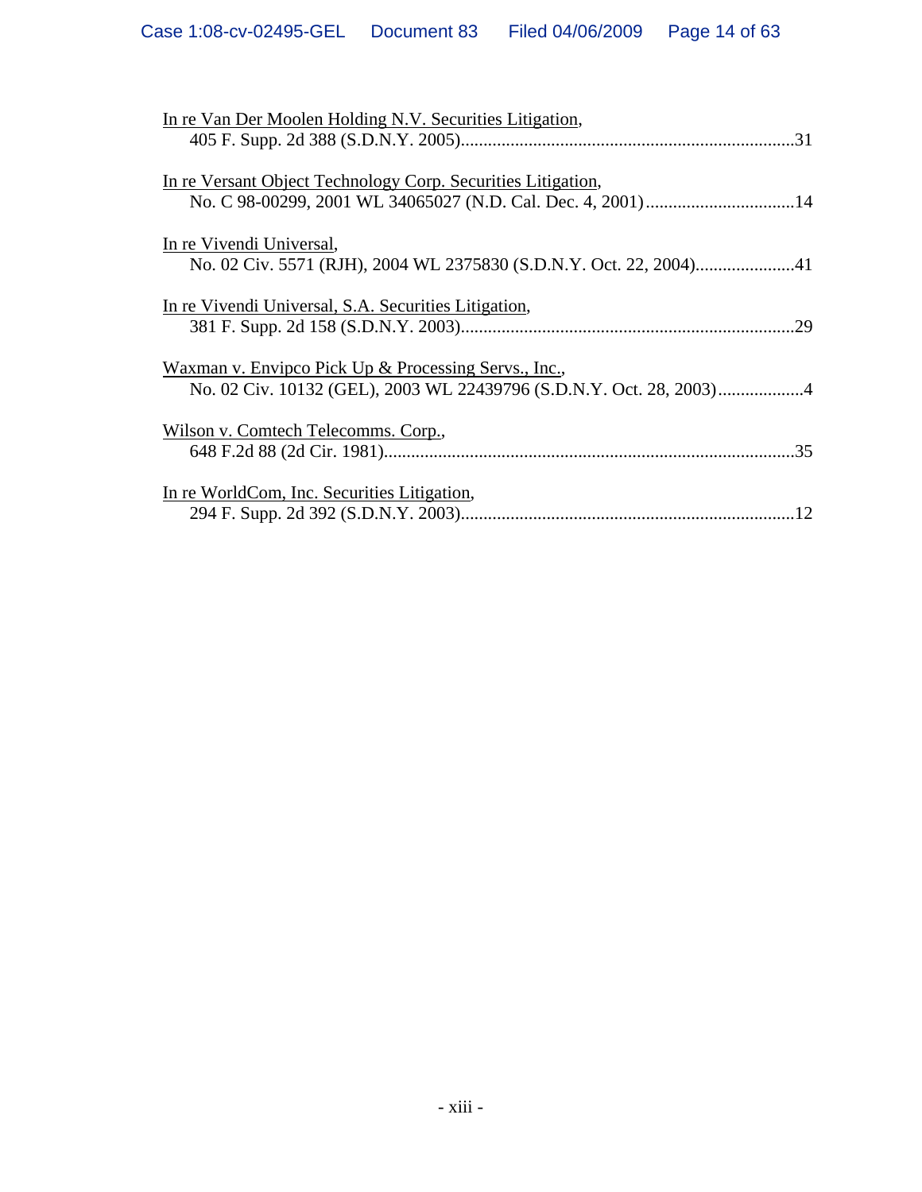In re Van Der Moolen Holding N.V. Securities Litigation,
405 F. Supp. 2d 388 (S.D.N.Y. 2005)..........................................................................31

In re Versant Object Technology Corp. Securities Litigation,
No. C 98-00299, 2001 WL 34065027 (N.D. Cal. Dec. 4, 2001).................................14

In re Vivendi Universal,
No. 02 Civ. 5571 (RJH), 2004 WL 2375830 (S.D.N.Y. Oct. 22, 2004)......................41

In re Vivendi Universal, S.A. Securities Litigation,
381 F. Supp. 2d 158 (S.D.N.Y. 2003)..........................................................................29

Waxman v. Envipco Pick Up & Processing Servs., Inc.,
No. 02 Civ. 10132 (GEL), 2003 WL 22439796 (S.D.N.Y. Oct. 28, 2003)...................4

Wilson v. Comtech Telecomms. Corp.,
648 F.2d 88 (2d Cir. 1981)...........................................................................................35

In re WorldCom, Inc. Securities Litigation,
294 F. Supp. 2d 392 (S.D.N.Y. 2003)..........................................................................12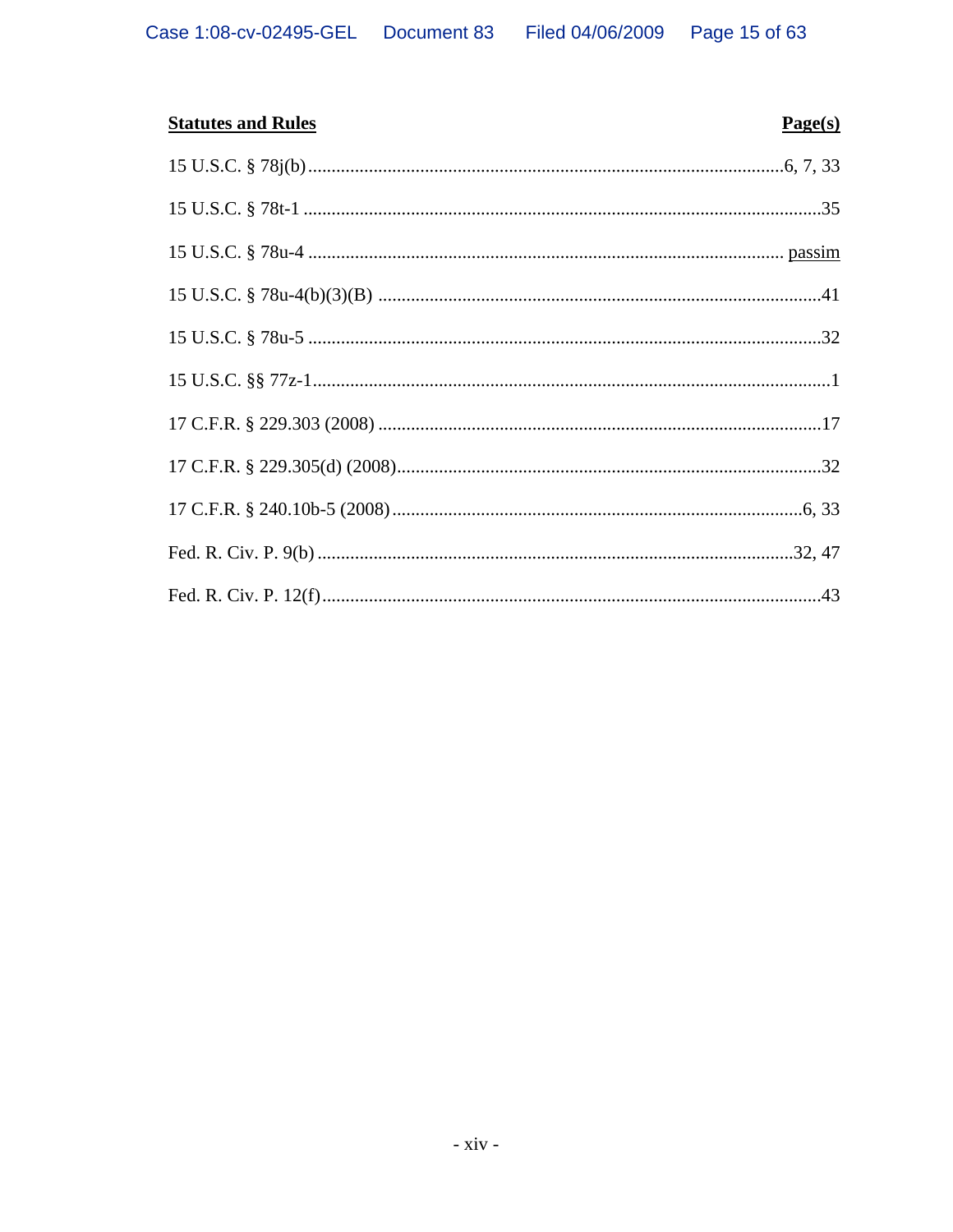| **Statutes and Rules** | **Page(s)** |
|---|---|
| 15 U.S.C. § 78j(b) | 6, 7, 33 |
| 15 U.S.C. § 78t-1 | 35 |
| 15 U.S.C. § 78u-4 | passim |
| 15 U.S.C. § 78u-4(b)(3)(B) | 41 |
| 15 U.S.C. § 78u-5 | 32 |
| 15 U.S.C. §§ 77z-1 | 1 |
| 17 C.F.R. § 229.303 (2008) | 17 |
| 17 C.F.R. § 229.305(d) (2008) | 32 |
| 17 C.F.R. § 240.10b-5 (2008) | 6, 33 |
| Fed. R. Civ. P. 9(b) | 32, 47 |
| Fed. R. Civ. P. 12(f) | 43 |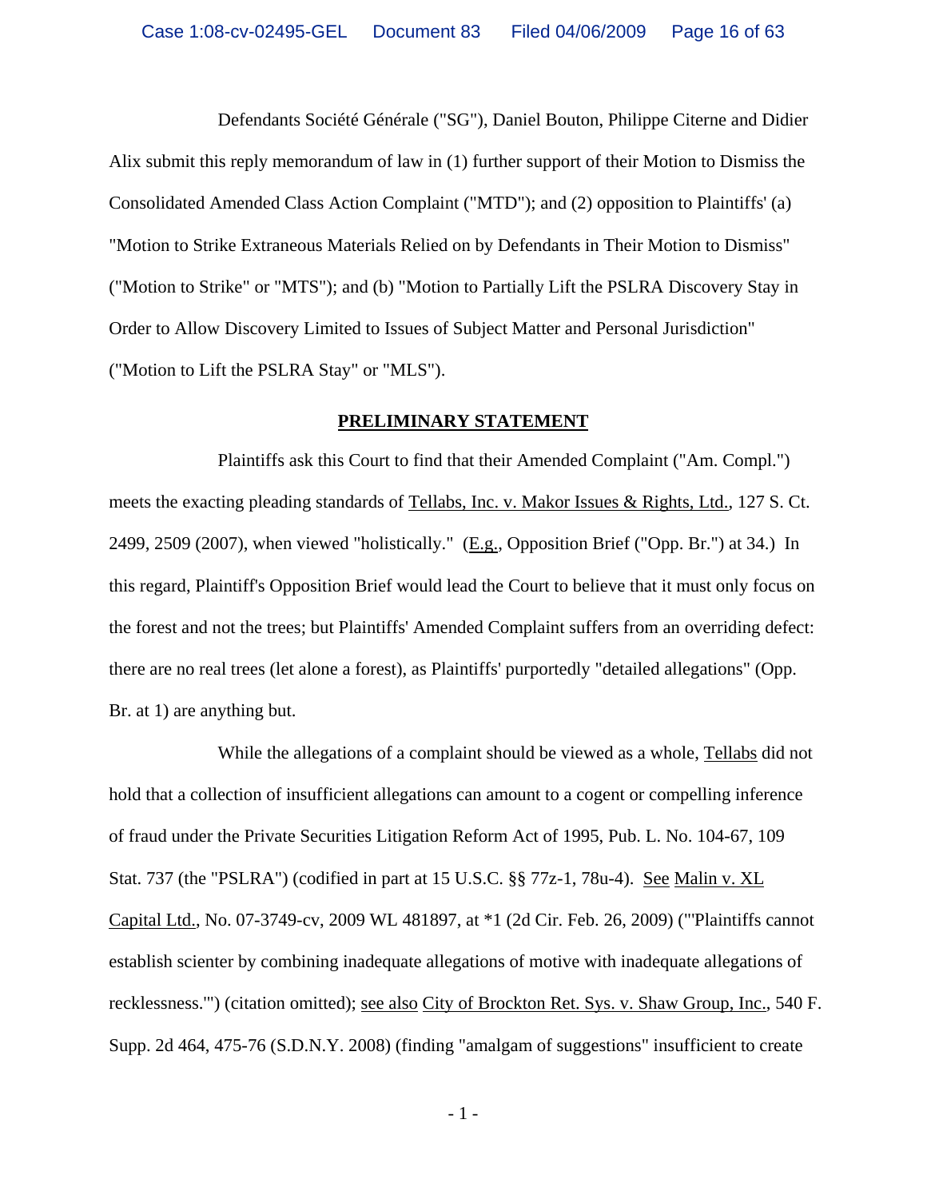Defendants Société Générale ("SG"), Daniel Bouton, Philippe Citerne and Didier Alix submit this reply memorandum of law in (1) further support of their Motion to Dismiss the Consolidated Amended Class Action Complaint ("MTD"); and (2) opposition to Plaintiffs' (a) "Motion to Strike Extraneous Materials Relied on by Defendants in Their Motion to Dismiss" ("Motion to Strike" or "MTS"); and (b) "Motion to Partially Lift the PSLRA Discovery Stay in Order to Allow Discovery Limited to Issues of Subject Matter and Personal Jurisdiction" ("Motion to Lift the PSLRA Stay" or "MLS").

## PRELIMINARY STATEMENT

Plaintiffs ask this Court to find that their Amended Complaint ("Am. Compl.") meets the exacting pleading standards of Tellabs, Inc. v. Makor Issues & Rights, Ltd., 127 S. Ct. 2499, 2509 (2007), when viewed "holistically." (E.g., Opposition Brief ("Opp. Br.") at 34.) In this regard, Plaintiff's Opposition Brief would lead the Court to believe that it must only focus on the forest and not the trees; but Plaintiffs' Amended Complaint suffers from an overriding defect: there are no real trees (let alone a forest), as Plaintiffs' purportedly "detailed allegations" (Opp. Br. at 1) are anything but.

While the allegations of a complaint should be viewed as a whole, Tellabs did not hold that a collection of insufficient allegations can amount to a cogent or compelling inference of fraud under the Private Securities Litigation Reform Act of 1995, Pub. L. No. 104-67, 109 Stat. 737 (the "PSLRA") (codified in part at 15 U.S.C. §§ 77z-1, 78u-4). See Malin v. XL Capital Ltd., No. 07-3749-cv, 2009 WL 481897, at *1 (2d Cir. Feb. 26, 2009) ("'Plaintiffs cannot establish scienter by combining inadequate allegations of motive with inadequate allegations of recklessness.'") (citation omitted); see also City of Brockton Ret. Sys. v. Shaw Group, Inc., 540 F. Supp. 2d 464, 475-76 (S.D.N.Y. 2008) (finding "amalgam of suggestions" insufficient to create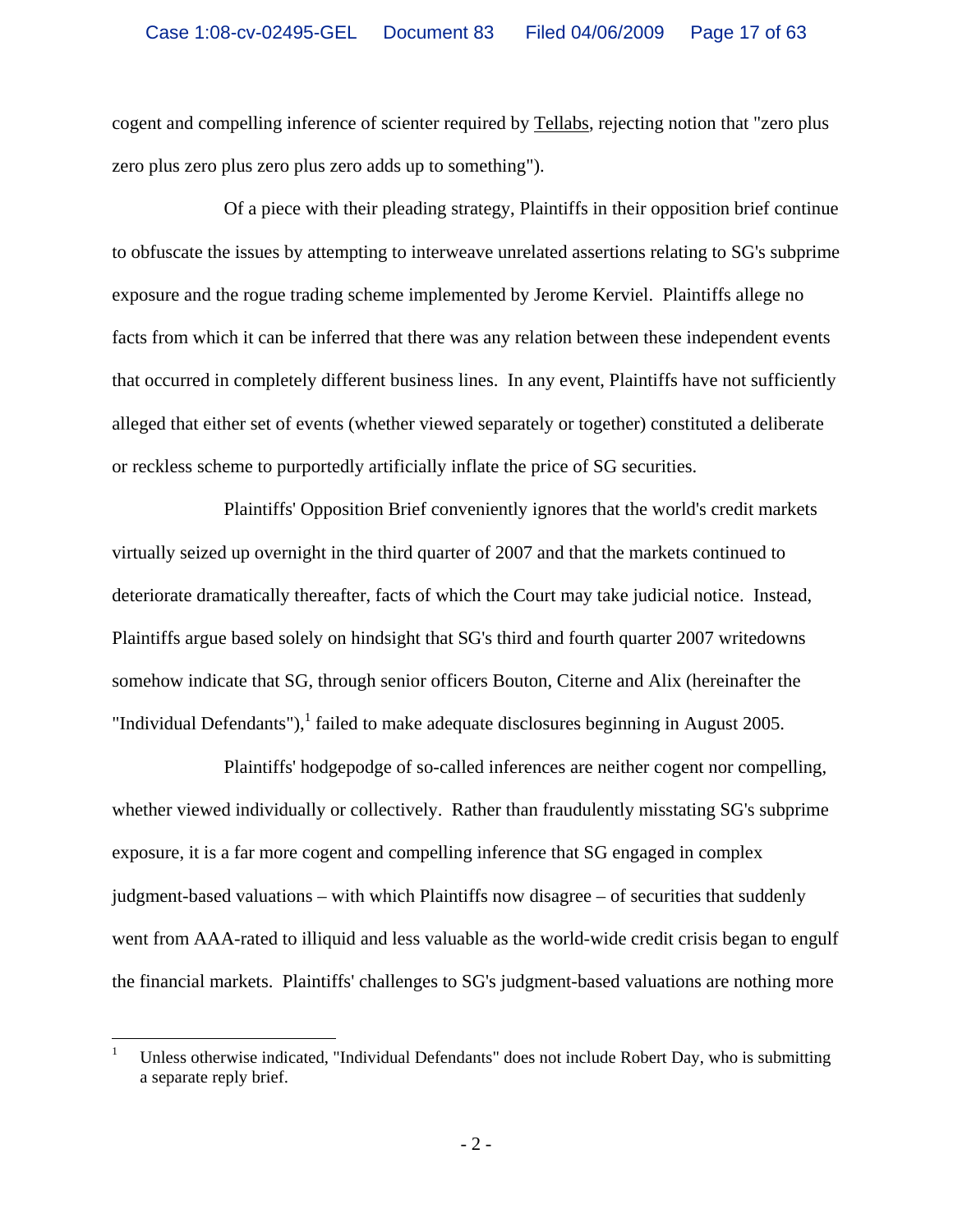cogent and compelling inference of scienter required by Tellabs, rejecting notion that "zero plus zero plus zero plus zero plus zero adds up to something").

Of a piece with their pleading strategy, Plaintiffs in their opposition brief continue to obfuscate the issues by attempting to interweave unrelated assertions relating to SG's subprime exposure and the rogue trading scheme implemented by Jerome Kerviel. Plaintiffs allege no facts from which it can be inferred that there was any relation between these independent events that occurred in completely different business lines. In any event, Plaintiffs have not sufficiently alleged that either set of events (whether viewed separately or together) constituted a deliberate or reckless scheme to purportedly artificially inflate the price of SG securities.

Plaintiffs' Opposition Brief conveniently ignores that the world's credit markets virtually seized up overnight in the third quarter of 2007 and that the markets continued to deteriorate dramatically thereafter, facts of which the Court may take judicial notice. Instead, Plaintiffs argue based solely on hindsight that SG's third and fourth quarter 2007 writedowns somehow indicate that SG, through senior officers Bouton, Citerne and Alix (hereinafter the "Individual Defendants"),[1] failed to make adequate disclosures beginning in August 2005.

Plaintiffs' hodgepodge of so-called inferences are neither cogent nor compelling, whether viewed individually or collectively. Rather than fraudulently misstating SG's subprime exposure, it is a far more cogent and compelling inference that SG engaged in complex judgment-based valuations – with which Plaintiffs now disagree – of securities that suddenly went from AAA-rated to illiquid and less valuable as the world-wide credit crisis began to engulf the financial markets. Plaintiffs' challenges to SG's judgment-based valuations are nothing more

---

[1] Unless otherwise indicated, "Individual Defendants" does not include Robert Day, who is submitting a separate reply brief.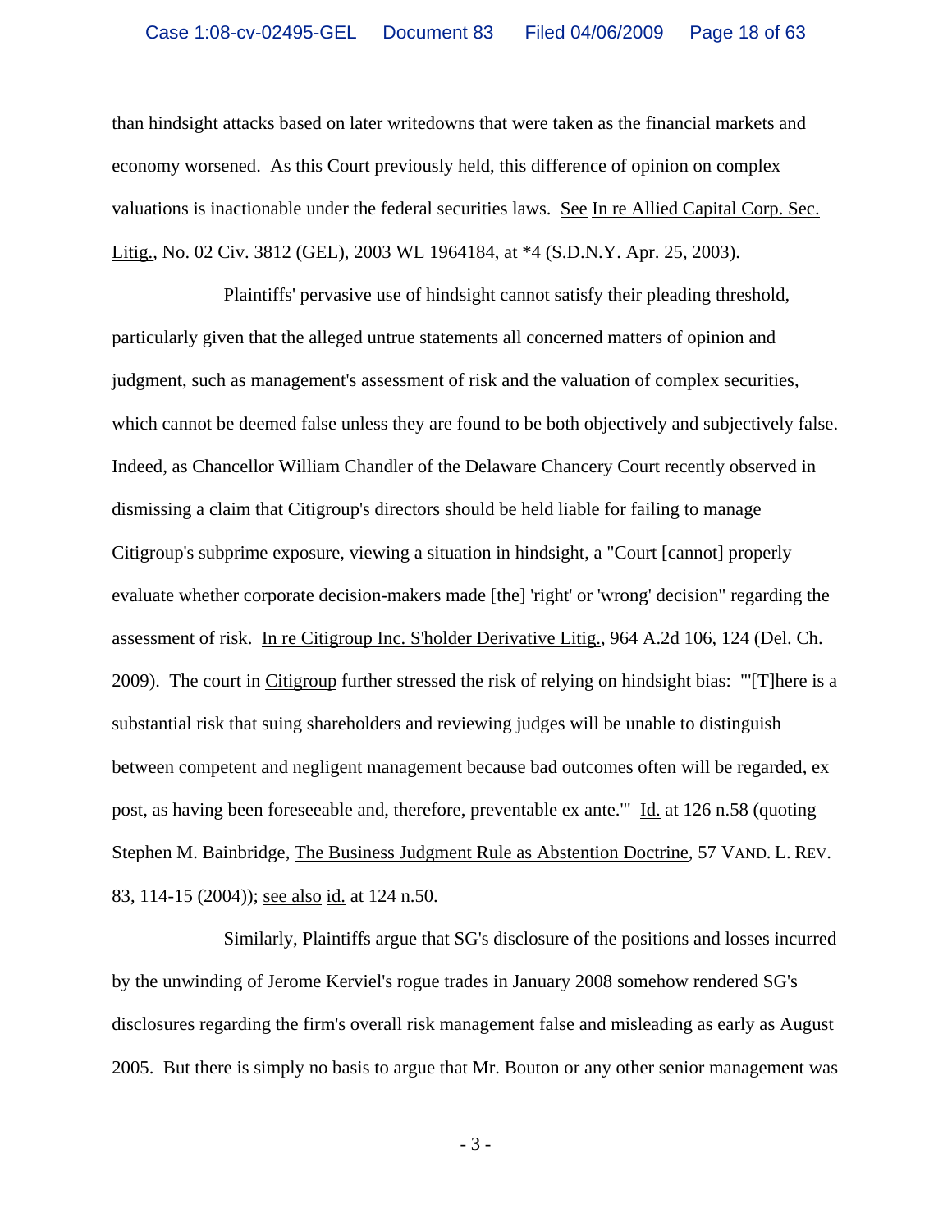than hindsight attacks based on later writedowns that were taken as the financial markets and economy worsened. As this Court previously held, this difference of opinion on complex valuations is inactionable under the federal securities laws. See In re Allied Capital Corp. Sec. Litig., No. 02 Civ. 3812 (GEL), 2003 WL 1964184, at *4 (S.D.N.Y. Apr. 25, 2003).

Plaintiffs' pervasive use of hindsight cannot satisfy their pleading threshold, particularly given that the alleged untrue statements all concerned matters of opinion and judgment, such as management's assessment of risk and the valuation of complex securities, which cannot be deemed false unless they are found to be both objectively and subjectively false. Indeed, as Chancellor William Chandler of the Delaware Chancery Court recently observed in dismissing a claim that Citigroup's directors should be held liable for failing to manage Citigroup's subprime exposure, viewing a situation in hindsight, a "Court [cannot] properly evaluate whether corporate decision-makers made [the] 'right' or 'wrong' decision" regarding the assessment of risk. In re Citigroup Inc. S'holder Derivative Litig., 964 A.2d 106, 124 (Del. Ch. 2009). The court in Citigroup further stressed the risk of relying on hindsight bias: "'[T]here is a substantial risk that suing shareholders and reviewing judges will be unable to distinguish between competent and negligent management because bad outcomes often will be regarded, ex post, as having been foreseeable and, therefore, preventable ex ante.'" Id. at 126 n.58 (quoting Stephen M. Bainbridge, The Business Judgment Rule as Abstention Doctrine, 57 VAND. L. REV. 83, 114-15 (2004)); see also id. at 124 n.50.

Similarly, Plaintiffs argue that SG's disclosure of the positions and losses incurred by the unwinding of Jerome Kerviel's rogue trades in January 2008 somehow rendered SG's disclosures regarding the firm's overall risk management false and misleading as early as August 2005. But there is simply no basis to argue that Mr. Bouton or any other senior management was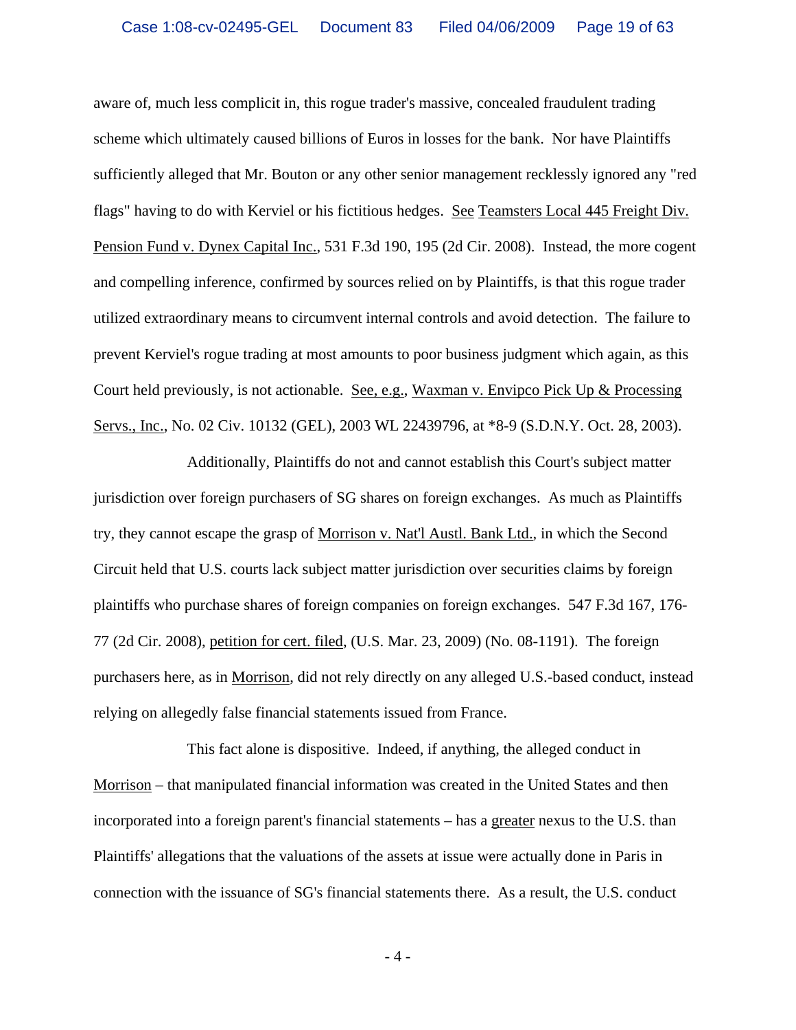aware of, much less complicit in, this rogue trader's massive, concealed fraudulent trading scheme which ultimately caused billions of Euros in losses for the bank. Nor have Plaintiffs sufficiently alleged that Mr. Bouton or any other senior management recklessly ignored any "red flags" having to do with Kerviel or his fictitious hedges. See Teamsters Local 445 Freight Div. Pension Fund v. Dynex Capital Inc., 531 F.3d 190, 195 (2d Cir. 2008). Instead, the more cogent and compelling inference, confirmed by sources relied on by Plaintiffs, is that this rogue trader utilized extraordinary means to circumvent internal controls and avoid detection. The failure to prevent Kerviel's rogue trading at most amounts to poor business judgment which again, as this Court held previously, is not actionable. See, e.g., Waxman v. Envipco Pick Up & Processing Servs., Inc., No. 02 Civ. 10132 (GEL), 2003 WL 22439796, at *8-9 (S.D.N.Y. Oct. 28, 2003).

Additionally, Plaintiffs do not and cannot establish this Court's subject matter jurisdiction over foreign purchasers of SG shares on foreign exchanges. As much as Plaintiffs try, they cannot escape the grasp of Morrison v. Nat'l Austl. Bank Ltd., in which the Second Circuit held that U.S. courts lack subject matter jurisdiction over securities claims by foreign plaintiffs who purchase shares of foreign companies on foreign exchanges. 547 F.3d 167, 176-77 (2d Cir. 2008), petition for cert. filed, (U.S. Mar. 23, 2009) (No. 08-1191). The foreign purchasers here, as in Morrison, did not rely directly on any alleged U.S.-based conduct, instead relying on allegedly false financial statements issued from France.

This fact alone is dispositive. Indeed, if anything, the alleged conduct in Morrison – that manipulated financial information was created in the United States and then incorporated into a foreign parent's financial statements – has a greater nexus to the U.S. than Plaintiffs' allegations that the valuations of the assets at issue were actually done in Paris in connection with the issuance of SG's financial statements there. As a result, the U.S. conduct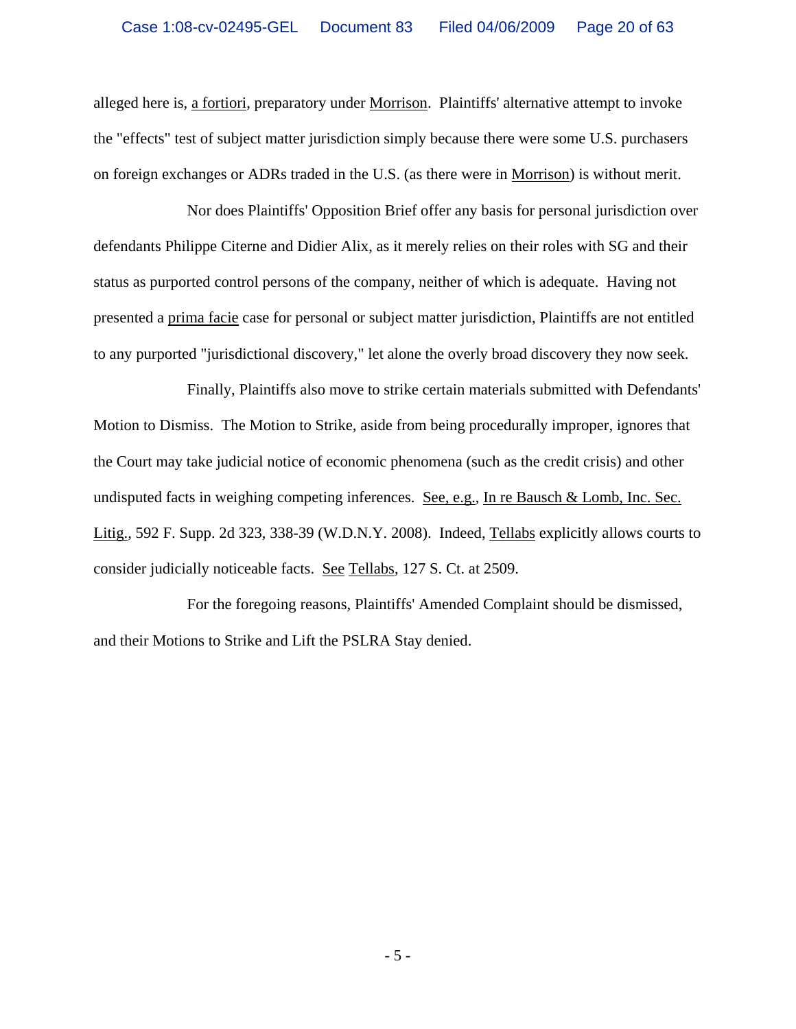alleged here is, a fortiori, preparatory under Morrison. Plaintiffs' alternative attempt to invoke the "effects" test of subject matter jurisdiction simply because there were some U.S. purchasers on foreign exchanges or ADRs traded in the U.S. (as there were in Morrison) is without merit.

Nor does Plaintiffs' Opposition Brief offer any basis for personal jurisdiction over defendants Philippe Citerne and Didier Alix, as it merely relies on their roles with SG and their status as purported control persons of the company, neither of which is adequate. Having not presented a prima facie case for personal or subject matter jurisdiction, Plaintiffs are not entitled to any purported "jurisdictional discovery," let alone the overly broad discovery they now seek.

Finally, Plaintiffs also move to strike certain materials submitted with Defendants' Motion to Dismiss. The Motion to Strike, aside from being procedurally improper, ignores that the Court may take judicial notice of economic phenomena (such as the credit crisis) and other undisputed facts in weighing competing inferences. See, e.g., In re Bausch & Lomb, Inc. Sec. Litig., 592 F. Supp. 2d 323, 338-39 (W.D.N.Y. 2008). Indeed, Tellabs explicitly allows courts to consider judicially noticeable facts. See Tellabs, 127 S. Ct. at 2509.

For the foregoing reasons, Plaintiffs' Amended Complaint should be dismissed, and their Motions to Strike and Lift the PSLRA Stay denied.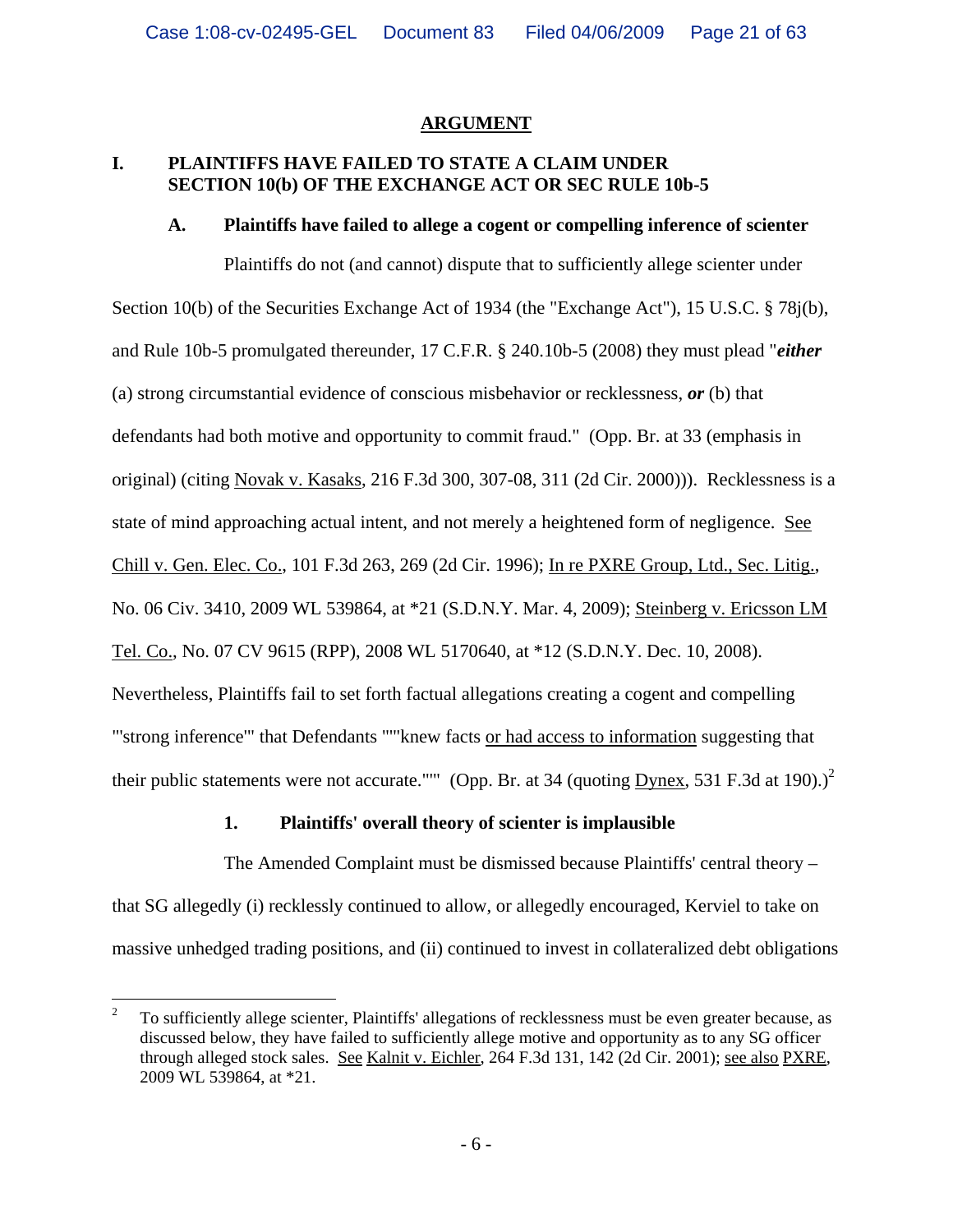## ARGUMENT

### I. PLAINTIFFS HAVE FAILED TO STATE A CLAIM UNDER SECTION 10(b) OF THE EXCHANGE ACT OR SEC RULE 10b-5

#### A. Plaintiffs have failed to allege a cogent or compelling inference of scienter

Plaintiffs do not (and cannot) dispute that to sufficiently allege scienter under Section 10(b) of the Securities Exchange Act of 1934 (the "Exchange Act"), 15 U.S.C. § 78j(b), and Rule 10b-5 promulgated thereunder, 17 C.F.R. § 240.10b-5 (2008) they must plead "***either*** (a) strong circumstantial evidence of conscious misbehavior or recklessness, ***or*** (b) that defendants had both motive and opportunity to commit fraud." (Opp. Br. at 33 (emphasis in original) (citing Novak v. Kasaks, 216 F.3d 300, 307-08, 311 (2d Cir. 2000))). Recklessness is a state of mind approaching actual intent, and not merely a heightened form of negligence. See Chill v. Gen. Elec. Co., 101 F.3d 263, 269 (2d Cir. 1996); In re PXRE Group, Ltd., Sec. Litig., No. 06 Civ. 3410, 2009 WL 539864, at *21 (S.D.N.Y. Mar. 4, 2009); Steinberg v. Ericsson LM Tel. Co., No. 07 CV 9615 (RPP), 2008 WL 5170640, at *12 (S.D.N.Y. Dec. 10, 2008). Nevertheless, Plaintiffs fail to set forth factual allegations creating a cogent and compelling "'strong inference'" that Defendants """knew facts or had access to information suggesting that their public statements were not accurate."""  (Opp. Br. at 34 (quoting Dynex, 531 F.3d at 190).)[2]

##### 1. Plaintiffs' overall theory of scienter is implausible

The Amended Complaint must be dismissed because Plaintiffs' central theory – that SG allegedly (i) recklessly continued to allow, or allegedly encouraged, Kerviel to take on massive unhedged trading positions, and (ii) continued to invest in collateralized debt obligations

---

[2] To sufficiently allege scienter, Plaintiffs' allegations of recklessness must be even greater because, as discussed below, they have failed to sufficiently allege motive and opportunity as to any SG officer through alleged stock sales. See Kalnit v. Eichler, 264 F.3d 131, 142 (2d Cir. 2001); see also PXRE, 2009 WL 539864, at *21.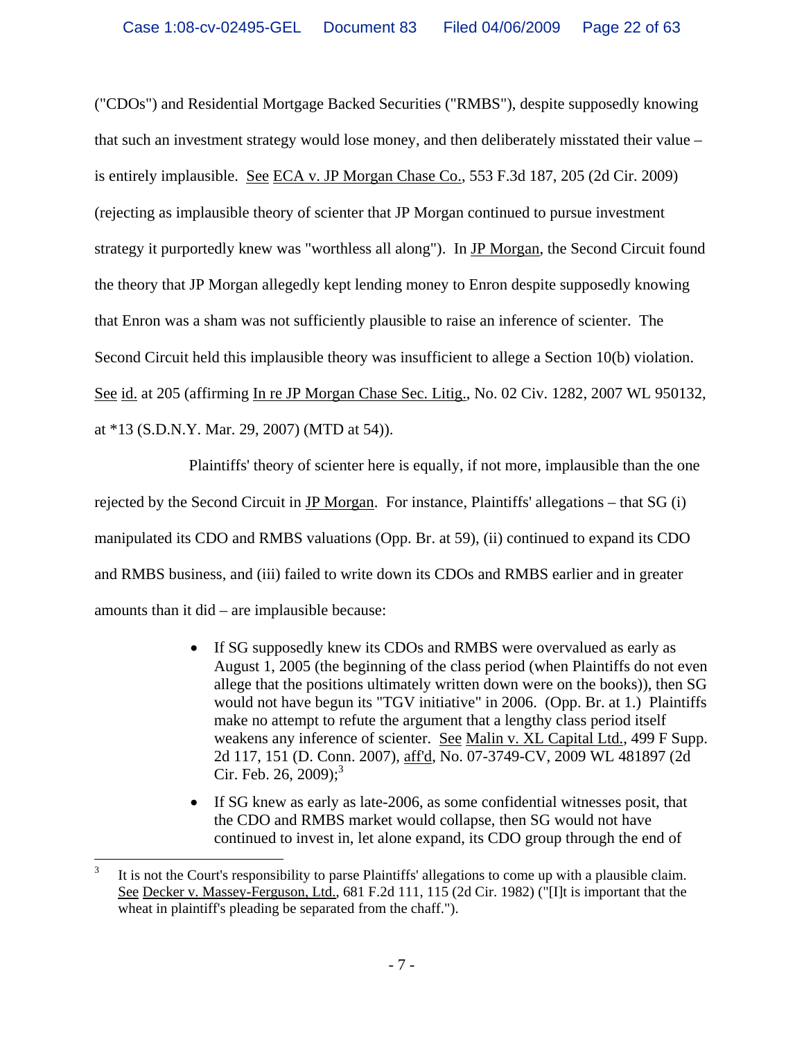("CDOs") and Residential Mortgage Backed Securities ("RMBS"), despite supposedly knowing that such an investment strategy would lose money, and then deliberately misstated their value – is entirely implausible. See ECA v. JP Morgan Chase Co., 553 F.3d 187, 205 (2d Cir. 2009) (rejecting as implausible theory of scienter that JP Morgan continued to pursue investment strategy it purportedly knew was "worthless all along"). In JP Morgan, the Second Circuit found the theory that JP Morgan allegedly kept lending money to Enron despite supposedly knowing that Enron was a sham was not sufficiently plausible to raise an inference of scienter. The Second Circuit held this implausible theory was insufficient to allege a Section 10(b) violation. See id. at 205 (affirming In re JP Morgan Chase Sec. Litig., No. 02 Civ. 1282, 2007 WL 950132, at *13 (S.D.N.Y. Mar. 29, 2007) (MTD at 54)).

Plaintiffs' theory of scienter here is equally, if not more, implausible than the one rejected by the Second Circuit in JP Morgan. For instance, Plaintiffs' allegations – that SG (i) manipulated its CDO and RMBS valuations (Opp. Br. at 59), (ii) continued to expand its CDO and RMBS business, and (iii) failed to write down its CDOs and RMBS earlier and in greater amounts than it did – are implausible because:

- If SG supposedly knew its CDOs and RMBS were overvalued as early as August 1, 2005 (the beginning of the class period (when Plaintiffs do not even allege that the positions ultimately written down were on the books)), then SG would not have begun its "TGV initiative" in 2006. (Opp. Br. at 1.) Plaintiffs make no attempt to refute the argument that a lengthy class period itself weakens any inference of scienter. See Malin v. XL Capital Ltd., 499 F Supp. 2d 117, 151 (D. Conn. 2007), aff'd, No. 07-3749-CV, 2009 WL 481897 (2d Cir. Feb. 26, 2009);[3]
- If SG knew as early as late-2006, as some confidential witnesses posit, that the CDO and RMBS market would collapse, then SG would not have continued to invest in, let alone expand, its CDO group through the end of

[3] It is not the Court's responsibility to parse Plaintiffs' allegations to come up with a plausible claim. See Decker v. Massey-Ferguson, Ltd., 681 F.2d 111, 115 (2d Cir. 1982) ("[I]t is important that the wheat in plaintiff's pleading be separated from the chaff.").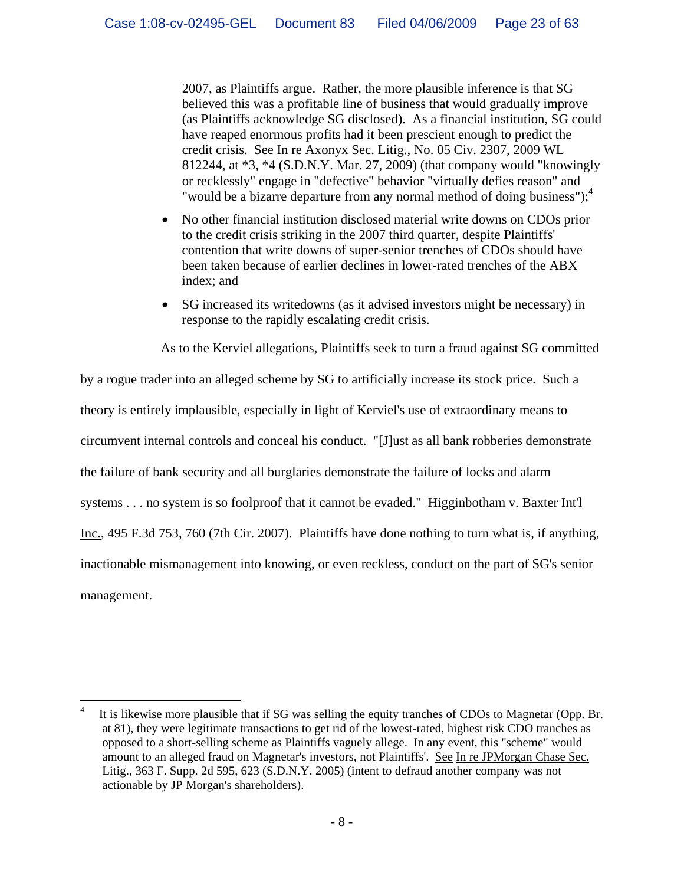2007, as Plaintiffs argue. Rather, the more plausible inference is that SG believed this was a profitable line of business that would gradually improve (as Plaintiffs acknowledge SG disclosed). As a financial institution, SG could have reaped enormous profits had it been prescient enough to predict the credit crisis. See In re Axonyx Sec. Litig., No. 05 Civ. 2307, 2009 WL 812244, at *3, *4 (S.D.N.Y. Mar. 27, 2009) (that company would "knowingly or recklessly" engage in "defective" behavior "virtually defies reason" and "would be a bizarre departure from any normal method of doing business");[4]

- No other financial institution disclosed material write downs on CDOs prior to the credit crisis striking in the 2007 third quarter, despite Plaintiffs' contention that write downs of super-senior trenches of CDOs should have been taken because of earlier declines in lower-rated trenches of the ABX index; and
- SG increased its writedowns (as it advised investors might be necessary) in response to the rapidly escalating credit crisis.

As to the Kerviel allegations, Plaintiffs seek to turn a fraud against SG committed by a rogue trader into an alleged scheme by SG to artificially increase its stock price. Such a theory is entirely implausible, especially in light of Kerviel's use of extraordinary means to circumvent internal controls and conceal his conduct. "[J]ust as all bank robberies demonstrate the failure of bank security and all burglaries demonstrate the failure of locks and alarm systems . . . no system is so foolproof that it cannot be evaded." Higginbotham v. Baxter Int'l Inc., 495 F.3d 753, 760 (7th Cir. 2007). Plaintiffs have done nothing to turn what is, if anything, inactionable mismanagement into knowing, or even reckless, conduct on the part of SG's senior management.

---

[4] It is likewise more plausible that if SG was selling the equity tranches of CDOs to Magnetar (Opp. Br. at 81), they were legitimate transactions to get rid of the lowest-rated, highest risk CDO tranches as opposed to a short-selling scheme as Plaintiffs vaguely allege. In any event, this "scheme" would amount to an alleged fraud on Magnetar's investors, not Plaintiffs'. See In re JPMorgan Chase Sec. Litig., 363 F. Supp. 2d 595, 623 (S.D.N.Y. 2005) (intent to defraud another company was not actionable by JP Morgan's shareholders).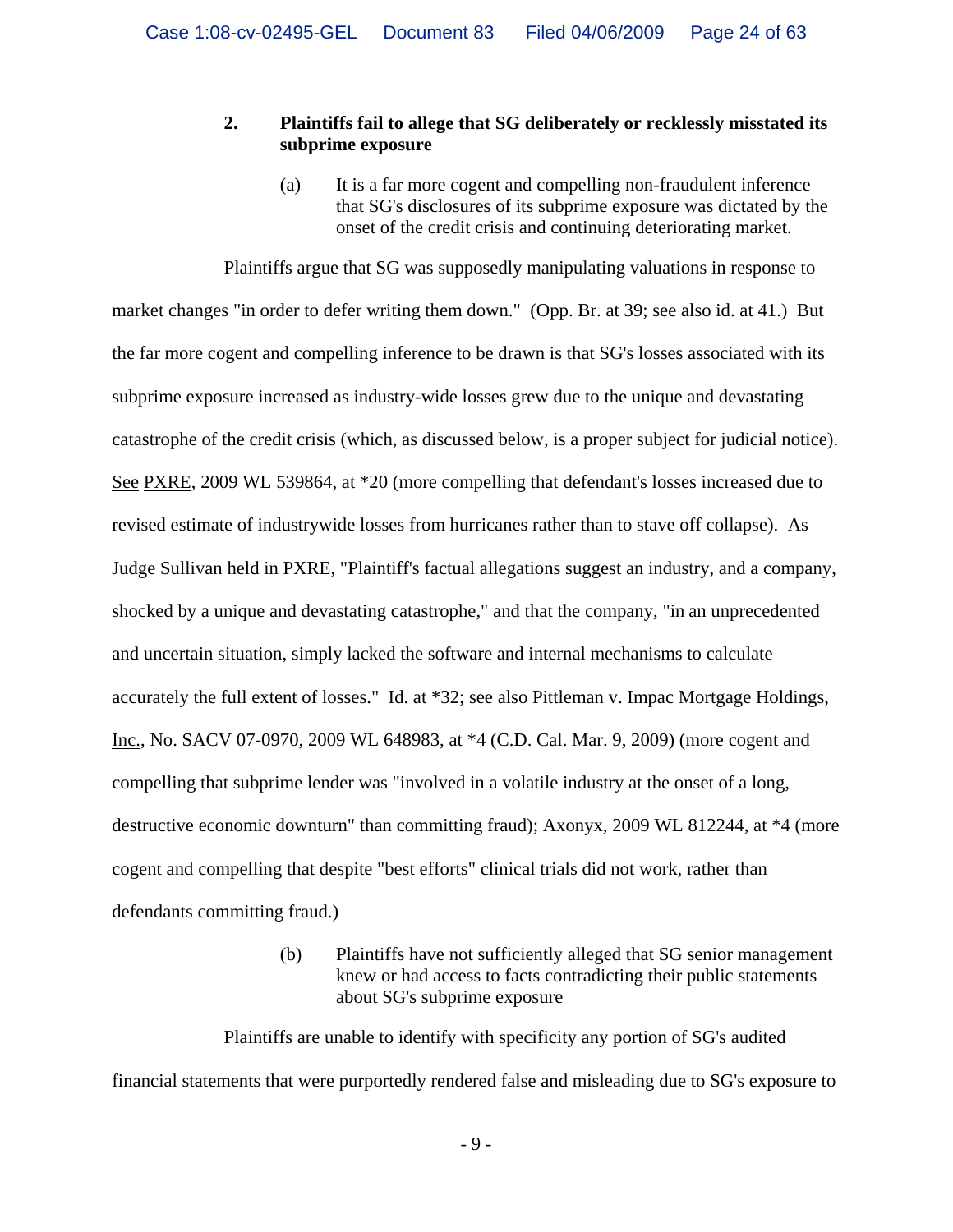### 2. Plaintiffs fail to allege that SG deliberately or recklessly misstated its subprime exposure

(a) It is a far more cogent and compelling non-fraudulent inference that SG's disclosures of its subprime exposure was dictated by the onset of the credit crisis and continuing deteriorating market.

Plaintiffs argue that SG was supposedly manipulating valuations in response to market changes "in order to defer writing them down." (Opp. Br. at 39; see also id. at 41.) But the far more cogent and compelling inference to be drawn is that SG's losses associated with its subprime exposure increased as industry-wide losses grew due to the unique and devastating catastrophe of the credit crisis (which, as discussed below, is a proper subject for judicial notice). See PXRE, 2009 WL 539864, at *20 (more compelling that defendant's losses increased due to revised estimate of industrywide losses from hurricanes rather than to stave off collapse). As Judge Sullivan held in PXRE, "Plaintiff's factual allegations suggest an industry, and a company, shocked by a unique and devastating catastrophe," and that the company, "in an unprecedented and uncertain situation, simply lacked the software and internal mechanisms to calculate accurately the full extent of losses." Id. at *32; see also Pittleman v. Impac Mortgage Holdings, Inc., No. SACV 07-0970, 2009 WL 648983, at *4 (C.D. Cal. Mar. 9, 2009) (more cogent and compelling that subprime lender was "involved in a volatile industry at the onset of a long, destructive economic downturn" than committing fraud); Axonyx, 2009 WL 812244, at *4 (more cogent and compelling that despite "best efforts" clinical trials did not work, rather than defendants committing fraud.)

(b) Plaintiffs have not sufficiently alleged that SG senior management knew or had access to facts contradicting their public statements about SG's subprime exposure

Plaintiffs are unable to identify with specificity any portion of SG's audited financial statements that were purportedly rendered false and misleading due to SG's exposure to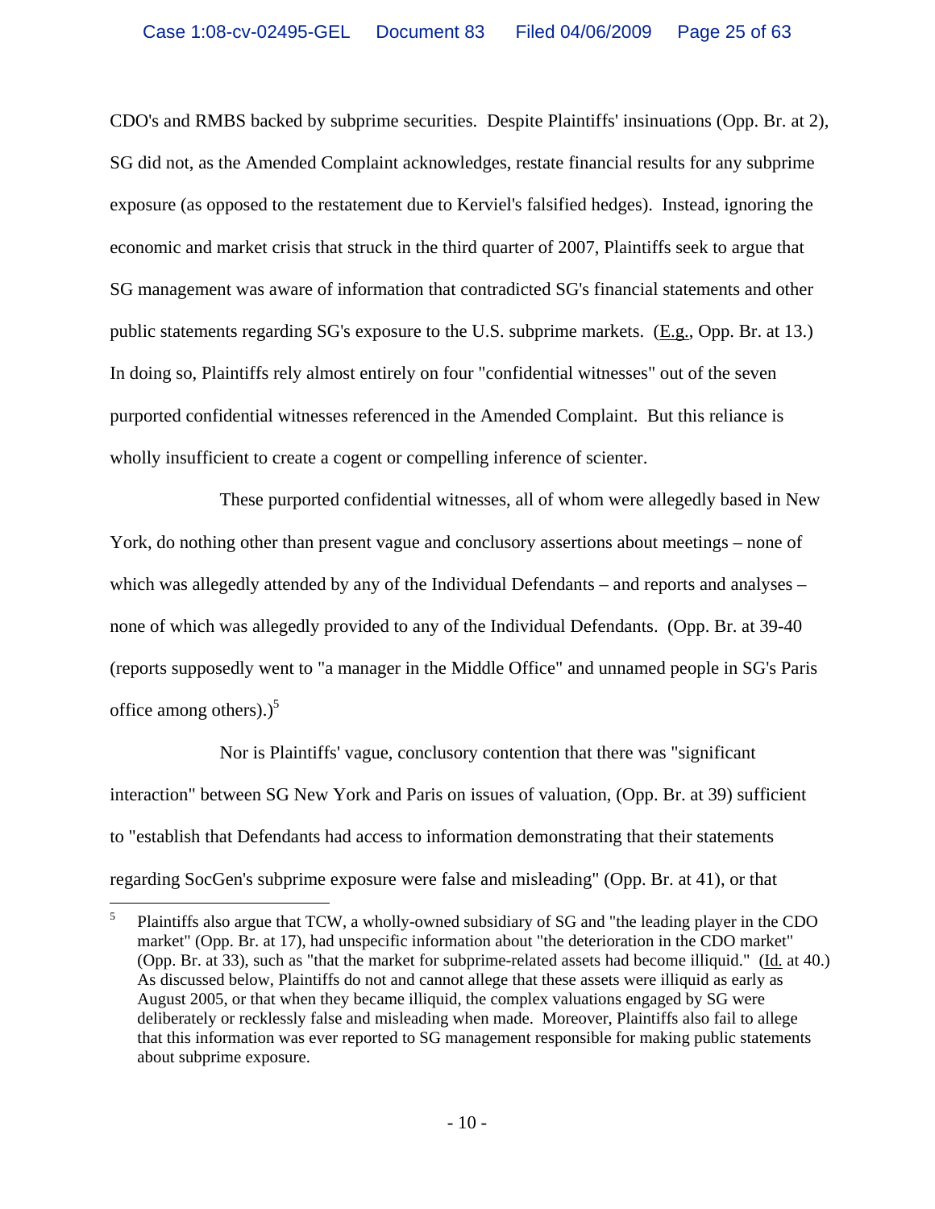CDO's and RMBS backed by subprime securities. Despite Plaintiffs' insinuations (Opp. Br. at 2), SG did not, as the Amended Complaint acknowledges, restate financial results for any subprime exposure (as opposed to the restatement due to Kerviel's falsified hedges). Instead, ignoring the economic and market crisis that struck in the third quarter of 2007, Plaintiffs seek to argue that SG management was aware of information that contradicted SG's financial statements and other public statements regarding SG's exposure to the U.S. subprime markets. (E.g., Opp. Br. at 13.) In doing so, Plaintiffs rely almost entirely on four "confidential witnesses" out of the seven purported confidential witnesses referenced in the Amended Complaint. But this reliance is wholly insufficient to create a cogent or compelling inference of scienter.

These purported confidential witnesses, all of whom were allegedly based in New York, do nothing other than present vague and conclusory assertions about meetings – none of which was allegedly attended by any of the Individual Defendants – and reports and analyses – none of which was allegedly provided to any of the Individual Defendants. (Opp. Br. at 39-40 (reports supposedly went to "a manager in the Middle Office" and unnamed people in SG's Paris office among others).)[5]

Nor is Plaintiffs' vague, conclusory contention that there was "significant interaction" between SG New York and Paris on issues of valuation, (Opp. Br. at 39) sufficient to "establish that Defendants had access to information demonstrating that their statements regarding SocGen's subprime exposure were false and misleading" (Opp. Br. at 41), or that

[5] Plaintiffs also argue that TCW, a wholly-owned subsidiary of SG and "the leading player in the CDO market" (Opp. Br. at 17), had unspecific information about "the deterioration in the CDO market" (Opp. Br. at 33), such as "that the market for subprime-related assets had become illiquid." (Id. at 40.) As discussed below, Plaintiffs do not and cannot allege that these assets were illiquid as early as August 2005, or that when they became illiquid, the complex valuations engaged by SG were deliberately or recklessly false and misleading when made. Moreover, Plaintiffs also fail to allege that this information was ever reported to SG management responsible for making public statements about subprime exposure.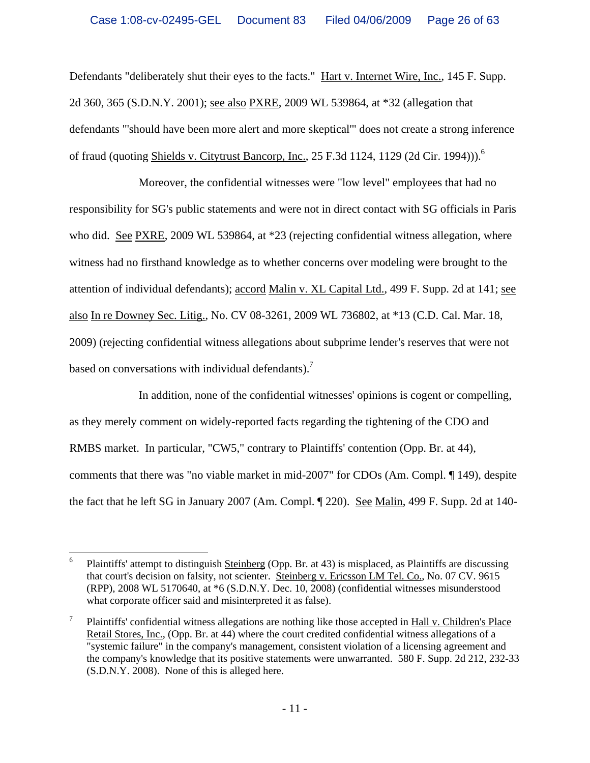Defendants "deliberately shut their eyes to the facts." Hart v. Internet Wire, Inc., 145 F. Supp. 2d 360, 365 (S.D.N.Y. 2001); see also PXRE, 2009 WL 539864, at *32 (allegation that defendants "'should have been more alert and more skeptical'" does not create a strong inference of fraud (quoting Shields v. Citytrust Bancorp, Inc., 25 F.3d 1124, 1129 (2d Cir. 1994))).[6]

Moreover, the confidential witnesses were "low level" employees that had no responsibility for SG's public statements and were not in direct contact with SG officials in Paris who did. See PXRE, 2009 WL 539864, at *23 (rejecting confidential witness allegation, where witness had no firsthand knowledge as to whether concerns over modeling were brought to the attention of individual defendants); accord Malin v. XL Capital Ltd., 499 F. Supp. 2d at 141; see also In re Downey Sec. Litig., No. CV 08-3261, 2009 WL 736802, at *13 (C.D. Cal. Mar. 18, 2009) (rejecting confidential witness allegations about subprime lender's reserves that were not based on conversations with individual defendants).[7]

In addition, none of the confidential witnesses' opinions is cogent or compelling, as they merely comment on widely-reported facts regarding the tightening of the CDO and RMBS market. In particular, "CW5," contrary to Plaintiffs' contention (Opp. Br. at 44), comments that there was "no viable market in mid-2007" for CDOs (Am. Compl. ¶ 149), despite the fact that he left SG in January 2007 (Am. Compl. ¶ 220). See Malin, 499 F. Supp. 2d at 140-

---

[6] Plaintiffs' attempt to distinguish Steinberg (Opp. Br. at 43) is misplaced, as Plaintiffs are discussing that court's decision on falsity, not scienter. Steinberg v. Ericsson LM Tel. Co., No. 07 CV. 9615 (RPP), 2008 WL 5170640, at *6 (S.D.N.Y. Dec. 10, 2008) (confidential witnesses misunderstood what corporate officer said and misinterpreted it as false).

[7] Plaintiffs' confidential witness allegations are nothing like those accepted in Hall v. Children's Place Retail Stores, Inc., (Opp. Br. at 44) where the court credited confidential witness allegations of a "systemic failure" in the company's management, consistent violation of a licensing agreement and the company's knowledge that its positive statements were unwarranted. 580 F. Supp. 2d 212, 232-33 (S.D.N.Y. 2008). None of this is alleged here.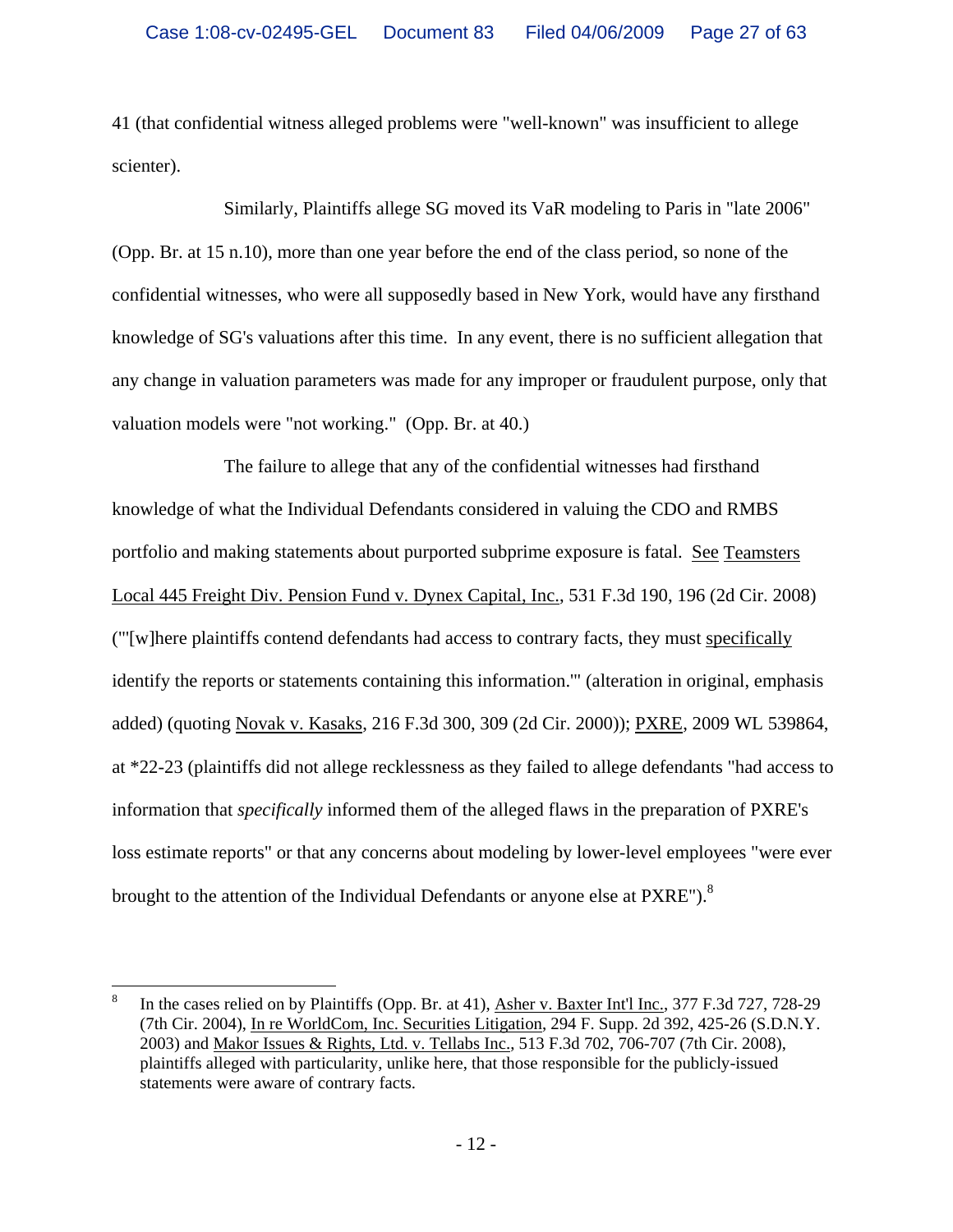41 (that confidential witness alleged problems were "well-known" was insufficient to allege scienter).

Similarly, Plaintiffs allege SG moved its VaR modeling to Paris in "late 2006" (Opp. Br. at 15 n.10), more than one year before the end of the class period, so none of the confidential witnesses, who were all supposedly based in New York, would have any firsthand knowledge of SG's valuations after this time. In any event, there is no sufficient allegation that any change in valuation parameters was made for any improper or fraudulent purpose, only that valuation models were "not working." (Opp. Br. at 40.)

The failure to allege that any of the confidential witnesses had firsthand knowledge of what the Individual Defendants considered in valuing the CDO and RMBS portfolio and making statements about purported subprime exposure is fatal. See Teamsters Local 445 Freight Div. Pension Fund v. Dynex Capital, Inc., 531 F.3d 190, 196 (2d Cir. 2008) ("'[w]here plaintiffs contend defendants had access to contrary facts, they must specifically identify the reports or statements containing this information.'" (alteration in original, emphasis added) (quoting Novak v. Kasaks, 216 F.3d 300, 309 (2d Cir. 2000)); PXRE, 2009 WL 539864, at *22-23 (plaintiffs did not allege recklessness as they failed to allege defendants "had access to information that *specifically* informed them of the alleged flaws in the preparation of PXRE's loss estimate reports" or that any concerns about modeling by lower-level employees "were ever brought to the attention of the Individual Defendants or anyone else at PXRE").[8]

---

[8] In the cases relied on by Plaintiffs (Opp. Br. at 41), Asher v. Baxter Int'l Inc., 377 F.3d 727, 728-29 (7th Cir. 2004), In re WorldCom, Inc. Securities Litigation, 294 F. Supp. 2d 392, 425-26 (S.D.N.Y. 2003) and Makor Issues & Rights, Ltd. v. Tellabs Inc., 513 F.3d 702, 706-707 (7th Cir. 2008), plaintiffs alleged with particularity, unlike here, that those responsible for the publicly-issued statements were aware of contrary facts.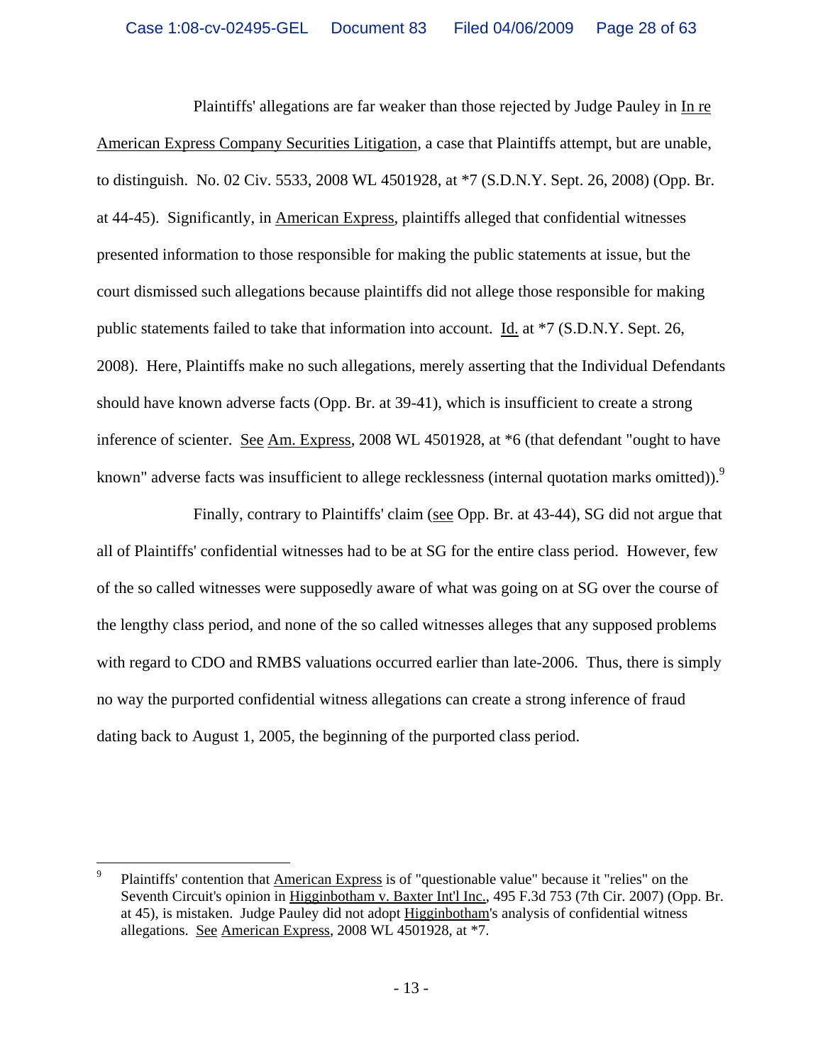Plaintiffs' allegations are far weaker than those rejected by Judge Pauley in In re American Express Company Securities Litigation, a case that Plaintiffs attempt, but are unable, to distinguish. No. 02 Civ. 5533, 2008 WL 4501928, at *7 (S.D.N.Y. Sept. 26, 2008) (Opp. Br. at 44-45). Significantly, in American Express, plaintiffs alleged that confidential witnesses presented information to those responsible for making the public statements at issue, but the court dismissed such allegations because plaintiffs did not allege those responsible for making public statements failed to take that information into account. Id. at *7 (S.D.N.Y. Sept. 26, 2008). Here, Plaintiffs make no such allegations, merely asserting that the Individual Defendants should have known adverse facts (Opp. Br. at 39-41), which is insufficient to create a strong inference of scienter. See Am. Express, 2008 WL 4501928, at *6 (that defendant "ought to have known" adverse facts was insufficient to allege recklessness (internal quotation marks omitted)).[9]

Finally, contrary to Plaintiffs' claim (see Opp. Br. at 43-44), SG did not argue that all of Plaintiffs' confidential witnesses had to be at SG for the entire class period. However, few of the so called witnesses were supposedly aware of what was going on at SG over the course of the lengthy class period, and none of the so called witnesses alleges that any supposed problems with regard to CDO and RMBS valuations occurred earlier than late-2006. Thus, there is simply no way the purported confidential witness allegations can create a strong inference of fraud dating back to August 1, 2005, the beginning of the purported class period.

---

[9] Plaintiffs' contention that American Express is of "questionable value" because it "relies" on the Seventh Circuit's opinion in Higginbotham v. Baxter Int'l Inc., 495 F.3d 753 (7th Cir. 2007) (Opp. Br. at 45), is mistaken. Judge Pauley did not adopt Higginbotham's analysis of confidential witness allegations. See American Express, 2008 WL 4501928, at *7.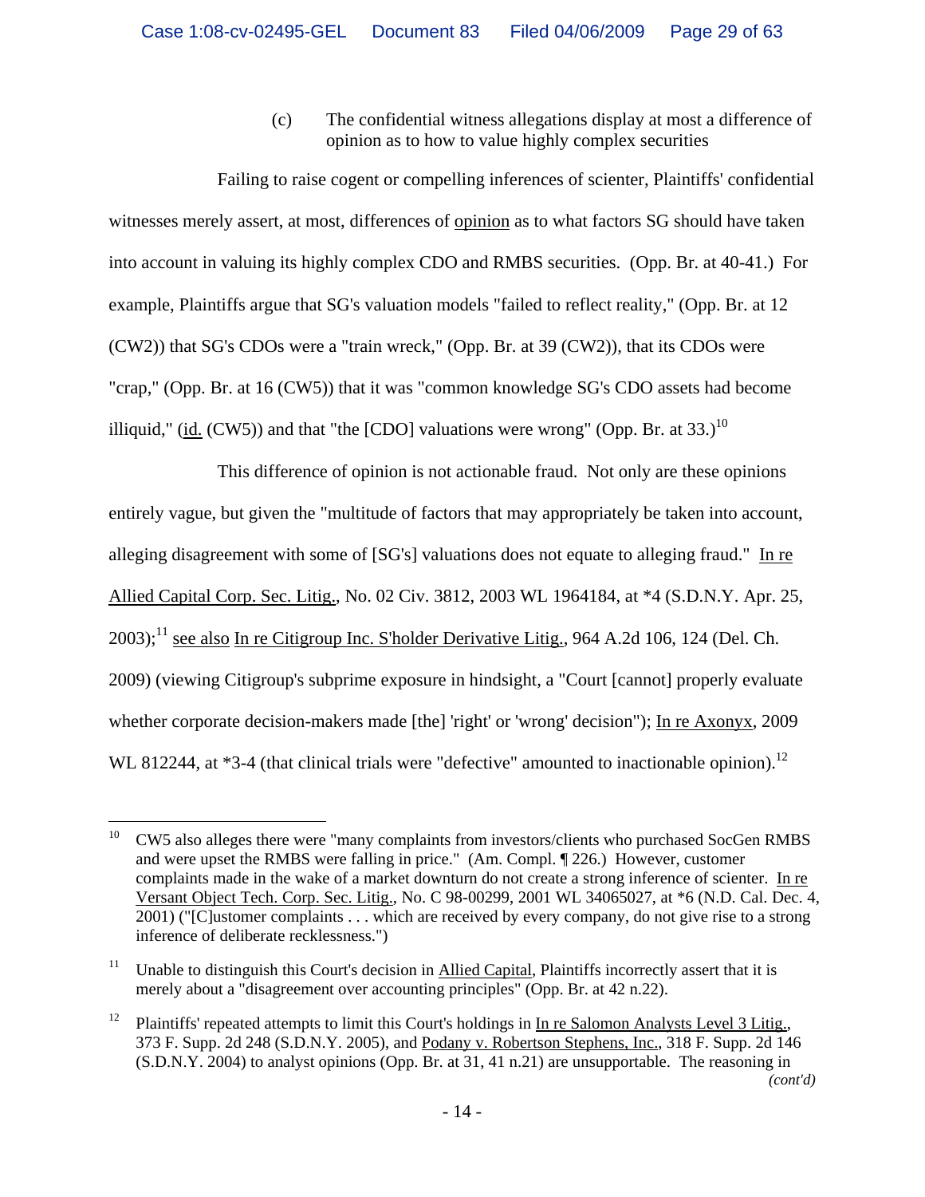(c) The confidential witness allegations display at most a difference of opinion as to how to value highly complex securities

Failing to raise cogent or compelling inferences of scienter, Plaintiffs' confidential witnesses merely assert, at most, differences of opinion as to what factors SG should have taken into account in valuing its highly complex CDO and RMBS securities. (Opp. Br. at 40-41.) For example, Plaintiffs argue that SG's valuation models "failed to reflect reality," (Opp. Br. at 12 (CW2)) that SG's CDOs were a "train wreck," (Opp. Br. at 39 (CW2)), that its CDOs were "crap," (Opp. Br. at 16 (CW5)) that it was "common knowledge SG's CDO assets had become illiquid," (id. (CW5)) and that "the [CDO] valuations were wrong" (Opp. Br. at 33.)[10]

This difference of opinion is not actionable fraud. Not only are these opinions entirely vague, but given the "multitude of factors that may appropriately be taken into account, alleging disagreement with some of [SG's] valuations does not equate to alleging fraud." In re Allied Capital Corp. Sec. Litig., No. 02 Civ. 3812, 2003 WL 1964184, at *4 (S.D.N.Y. Apr. 25, 2003);[11] see also In re Citigroup Inc. S'holder Derivative Litig., 964 A.2d 106, 124 (Del. Ch. 2009) (viewing Citigroup's subprime exposure in hindsight, a "Court [cannot] properly evaluate whether corporate decision-makers made [the] 'right' or 'wrong' decision"); In re Axonyx, 2009 WL 812244, at *3-4 (that clinical trials were "defective" amounted to inactionable opinion).[12]

---

[10] CW5 also alleges there were "many complaints from investors/clients who purchased SocGen RMBS and were upset the RMBS were falling in price." (Am. Compl. ¶ 226.) However, customer complaints made in the wake of a market downturn do not create a strong inference of scienter. In re Versant Object Tech. Corp. Sec. Litig., No. C 98-00299, 2001 WL 34065027, at *6 (N.D. Cal. Dec. 4, 2001) ("[C]ustomer complaints . . . which are received by every company, do not give rise to a strong inference of deliberate recklessness.")

[11] Unable to distinguish this Court's decision in Allied Capital, Plaintiffs incorrectly assert that it is merely about a "disagreement over accounting principles" (Opp. Br. at 42 n.22).

[12] Plaintiffs' repeated attempts to limit this Court's holdings in In re Salomon Analysts Level 3 Litig., 373 F. Supp. 2d 248 (S.D.N.Y. 2005), and Podany v. Robertson Stephens, Inc., 318 F. Supp. 2d 146 (S.D.N.Y. 2004) to analyst opinions (Opp. Br. at 31, 41 n.21) are unsupportable. The reasoning in *(cont'd)*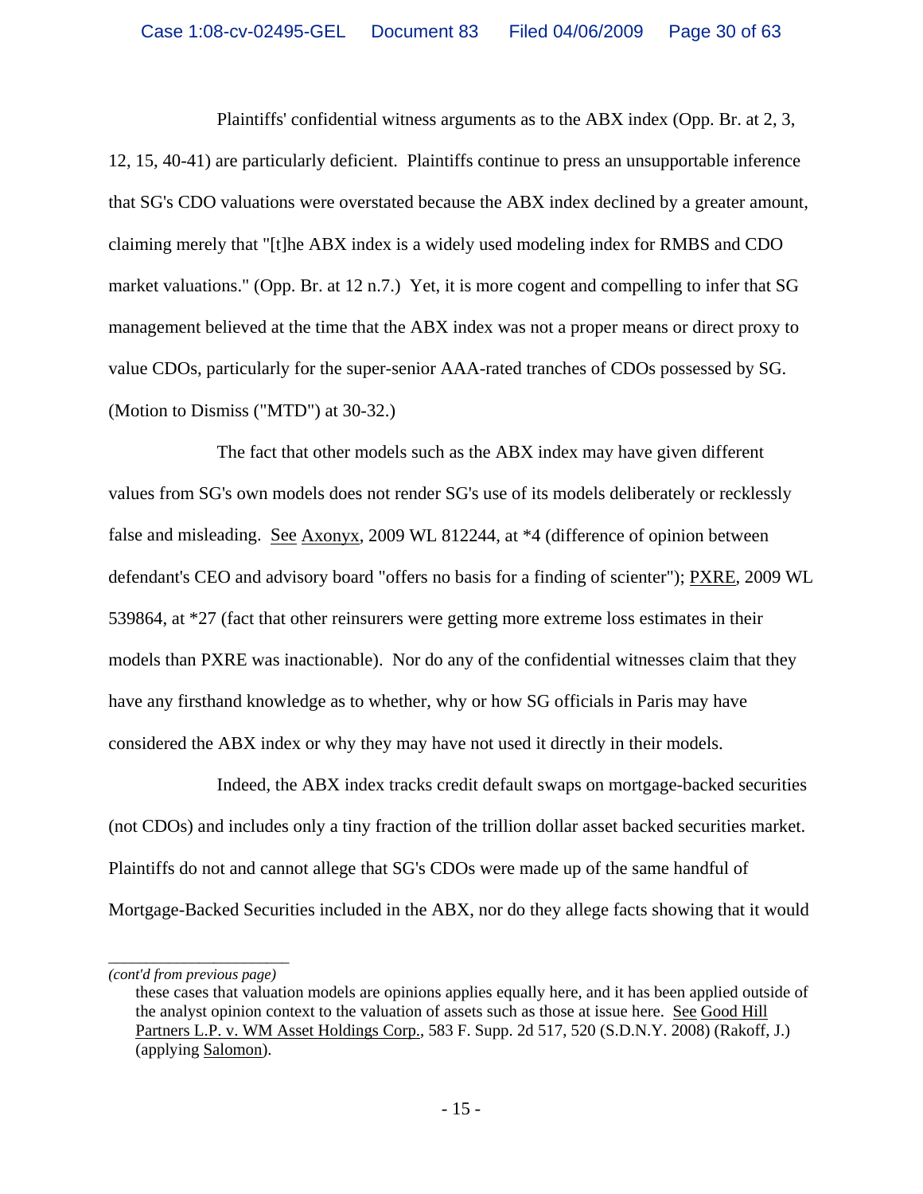Plaintiffs' confidential witness arguments as to the ABX index (Opp. Br. at 2, 3, 12, 15, 40-41) are particularly deficient. Plaintiffs continue to press an unsupportable inference that SG's CDO valuations were overstated because the ABX index declined by a greater amount, claiming merely that "[t]he ABX index is a widely used modeling index for RMBS and CDO market valuations." (Opp. Br. at 12 n.7.) Yet, it is more cogent and compelling to infer that SG management believed at the time that the ABX index was not a proper means or direct proxy to value CDOs, particularly for the super-senior AAA-rated tranches of CDOs possessed by SG. (Motion to Dismiss ("MTD") at 30-32.)

The fact that other models such as the ABX index may have given different values from SG's own models does not render SG's use of its models deliberately or recklessly false and misleading. See Axonyx, 2009 WL 812244, at *4 (difference of opinion between defendant's CEO and advisory board "offers no basis for a finding of scienter"); PXRE, 2009 WL 539864, at *27 (fact that other reinsurers were getting more extreme loss estimates in their models than PXRE was inactionable). Nor do any of the confidential witnesses claim that they have any firsthand knowledge as to whether, why or how SG officials in Paris may have considered the ABX index or why they may have not used it directly in their models.

Indeed, the ABX index tracks credit default swaps on mortgage-backed securities (not CDOs) and includes only a tiny fraction of the trillion dollar asset backed securities market. Plaintiffs do not and cannot allege that SG's CDOs were made up of the same handful of Mortgage-Backed Securities included in the ABX, nor do they allege facts showing that it would

---

*(cont'd from previous page)*

these cases that valuation models are opinions applies equally here, and it has been applied outside of the analyst opinion context to the valuation of assets such as those at issue here. See Good Hill Partners L.P. v. WM Asset Holdings Corp., 583 F. Supp. 2d 517, 520 (S.D.N.Y. 2008) (Rakoff, J.) (applying Salomon).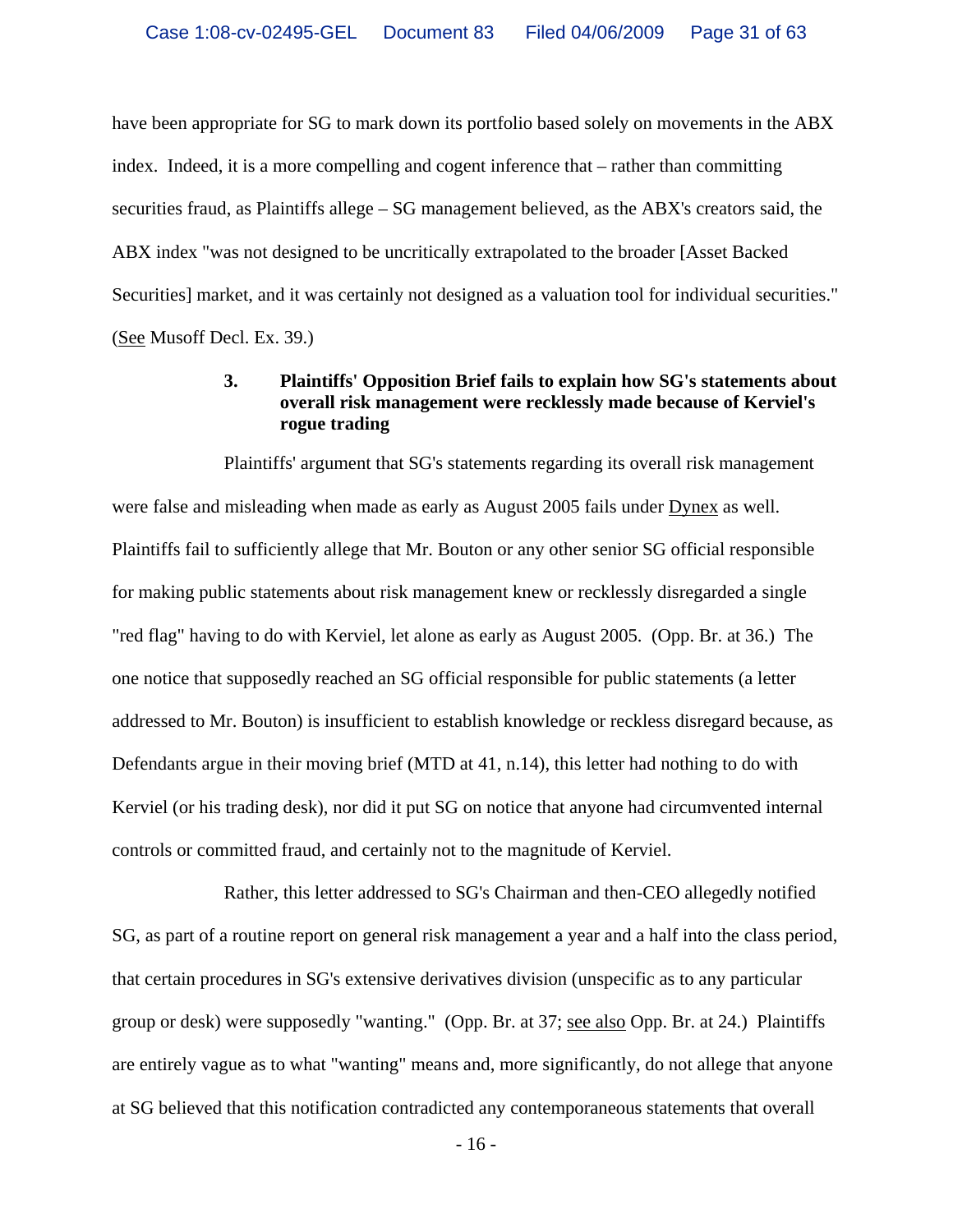have been appropriate for SG to mark down its portfolio based solely on movements in the ABX index. Indeed, it is a more compelling and cogent inference that – rather than committing securities fraud, as Plaintiffs allege – SG management believed, as the ABX's creators said, the ABX index "was not designed to be uncritically extrapolated to the broader [Asset Backed Securities] market, and it was certainly not designed as a valuation tool for individual securities." (See Musoff Decl. Ex. 39.)

### 3. Plaintiffs' Opposition Brief fails to explain how SG's statements about overall risk management were recklessly made because of Kerviel's rogue trading

Plaintiffs' argument that SG's statements regarding its overall risk management were false and misleading when made as early as August 2005 fails under Dynex as well. Plaintiffs fail to sufficiently allege that Mr. Bouton or any other senior SG official responsible for making public statements about risk management knew or recklessly disregarded a single "red flag" having to do with Kerviel, let alone as early as August 2005. (Opp. Br. at 36.) The one notice that supposedly reached an SG official responsible for public statements (a letter addressed to Mr. Bouton) is insufficient to establish knowledge or reckless disregard because, as Defendants argue in their moving brief (MTD at 41, n.14), this letter had nothing to do with Kerviel (or his trading desk), nor did it put SG on notice that anyone had circumvented internal controls or committed fraud, and certainly not to the magnitude of Kerviel.

Rather, this letter addressed to SG's Chairman and then-CEO allegedly notified SG, as part of a routine report on general risk management a year and a half into the class period, that certain procedures in SG's extensive derivatives division (unspecific as to any particular group or desk) were supposedly "wanting." (Opp. Br. at 37; see also Opp. Br. at 24.) Plaintiffs are entirely vague as to what "wanting" means and, more significantly, do not allege that anyone at SG believed that this notification contradicted any contemporaneous statements that overall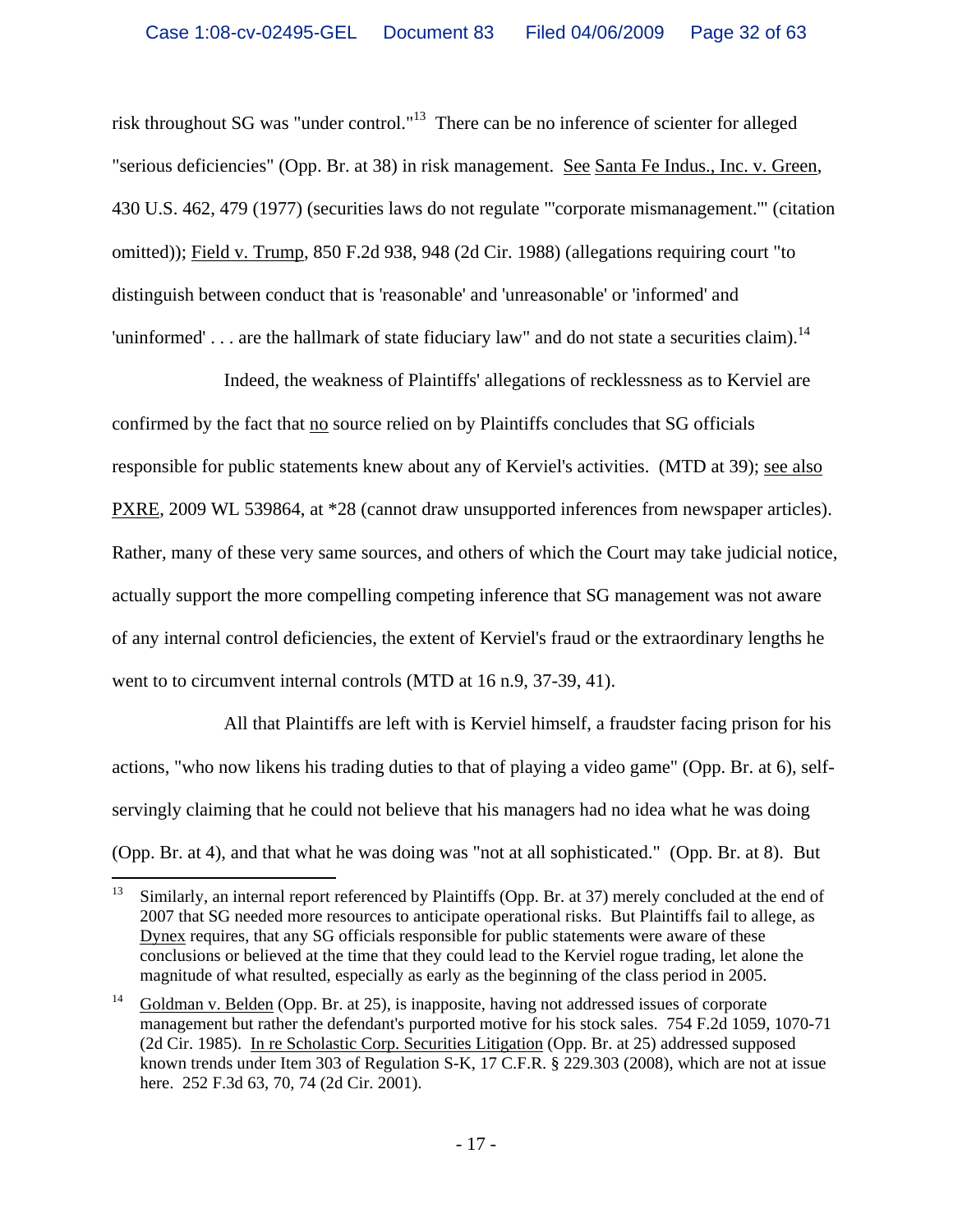risk throughout SG was "under control."[13] There can be no inference of scienter for alleged "serious deficiencies" (Opp. Br. at 38) in risk management. See Santa Fe Indus., Inc. v. Green, 430 U.S. 462, 479 (1977) (securities laws do not regulate "'corporate mismanagement.'" (citation omitted)); Field v. Trump, 850 F.2d 938, 948 (2d Cir. 1988) (allegations requiring court "to distinguish between conduct that is 'reasonable' and 'unreasonable' or 'informed' and 'uninformed' . . . are the hallmark of state fiduciary law" and do not state a securities claim).[14]

Indeed, the weakness of Plaintiffs' allegations of recklessness as to Kerviel are confirmed by the fact that no source relied on by Plaintiffs concludes that SG officials responsible for public statements knew about any of Kerviel's activities. (MTD at 39); see also PXRE, 2009 WL 539864, at *28 (cannot draw unsupported inferences from newspaper articles). Rather, many of these very same sources, and others of which the Court may take judicial notice, actually support the more compelling competing inference that SG management was not aware of any internal control deficiencies, the extent of Kerviel's fraud or the extraordinary lengths he went to to circumvent internal controls (MTD at 16 n.9, 37-39, 41).

All that Plaintiffs are left with is Kerviel himself, a fraudster facing prison for his actions, "who now likens his trading duties to that of playing a video game" (Opp. Br. at 6), self-servingly claiming that he could not believe that his managers had no idea what he was doing (Opp. Br. at 4), and that what he was doing was "not at all sophisticated." (Opp. Br. at 8). But

---

[13] Similarly, an internal report referenced by Plaintiffs (Opp. Br. at 37) merely concluded at the end of 2007 that SG needed more resources to anticipate operational risks. But Plaintiffs fail to allege, as Dynex requires, that any SG officials responsible for public statements were aware of these conclusions or believed at the time that they could lead to the Kerviel rogue trading, let alone the magnitude of what resulted, especially as early as the beginning of the class period in 2005.

[14] Goldman v. Belden (Opp. Br. at 25), is inapposite, having not addressed issues of corporate management but rather the defendant's purported motive for his stock sales. 754 F.2d 1059, 1070-71 (2d Cir. 1985). In re Scholastic Corp. Securities Litigation (Opp. Br. at 25) addressed supposed known trends under Item 303 of Regulation S-K, 17 C.F.R. § 229.303 (2008), which are not at issue here. 252 F.3d 63, 70, 74 (2d Cir. 2001).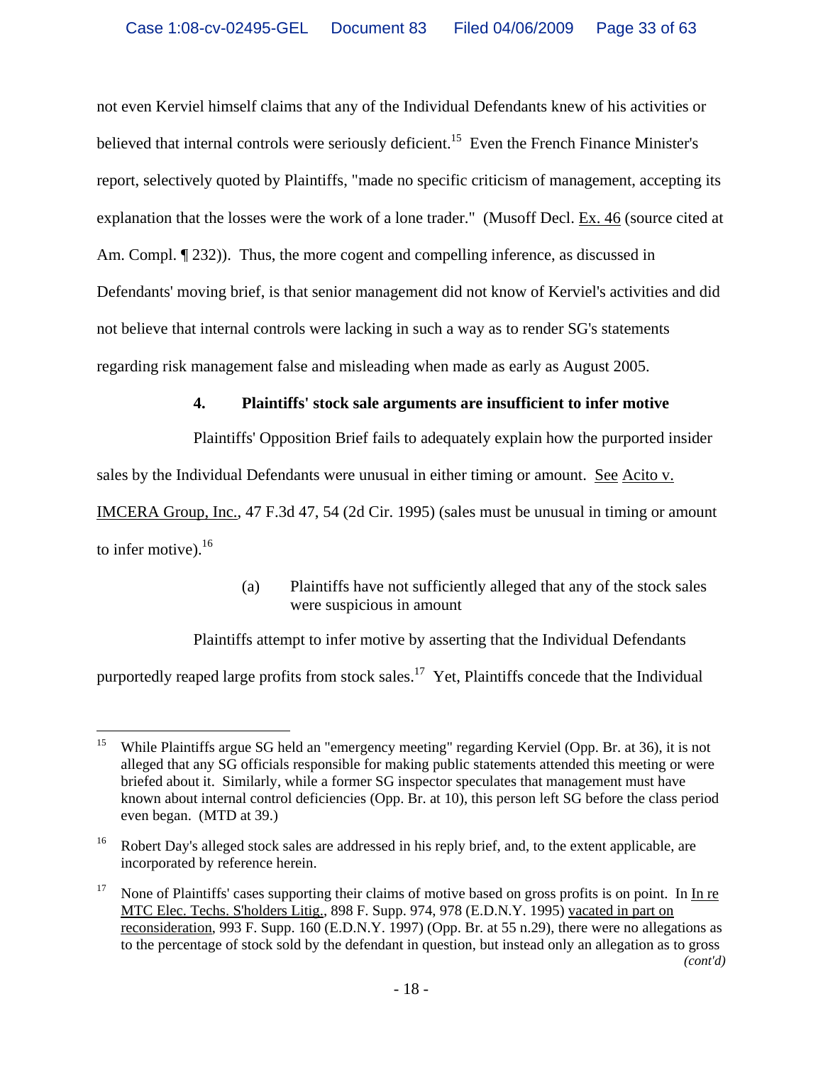not even Kerviel himself claims that any of the Individual Defendants knew of his activities or believed that internal controls were seriously deficient.[15] Even the French Finance Minister's report, selectively quoted by Plaintiffs, "made no specific criticism of management, accepting its explanation that the losses were the work of a lone trader." (Musoff Decl. Ex. 46 (source cited at Am. Compl. ¶ 232)). Thus, the more cogent and compelling inference, as discussed in Defendants' moving brief, is that senior management did not know of Kerviel's activities and did not believe that internal controls were lacking in such a way as to render SG's statements regarding risk management false and misleading when made as early as August 2005.

#### 4. Plaintiffs' stock sale arguments are insufficient to infer motive

Plaintiffs' Opposition Brief fails to adequately explain how the purported insider sales by the Individual Defendants were unusual in either timing or amount. See Acito v. IMCERA Group, Inc., 47 F.3d 47, 54 (2d Cir. 1995) (sales must be unusual in timing or amount to infer motive).[16]

##### (a) Plaintiffs have not sufficiently alleged that any of the stock sales were suspicious in amount

Plaintiffs attempt to infer motive by asserting that the Individual Defendants purportedly reaped large profits from stock sales.[17] Yet, Plaintiffs concede that the Individual

---

[15] While Plaintiffs argue SG held an "emergency meeting" regarding Kerviel (Opp. Br. at 36), it is not alleged that any SG officials responsible for making public statements attended this meeting or were briefed about it. Similarly, while a former SG inspector speculates that management must have known about internal control deficiencies (Opp. Br. at 10), this person left SG before the class period even began. (MTD at 39.)

[16] Robert Day's alleged stock sales are addressed in his reply brief, and, to the extent applicable, are incorporated by reference herein.

[17] None of Plaintiffs' cases supporting their claims of motive based on gross profits is on point. In In re MTC Elec. Techs. S'holders Litig., 898 F. Supp. 974, 978 (E.D.N.Y. 1995) vacated in part on reconsideration, 993 F. Supp. 160 (E.D.N.Y. 1997) (Opp. Br. at 55 n.29), there were no allegations as to the percentage of stock sold by the defendant in question, but instead only an allegation as to gross

*(cont'd)*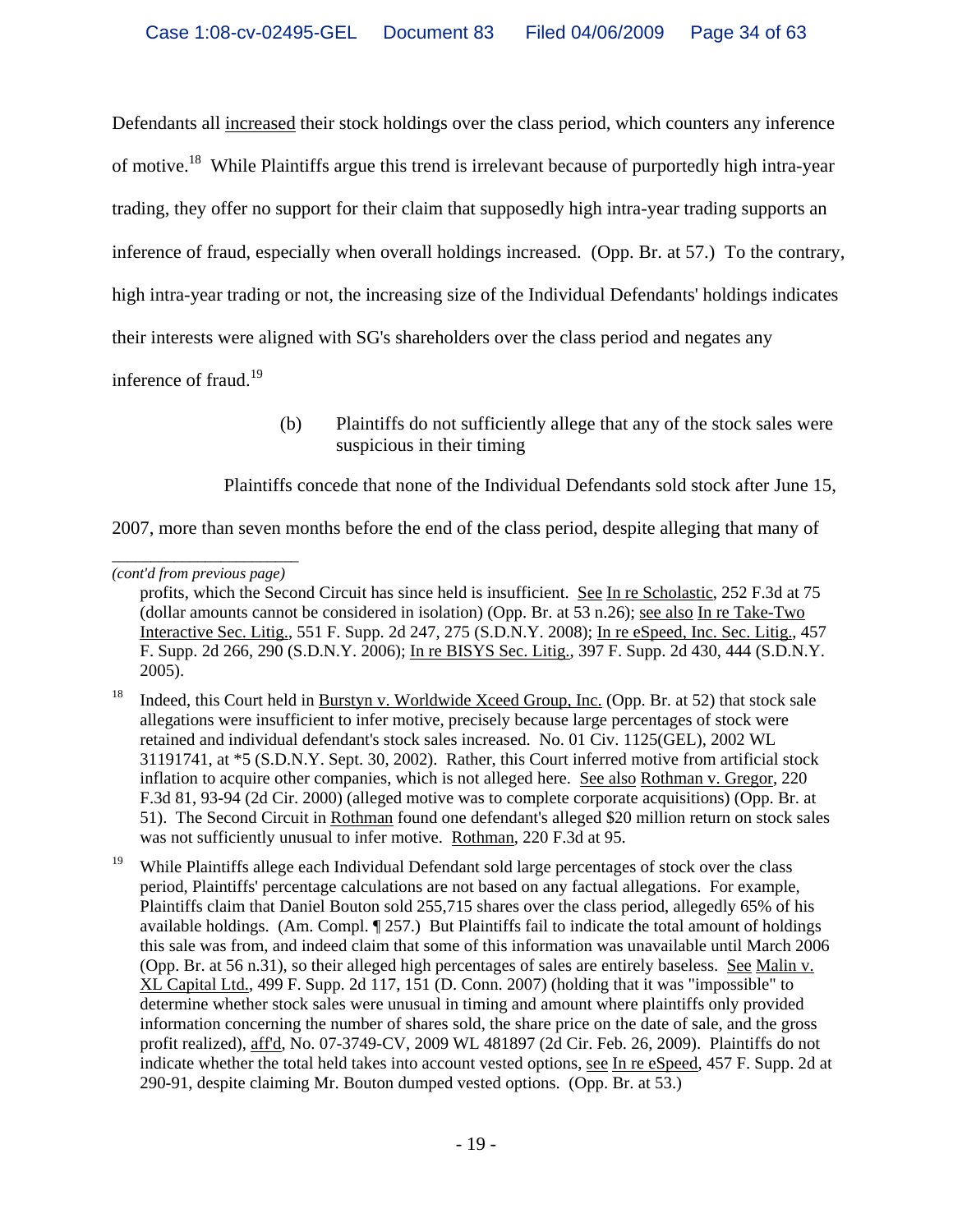Defendants all <u>increased</u> their stock holdings over the class period, which counters any inference of motive.[18] While Plaintiffs argue this trend is irrelevant because of purportedly high intra-year trading, they offer no support for their claim that supposedly high intra-year trading supports an inference of fraud, especially when overall holdings increased. (Opp. Br. at 57.) To the contrary, high intra-year trading or not, the increasing size of the Individual Defendants' holdings indicates their interests were aligned with SG's shareholders over the class period and negates any inference of fraud.[19]

(b) Plaintiffs do not sufficiently allege that any of the stock sales were suspicious in their timing

Plaintiffs concede that none of the Individual Defendants sold stock after June 15, 2007, more than seven months before the end of the class period, despite alleging that many of

---

*(cont'd from previous page)*

profits, which the Second Circuit has since held is insufficient. <u>See</u> <u>In re Scholastic</u>, 252 F.3d at 75 (dollar amounts cannot be considered in isolation) (Opp. Br. at 53 n.26); <u>see also</u> <u>In re Take-Two Interactive Sec. Litig.</u>, 551 F. Supp. 2d 247, 275 (S.D.N.Y. 2008); <u>In re eSpeed, Inc. Sec. Litig.</u>, 457 F. Supp. 2d 266, 290 (S.D.N.Y. 2006); <u>In re BISYS Sec. Litig.</u>, 397 F. Supp. 2d 430, 444 (S.D.N.Y. 2005).

[18] Indeed, this Court held in <u>Burstyn v. Worldwide Xceed Group, Inc.</u> (Opp. Br. at 52) that stock sale allegations were insufficient to infer motive, precisely because large percentages of stock were retained and individual defendant's stock sales increased. No. 01 Civ. 1125(GEL), 2002 WL 31191741, at *5 (S.D.N.Y. Sept. 30, 2002). Rather, this Court inferred motive from artificial stock inflation to acquire other companies, which is not alleged here. <u>See also</u> <u>Rothman v. Gregor</u>, 220 F.3d 81, 93-94 (2d Cir. 2000) (alleged motive was to complete corporate acquisitions) (Opp. Br. at 51). The Second Circuit in <u>Rothman</u> found one defendant's alleged $20 million return on stock sales was not sufficiently unusual to infer motive. <u>Rothman</u>, 220 F.3d at 95.

[19] While Plaintiffs allege each Individual Defendant sold large percentages of stock over the class period, Plaintiffs' percentage calculations are not based on any factual allegations. For example, Plaintiffs claim that Daniel Bouton sold 255,715 shares over the class period, allegedly 65% of his available holdings. (Am. Compl. ¶ 257.) But Plaintiffs fail to indicate the total amount of holdings this sale was from, and indeed claim that some of this information was unavailable until March 2006 (Opp. Br. at 56 n.31), so their alleged high percentages of sales are entirely baseless. <u>See</u> <u>Malin v. XL Capital Ltd.</u>, 499 F. Supp. 2d 117, 151 (D. Conn. 2007) (holding that it was "impossible" to determine whether stock sales were unusual in timing and amount where plaintiffs only provided information concerning the number of shares sold, the share price on the date of sale, and the gross profit realized), <u>aff'd</u>, No. 07-3749-CV, 2009 WL 481897 (2d Cir. Feb. 26, 2009). Plaintiffs do not indicate whether the total held takes into account vested options, <u>see</u> <u>In re eSpeed</u>, 457 F. Supp. 2d at 290-91, despite claiming Mr. Bouton dumped vested options. (Opp. Br. at 53.)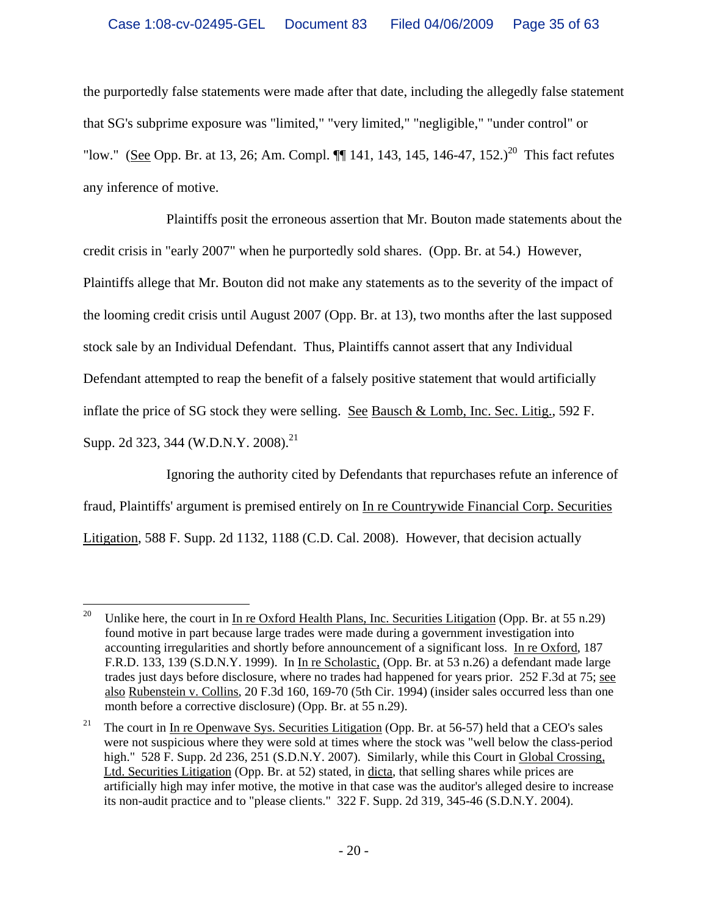the purportedly false statements were made after that date, including the allegedly false statement that SG's subprime exposure was "limited," "very limited," "negligible," "under control" or "low." (See Opp. Br. at 13, 26; Am. Compl. ¶¶ 141, 143, 145, 146-47, 152.)[20] This fact refutes any inference of motive.

Plaintiffs posit the erroneous assertion that Mr. Bouton made statements about the credit crisis in "early 2007" when he purportedly sold shares. (Opp. Br. at 54.) However, Plaintiffs allege that Mr. Bouton did not make any statements as to the severity of the impact of the looming credit crisis until August 2007 (Opp. Br. at 13), two months after the last supposed stock sale by an Individual Defendant. Thus, Plaintiffs cannot assert that any Individual Defendant attempted to reap the benefit of a falsely positive statement that would artificially inflate the price of SG stock they were selling. See Bausch & Lomb, Inc. Sec. Litig., 592 F. Supp. 2d 323, 344 (W.D.N.Y. 2008).[21]

Ignoring the authority cited by Defendants that repurchases refute an inference of fraud, Plaintiffs' argument is premised entirely on In re Countrywide Financial Corp. Securities Litigation, 588 F. Supp. 2d 1132, 1188 (C.D. Cal. 2008). However, that decision actually

---

[20] Unlike here, the court in In re Oxford Health Plans, Inc. Securities Litigation (Opp. Br. at 55 n.29) found motive in part because large trades were made during a government investigation into accounting irregularities and shortly before announcement of a significant loss. In re Oxford, 187 F.R.D. 133, 139 (S.D.N.Y. 1999). In In re Scholastic, (Opp. Br. at 53 n.26) a defendant made large trades just days before disclosure, where no trades had happened for years prior. 252 F.3d at 75; see also Rubenstein v. Collins, 20 F.3d 160, 169-70 (5th Cir. 1994) (insider sales occurred less than one month before a corrective disclosure) (Opp. Br. at 55 n.29).

[21] The court in In re Openwave Sys. Securities Litigation (Opp. Br. at 56-57) held that a CEO's sales were not suspicious where they were sold at times where the stock was "well below the class-period high." 528 F. Supp. 2d 236, 251 (S.D.N.Y. 2007). Similarly, while this Court in Global Crossing, Ltd. Securities Litigation (Opp. Br. at 52) stated, in dicta, that selling shares while prices are artificially high may infer motive, the motive in that case was the auditor's alleged desire to increase its non-audit practice and to "please clients." 322 F. Supp. 2d 319, 345-46 (S.D.N.Y. 2004).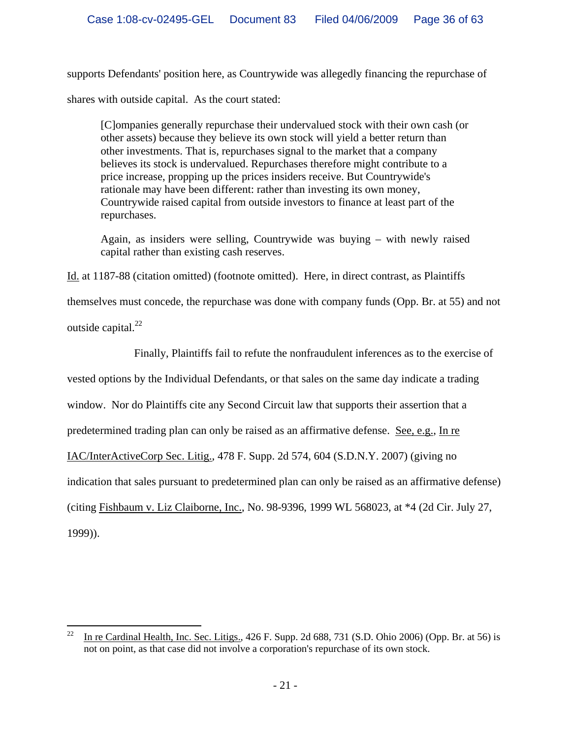supports Defendants' position here, as Countrywide was allegedly financing the repurchase of shares with outside capital. As the court stated:

> [C]ompanies generally repurchase their undervalued stock with their own cash (or other assets) because they believe its own stock will yield a better return than other investments. That is, repurchases signal to the market that a company believes its stock is undervalued. Repurchases therefore might contribute to a price increase, propping up the prices insiders receive. But Countrywide's rationale may have been different: rather than investing its own money, Countrywide raised capital from outside investors to finance at least part of the repurchases.
>
> Again, as insiders were selling, Countrywide was buying – with newly raised capital rather than existing cash reserves.

Id. at 1187-88 (citation omitted) (footnote omitted). Here, in direct contrast, as Plaintiffs themselves must concede, the repurchase was done with company funds (Opp. Br. at 55) and not outside capital.[22]

Finally, Plaintiffs fail to refute the nonfraudulent inferences as to the exercise of vested options by the Individual Defendants, or that sales on the same day indicate a trading window. Nor do Plaintiffs cite any Second Circuit law that supports their assertion that a predetermined trading plan can only be raised as an affirmative defense. See, e.g., In re IAC/InterActiveCorp Sec. Litig., 478 F. Supp. 2d 574, 604 (S.D.N.Y. 2007) (giving no indication that sales pursuant to predetermined plan can only be raised as an affirmative defense) (citing Fishbaum v. Liz Claiborne, Inc., No. 98-9396, 1999 WL 568023, at *4 (2d Cir. July 27, 1999)).

---

[22] In re Cardinal Health, Inc. Sec. Litigs., 426 F. Supp. 2d 688, 731 (S.D. Ohio 2006) (Opp. Br. at 56) is not on point, as that case did not involve a corporation's repurchase of its own stock.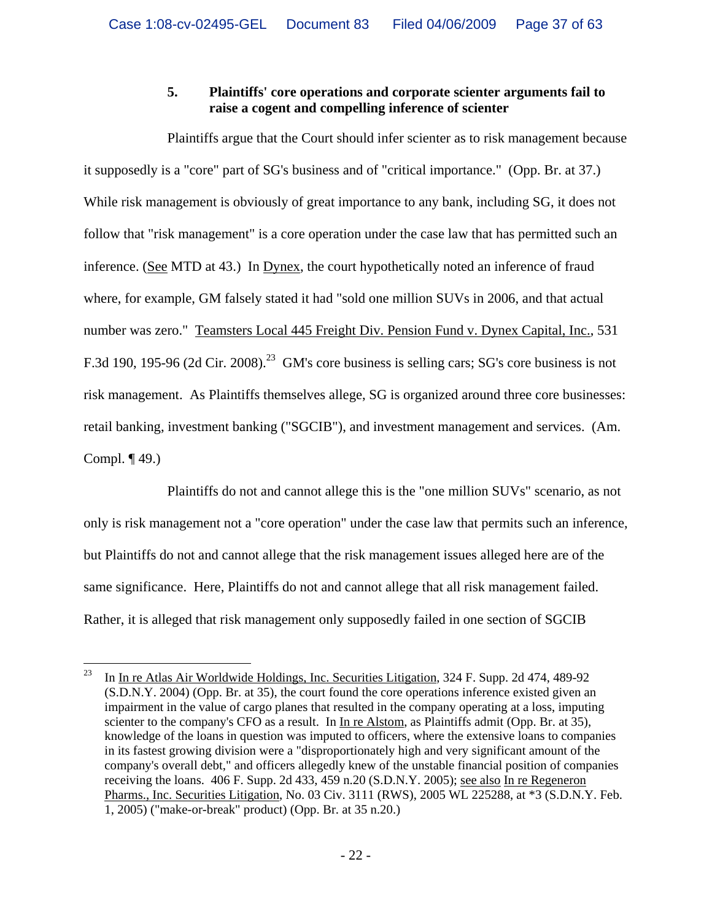### 5. Plaintiffs' core operations and corporate scienter arguments fail to raise a cogent and compelling inference of scienter

Plaintiffs argue that the Court should infer scienter as to risk management because it supposedly is a "core" part of SG's business and of "critical importance." (Opp. Br. at 37.) While risk management is obviously of great importance to any bank, including SG, it does not follow that "risk management" is a core operation under the case law that has permitted such an inference. (See MTD at 43.) In Dynex, the court hypothetically noted an inference of fraud where, for example, GM falsely stated it had "sold one million SUVs in 2006, and that actual number was zero." Teamsters Local 445 Freight Div. Pension Fund v. Dynex Capital, Inc., 531 F.3d 190, 195-96 (2d Cir. 2008).[23] GM's core business is selling cars; SG's core business is not risk management. As Plaintiffs themselves allege, SG is organized around three core businesses: retail banking, investment banking ("SGCIB"), and investment management and services. (Am. Compl. ¶ 49.)

Plaintiffs do not and cannot allege this is the "one million SUVs" scenario, as not only is risk management not a "core operation" under the case law that permits such an inference, but Plaintiffs do not and cannot allege that the risk management issues alleged here are of the same significance. Here, Plaintiffs do not and cannot allege that all risk management failed. Rather, it is alleged that risk management only supposedly failed in one section of SGCIB

---

[23] In In re Atlas Air Worldwide Holdings, Inc. Securities Litigation, 324 F. Supp. 2d 474, 489-92 (S.D.N.Y. 2004) (Opp. Br. at 35), the court found the core operations inference existed given an impairment in the value of cargo planes that resulted in the company operating at a loss, imputing scienter to the company's CFO as a result. In In re Alstom, as Plaintiffs admit (Opp. Br. at 35), knowledge of the loans in question was imputed to officers, where the extensive loans to companies in its fastest growing division were a "disproportionately high and very significant amount of the company's overall debt," and officers allegedly knew of the unstable financial position of companies receiving the loans. 406 F. Supp. 2d 433, 459 n.20 (S.D.N.Y. 2005); see also In re Regeneron Pharms., Inc. Securities Litigation, No. 03 Civ. 3111 (RWS), 2005 WL 225288, at *3 (S.D.N.Y. Feb. 1, 2005) ("make-or-break" product) (Opp. Br. at 35 n.20.)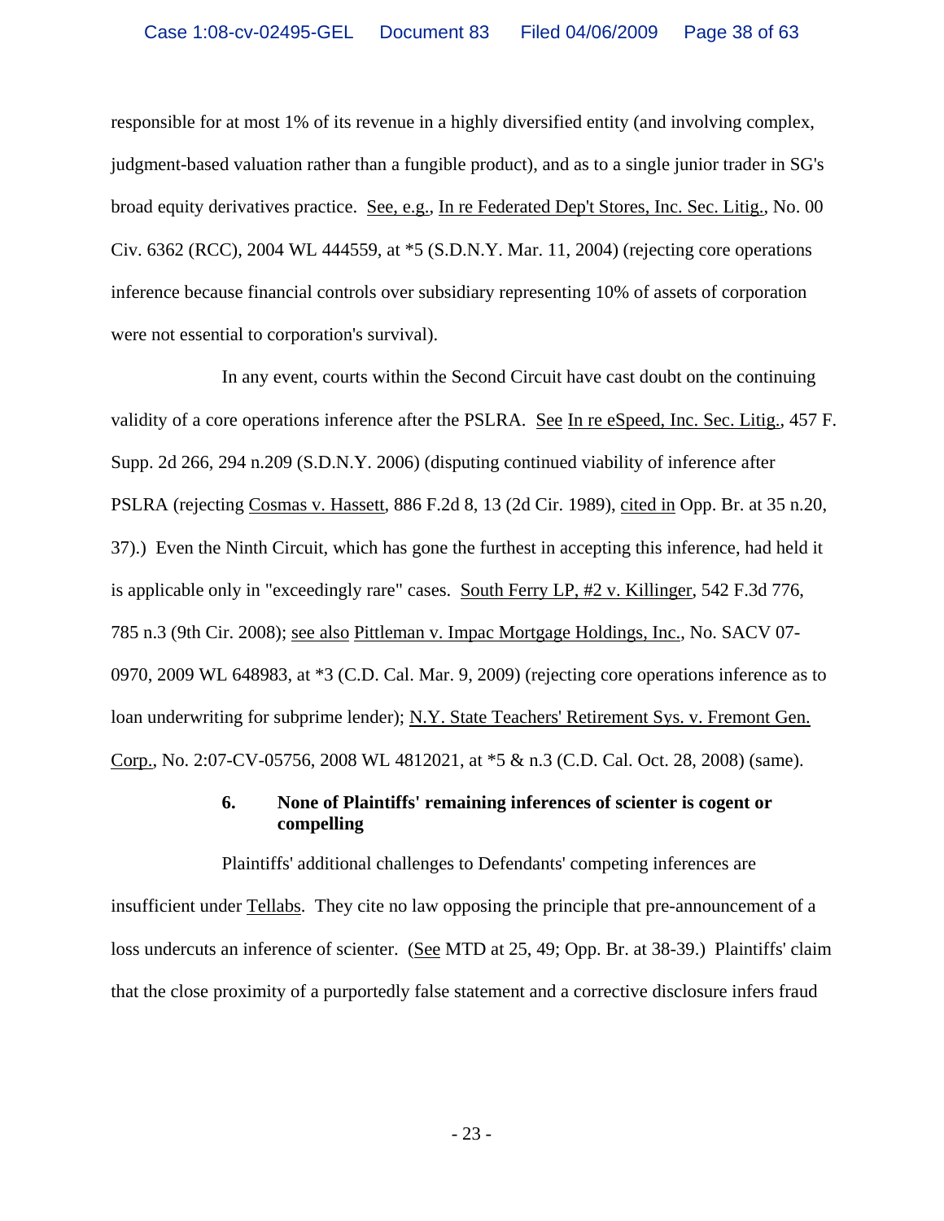responsible for at most 1% of its revenue in a highly diversified entity (and involving complex, judgment-based valuation rather than a fungible product), and as to a single junior trader in SG's broad equity derivatives practice. See, e.g., In re Federated Dep't Stores, Inc. Sec. Litig., No. 00 Civ. 6362 (RCC), 2004 WL 444559, at *5 (S.D.N.Y. Mar. 11, 2004) (rejecting core operations inference because financial controls over subsidiary representing 10% of assets of corporation were not essential to corporation's survival).

In any event, courts within the Second Circuit have cast doubt on the continuing validity of a core operations inference after the PSLRA. See In re eSpeed, Inc. Sec. Litig., 457 F. Supp. 2d 266, 294 n.209 (S.D.N.Y. 2006) (disputing continued viability of inference after PSLRA (rejecting Cosmas v. Hassett, 886 F.2d 8, 13 (2d Cir. 1989), cited in Opp. Br. at 35 n.20, 37).) Even the Ninth Circuit, which has gone the furthest in accepting this inference, had held it is applicable only in "exceedingly rare" cases. South Ferry LP, #2 v. Killinger, 542 F.3d 776, 785 n.3 (9th Cir. 2008); see also Pittleman v. Impac Mortgage Holdings, Inc., No. SACV 07-0970, 2009 WL 648983, at *3 (C.D. Cal. Mar. 9, 2009) (rejecting core operations inference as to loan underwriting for subprime lender); N.Y. State Teachers' Retirement Sys. v. Fremont Gen. Corp., No. 2:07-CV-05756, 2008 WL 4812021, at *5 & n.3 (C.D. Cal. Oct. 28, 2008) (same).

#### 6. None of Plaintiffs' remaining inferences of scienter is cogent or compelling

Plaintiffs' additional challenges to Defendants' competing inferences are insufficient under Tellabs. They cite no law opposing the principle that pre-announcement of a loss undercuts an inference of scienter. (See MTD at 25, 49; Opp. Br. at 38-39.) Plaintiffs' claim that the close proximity of a purportedly false statement and a corrective disclosure infers fraud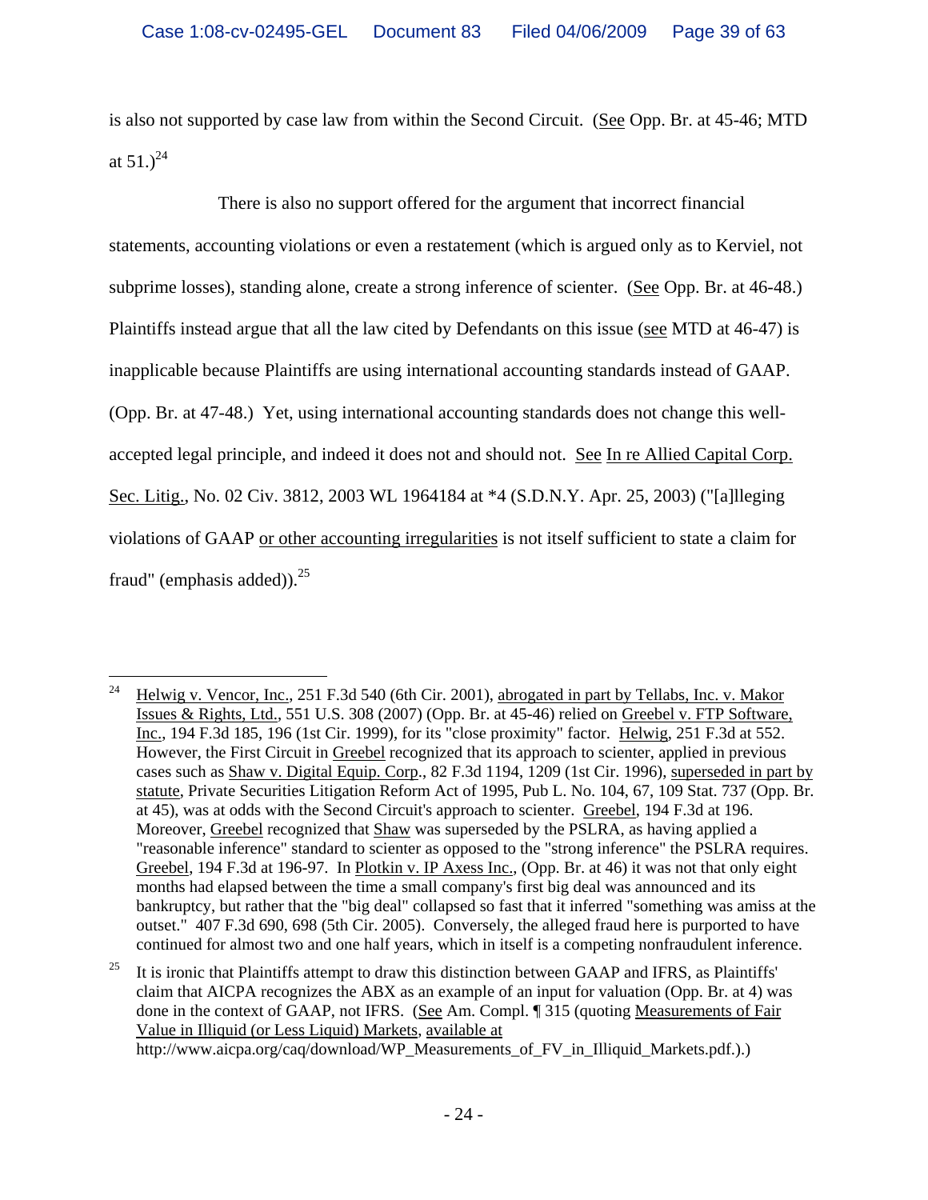is also not supported by case law from within the Second Circuit. (See Opp. Br. at 45-46; MTD at 51.)[24]

There is also no support offered for the argument that incorrect financial statements, accounting violations or even a restatement (which is argued only as to Kerviel, not subprime losses), standing alone, create a strong inference of scienter. (See Opp. Br. at 46-48.) Plaintiffs instead argue that all the law cited by Defendants on this issue (see MTD at 46-47) is inapplicable because Plaintiffs are using international accounting standards instead of GAAP. (Opp. Br. at 47-48.) Yet, using international accounting standards does not change this well-accepted legal principle, and indeed it does not and should not. See In re Allied Capital Corp. Sec. Litig., No. 02 Civ. 3812, 2003 WL 1964184 at *4 (S.D.N.Y. Apr. 25, 2003) ("[a]lleging violations of GAAP or other accounting irregularities is not itself sufficient to state a claim for fraud" (emphasis added)).[25]

---

[24] Helwig v. Vencor, Inc., 251 F.3d 540 (6th Cir. 2001), abrogated in part by Tellabs, Inc. v. Makor Issues & Rights, Ltd., 551 U.S. 308 (2007) (Opp. Br. at 45-46) relied on Greebel v. FTP Software, Inc., 194 F.3d 185, 196 (1st Cir. 1999), for its "close proximity" factor. Helwig, 251 F.3d at 552. However, the First Circuit in Greebel recognized that its approach to scienter, applied in previous cases such as Shaw v. Digital Equip. Corp., 82 F.3d 1194, 1209 (1st Cir. 1996), superseded in part by statute, Private Securities Litigation Reform Act of 1995, Pub L. No. 104, 67, 109 Stat. 737 (Opp. Br. at 45), was at odds with the Second Circuit's approach to scienter. Greebel, 194 F.3d at 196. Moreover, Greebel recognized that Shaw was superseded by the PSLRA, as having applied a "reasonable inference" standard to scienter as opposed to the "strong inference" the PSLRA requires. Greebel, 194 F.3d at 196-97. In Plotkin v. IP Axess Inc., (Opp. Br. at 46) it was not that only eight months had elapsed between the time a small company's first big deal was announced and its bankruptcy, but rather that the "big deal" collapsed so fast that it inferred "something was amiss at the outset." 407 F.3d 690, 698 (5th Cir. 2005). Conversely, the alleged fraud here is purported to have continued for almost two and one half years, which in itself is a competing nonfraudulent inference.

[25] It is ironic that Plaintiffs attempt to draw this distinction between GAAP and IFRS, as Plaintiffs' claim that AICPA recognizes the ABX as an example of an input for valuation (Opp. Br. at 4) was done in the context of GAAP, not IFRS. (See Am. Compl. ¶ 315 (quoting Measurements of Fair Value in Illiquid (or Less Liquid) Markets, available at http://www.aicpa.org/caq/download/WP_Measurements_of_FV_in_Illiquid_Markets.pdf.).)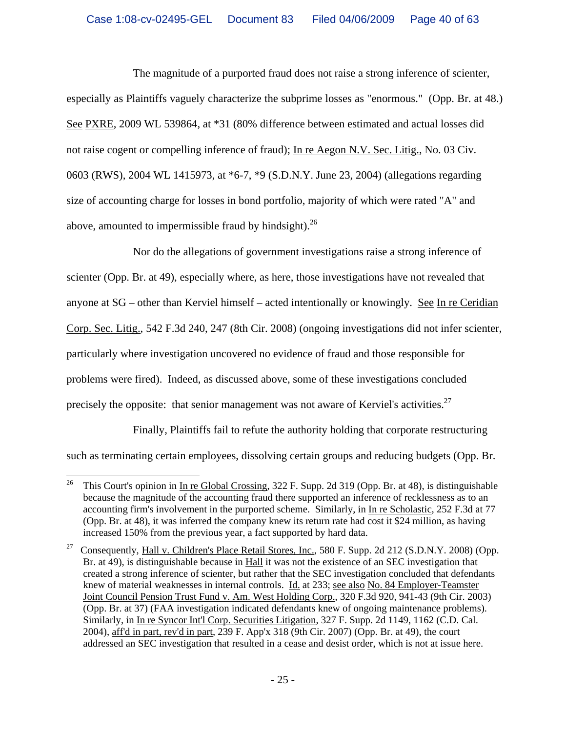The magnitude of a purported fraud does not raise a strong inference of scienter, especially as Plaintiffs vaguely characterize the subprime losses as "enormous." (Opp. Br. at 48.) See PXRE, 2009 WL 539864, at *31 (80% difference between estimated and actual losses did not raise cogent or compelling inference of fraud); In re Aegon N.V. Sec. Litig., No. 03 Civ. 0603 (RWS), 2004 WL 1415973, at *6-7, *9 (S.D.N.Y. June 23, 2004) (allegations regarding size of accounting charge for losses in bond portfolio, majority of which were rated "A" and above, amounted to impermissible fraud by hindsight).[26]

Nor do the allegations of government investigations raise a strong inference of scienter (Opp. Br. at 49), especially where, as here, those investigations have not revealed that anyone at SG – other than Kerviel himself – acted intentionally or knowingly. See In re Ceridian Corp. Sec. Litig., 542 F.3d 240, 247 (8th Cir. 2008) (ongoing investigations did not infer scienter, particularly where investigation uncovered no evidence of fraud and those responsible for problems were fired). Indeed, as discussed above, some of these investigations concluded precisely the opposite: that senior management was not aware of Kerviel's activities.[27]

Finally, Plaintiffs fail to refute the authority holding that corporate restructuring such as terminating certain employees, dissolving certain groups and reducing budgets (Opp. Br.

---

[26] This Court's opinion in In re Global Crossing, 322 F. Supp. 2d 319 (Opp. Br. at 48), is distinguishable because the magnitude of the accounting fraud there supported an inference of recklessness as to an accounting firm's involvement in the purported scheme. Similarly, in In re Scholastic, 252 F.3d at 77 (Opp. Br. at 48), it was inferred the company knew its return rate had cost it $24 million, as having increased 150% from the previous year, a fact supported by hard data.

[27] Consequently, Hall v. Children's Place Retail Stores, Inc., 580 F. Supp. 2d 212 (S.D.N.Y. 2008) (Opp. Br. at 49), is distinguishable because in Hall it was not the existence of an SEC investigation that created a strong inference of scienter, but rather that the SEC investigation concluded that defendants knew of material weaknesses in internal controls. Id. at 233; see also No. 84 Employer-Teamster Joint Council Pension Trust Fund v. Am. West Holding Corp., 320 F.3d 920, 941-43 (9th Cir. 2003) (Opp. Br. at 37) (FAA investigation indicated defendants knew of ongoing maintenance problems). Similarly, in In re Syncor Int'l Corp. Securities Litigation, 327 F. Supp. 2d 1149, 1162 (C.D. Cal. 2004), aff'd in part, rev'd in part, 239 F. App'x 318 (9th Cir. 2007) (Opp. Br. at 49), the court addressed an SEC investigation that resulted in a cease and desist order, which is not at issue here.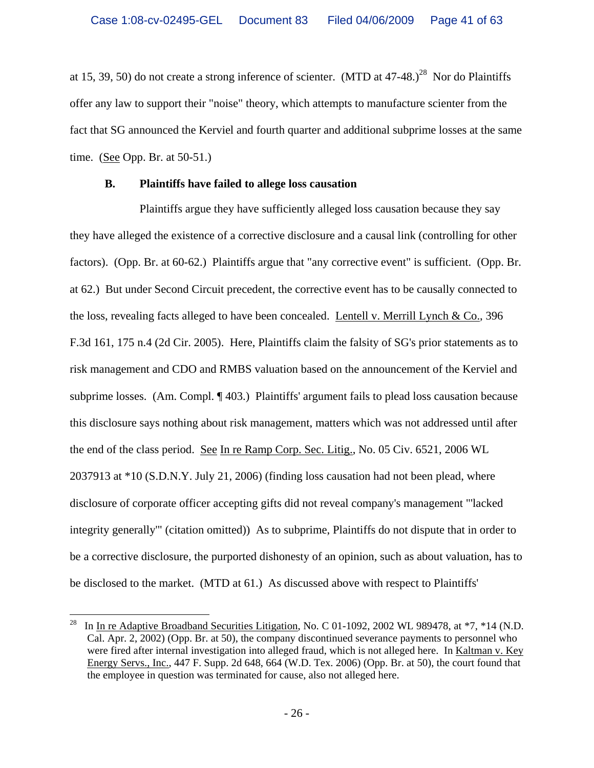at 15, 39, 50) do not create a strong inference of scienter. (MTD at 47-48.)[28] Nor do Plaintiffs offer any law to support their "noise" theory, which attempts to manufacture scienter from the fact that SG announced the Kerviel and fourth quarter and additional subprime losses at the same time. (See Opp. Br. at 50-51.)

### B. Plaintiffs have failed to allege loss causation

Plaintiffs argue they have sufficiently alleged loss causation because they say they have alleged the existence of a corrective disclosure and a causal link (controlling for other factors). (Opp. Br. at 60-62.) Plaintiffs argue that "any corrective event" is sufficient. (Opp. Br. at 62.) But under Second Circuit precedent, the corrective event has to be causally connected to the loss, revealing facts alleged to have been concealed. Lentell v. Merrill Lynch & Co., 396 F.3d 161, 175 n.4 (2d Cir. 2005). Here, Plaintiffs claim the falsity of SG's prior statements as to risk management and CDO and RMBS valuation based on the announcement of the Kerviel and subprime losses. (Am. Compl. ¶ 403.) Plaintiffs' argument fails to plead loss causation because this disclosure says nothing about risk management, matters which was not addressed until after the end of the class period. See In re Ramp Corp. Sec. Litig., No. 05 Civ. 6521, 2006 WL 2037913 at *10 (S.D.N.Y. July 21, 2006) (finding loss causation had not been plead, where disclosure of corporate officer accepting gifts did not reveal company's management "'lacked integrity generally'" (citation omitted)) As to subprime, Plaintiffs do not dispute that in order to be a corrective disclosure, the purported dishonesty of an opinion, such as about valuation, has to be disclosed to the market. (MTD at 61.) As discussed above with respect to Plaintiffs'

---

[28] In In re Adaptive Broadband Securities Litigation, No. C 01-1092, 2002 WL 989478, at *7, *14 (N.D. Cal. Apr. 2, 2002) (Opp. Br. at 50), the company discontinued severance payments to personnel who were fired after internal investigation into alleged fraud, which is not alleged here. In Kaltman v. Key Energy Servs., Inc., 447 F. Supp. 2d 648, 664 (W.D. Tex. 2006) (Opp. Br. at 50), the court found that the employee in question was terminated for cause, also not alleged here.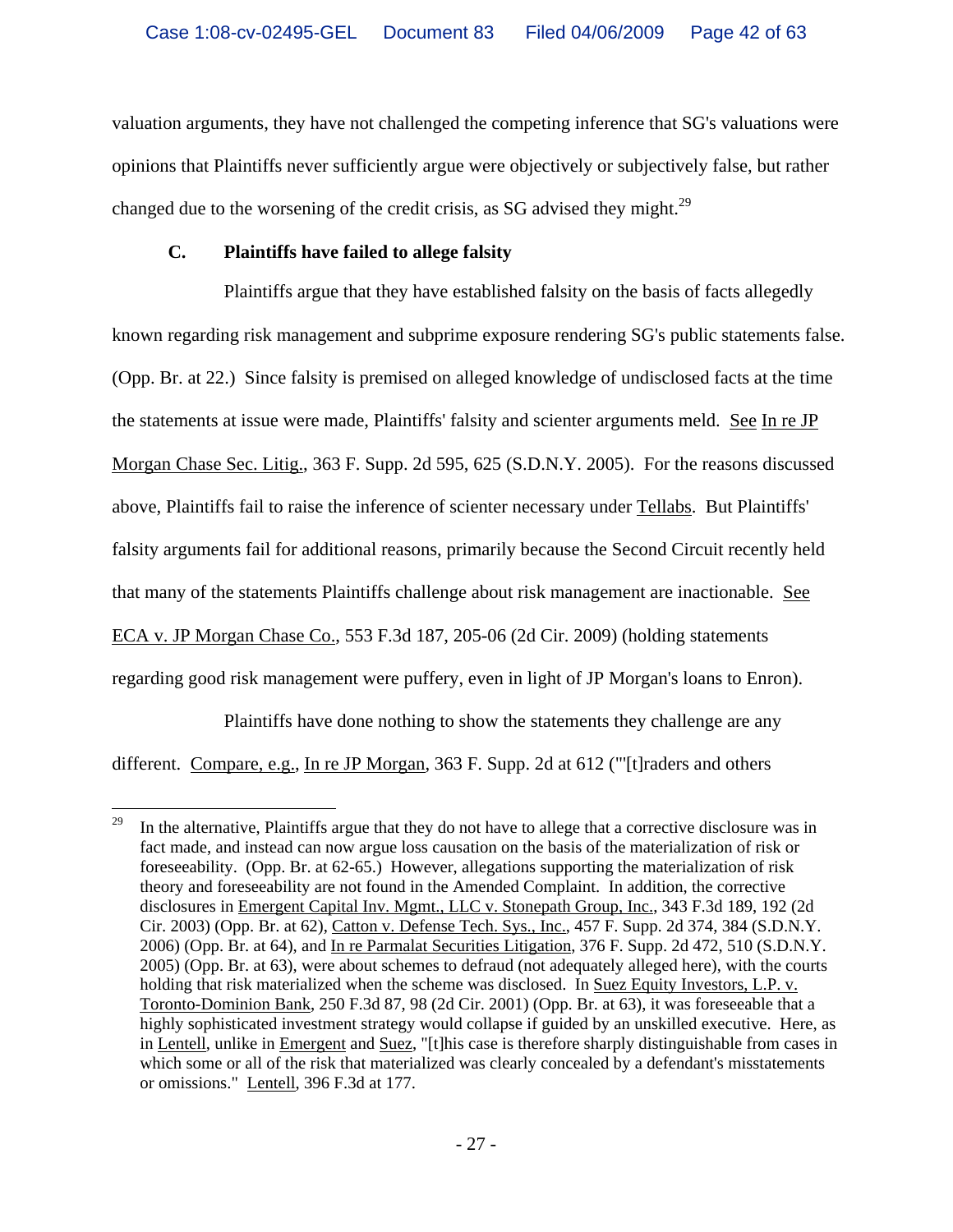valuation arguments, they have not challenged the competing inference that SG's valuations were opinions that Plaintiffs never sufficiently argue were objectively or subjectively false, but rather changed due to the worsening of the credit crisis, as SG advised they might.[29]

### C. Plaintiffs have failed to allege falsity

Plaintiffs argue that they have established falsity on the basis of facts allegedly known regarding risk management and subprime exposure rendering SG's public statements false. (Opp. Br. at 22.) Since falsity is premised on alleged knowledge of undisclosed facts at the time the statements at issue were made, Plaintiffs' falsity and scienter arguments meld. See In re JP Morgan Chase Sec. Litig., 363 F. Supp. 2d 595, 625 (S.D.N.Y. 2005). For the reasons discussed above, Plaintiffs fail to raise the inference of scienter necessary under Tellabs. But Plaintiffs' falsity arguments fail for additional reasons, primarily because the Second Circuit recently held that many of the statements Plaintiffs challenge about risk management are inactionable. See ECA v. JP Morgan Chase Co., 553 F.3d 187, 205-06 (2d Cir. 2009) (holding statements regarding good risk management were puffery, even in light of JP Morgan's loans to Enron).

Plaintiffs have done nothing to show the statements they challenge are any different. Compare, e.g., In re JP Morgan, 363 F. Supp. 2d at 612 ("'[t]raders and others

---

[29] In the alternative, Plaintiffs argue that they do not have to allege that a corrective disclosure was in fact made, and instead can now argue loss causation on the basis of the materialization of risk or foreseeability. (Opp. Br. at 62-65.) However, allegations supporting the materialization of risk theory and foreseeability are not found in the Amended Complaint. In addition, the corrective disclosures in Emergent Capital Inv. Mgmt., LLC v. Stonepath Group, Inc., 343 F.3d 189, 192 (2d Cir. 2003) (Opp. Br. at 62), Catton v. Defense Tech. Sys., Inc., 457 F. Supp. 2d 374, 384 (S.D.N.Y. 2006) (Opp. Br. at 64), and In re Parmalat Securities Litigation, 376 F. Supp. 2d 472, 510 (S.D.N.Y. 2005) (Opp. Br. at 63), were about schemes to defraud (not adequately alleged here), with the courts holding that risk materialized when the scheme was disclosed. In Suez Equity Investors, L.P. v. Toronto-Dominion Bank, 250 F.3d 87, 98 (2d Cir. 2001) (Opp. Br. at 63), it was foreseeable that a highly sophisticated investment strategy would collapse if guided by an unskilled executive. Here, as in Lentell, unlike in Emergent and Suez, "[t]his case is therefore sharply distinguishable from cases in which some or all of the risk that materialized was clearly concealed by a defendant's misstatements or omissions." Lentell, 396 F.3d at 177.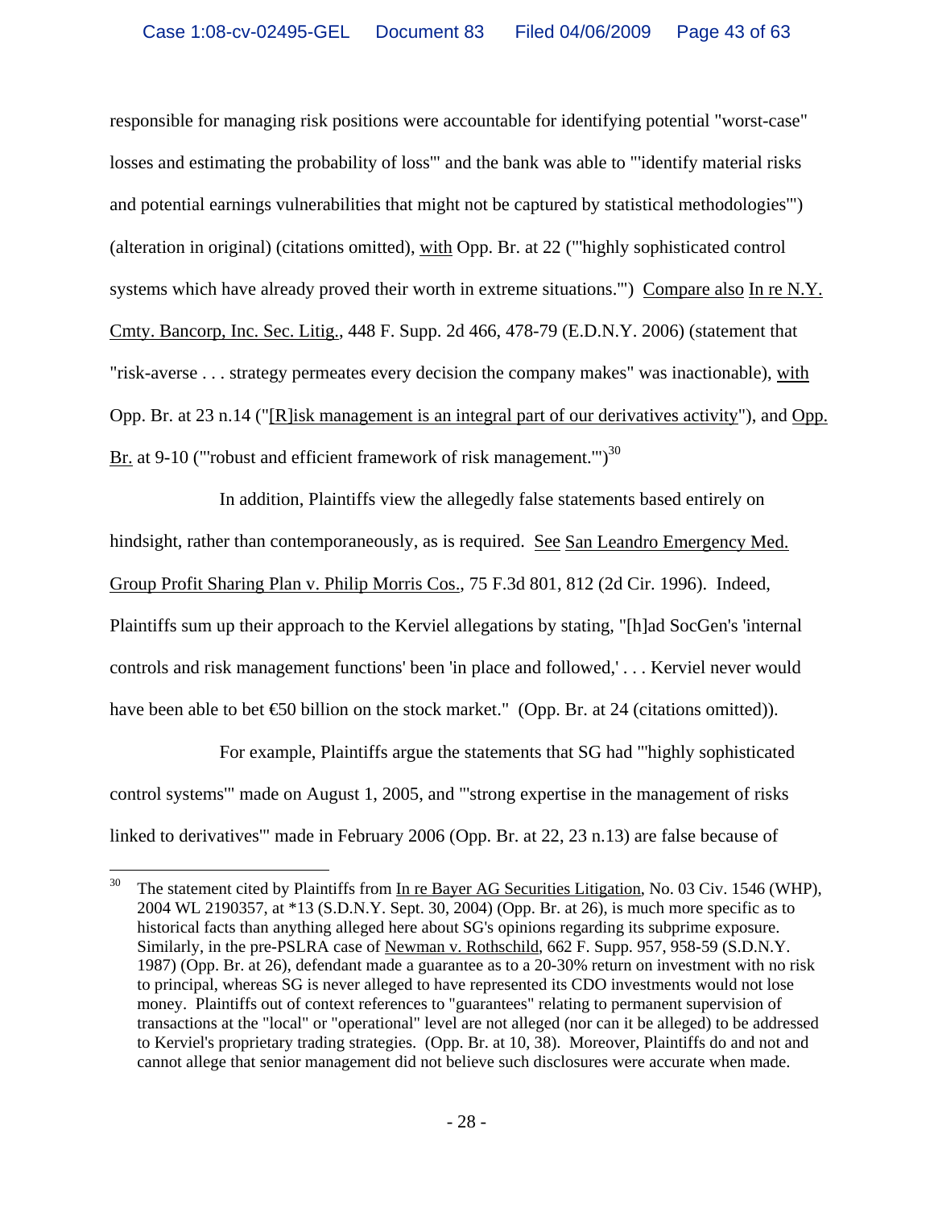responsible for managing risk positions were accountable for identifying potential "worst-case" losses and estimating the probability of loss'" and the bank was able to "'identify material risks and potential earnings vulnerabilities that might not be captured by statistical methodologies'") (alteration in original) (citations omitted), with Opp. Br. at 22 ("'highly sophisticated control systems which have already proved their worth in extreme situations.'") Compare also In re N.Y. Cmty. Bancorp, Inc. Sec. Litig., 448 F. Supp. 2d 466, 478-79 (E.D.N.Y. 2006) (statement that "risk-averse . . . strategy permeates every decision the company makes" was inactionable), with Opp. Br. at 23 n.14 ("[R]isk management is an integral part of our derivatives activity"), and Opp. Br. at 9-10 ("'robust and efficient framework of risk management.'")[30]

In addition, Plaintiffs view the allegedly false statements based entirely on hindsight, rather than contemporaneously, as is required. See San Leandro Emergency Med. Group Profit Sharing Plan v. Philip Morris Cos., 75 F.3d 801, 812 (2d Cir. 1996). Indeed, Plaintiffs sum up their approach to the Kerviel allegations by stating, "[h]ad SocGen's 'internal controls and risk management functions' been 'in place and followed,' . . . Kerviel never would have been able to bet €50 billion on the stock market." (Opp. Br. at 24 (citations omitted)).

For example, Plaintiffs argue the statements that SG had "'highly sophisticated control systems'" made on August 1, 2005, and "'strong expertise in the management of risks linked to derivatives'" made in February 2006 (Opp. Br. at 22, 23 n.13) are false because of

---

[30] The statement cited by Plaintiffs from In re Bayer AG Securities Litigation, No. 03 Civ. 1546 (WHP), 2004 WL 2190357, at *13 (S.D.N.Y. Sept. 30, 2004) (Opp. Br. at 26), is much more specific as to historical facts than anything alleged here about SG's opinions regarding its subprime exposure. Similarly, in the pre-PSLRA case of Newman v. Rothschild, 662 F. Supp. 957, 958-59 (S.D.N.Y. 1987) (Opp. Br. at 26), defendant made a guarantee as to a 20-30% return on investment with no risk to principal, whereas SG is never alleged to have represented its CDO investments would not lose money. Plaintiffs out of context references to "guarantees" relating to permanent supervision of transactions at the "local" or "operational" level are not alleged (nor can it be alleged) to be addressed to Kerviel's proprietary trading strategies. (Opp. Br. at 10, 38). Moreover, Plaintiffs do and not and cannot allege that senior management did not believe such disclosures were accurate when made.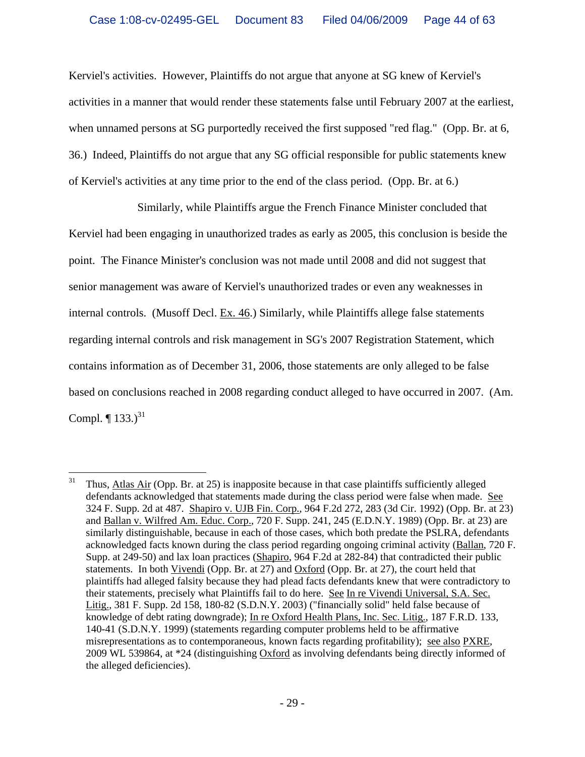Kerviel's activities. However, Plaintiffs do not argue that anyone at SG knew of Kerviel's activities in a manner that would render these statements false until February 2007 at the earliest, when unnamed persons at SG purportedly received the first supposed "red flag." (Opp. Br. at 6, 36.) Indeed, Plaintiffs do not argue that any SG official responsible for public statements knew of Kerviel's activities at any time prior to the end of the class period. (Opp. Br. at 6.)

Similarly, while Plaintiffs argue the French Finance Minister concluded that Kerviel had been engaging in unauthorized trades as early as 2005, this conclusion is beside the point. The Finance Minister's conclusion was not made until 2008 and did not suggest that senior management was aware of Kerviel's unauthorized trades or even any weaknesses in internal controls. (Musoff Decl. Ex. 46.) Similarly, while Plaintiffs allege false statements regarding internal controls and risk management in SG's 2007 Registration Statement, which contains information as of December 31, 2006, those statements are only alleged to be false based on conclusions reached in 2008 regarding conduct alleged to have occurred in 2007. (Am. Compl. ¶ 133.)[31]

---

[31] Thus, Atlas Air (Opp. Br. at 25) is inapposite because in that case plaintiffs sufficiently alleged defendants acknowledged that statements made during the class period were false when made. See 324 F. Supp. 2d at 487. Shapiro v. UJB Fin. Corp., 964 F.2d 272, 283 (3d Cir. 1992) (Opp. Br. at 23) and Ballan v. Wilfred Am. Educ. Corp., 720 F. Supp. 241, 245 (E.D.N.Y. 1989) (Opp. Br. at 23) are similarly distinguishable, because in each of those cases, which both predate the PSLRA, defendants acknowledged facts known during the class period regarding ongoing criminal activity (Ballan, 720 F. Supp. at 249-50) and lax loan practices (Shapiro, 964 F.2d at 282-84) that contradicted their public statements. In both Vivendi (Opp. Br. at 27) and Oxford (Opp. Br. at 27), the court held that plaintiffs had alleged falsity because they had plead facts defendants knew that were contradictory to their statements, precisely what Plaintiffs fail to do here. See In re Vivendi Universal, S.A. Sec. Litig., 381 F. Supp. 2d 158, 180-82 (S.D.N.Y. 2003) ("financially solid" held false because of knowledge of debt rating downgrade); In re Oxford Health Plans, Inc. Sec. Litig., 187 F.R.D. 133, 140-41 (S.D.N.Y. 1999) (statements regarding computer problems held to be affirmative misrepresentations as to contemporaneous, known facts regarding profitability); see also PXRE, 2009 WL 539864, at *24 (distinguishing Oxford as involving defendants being directly informed of the alleged deficiencies).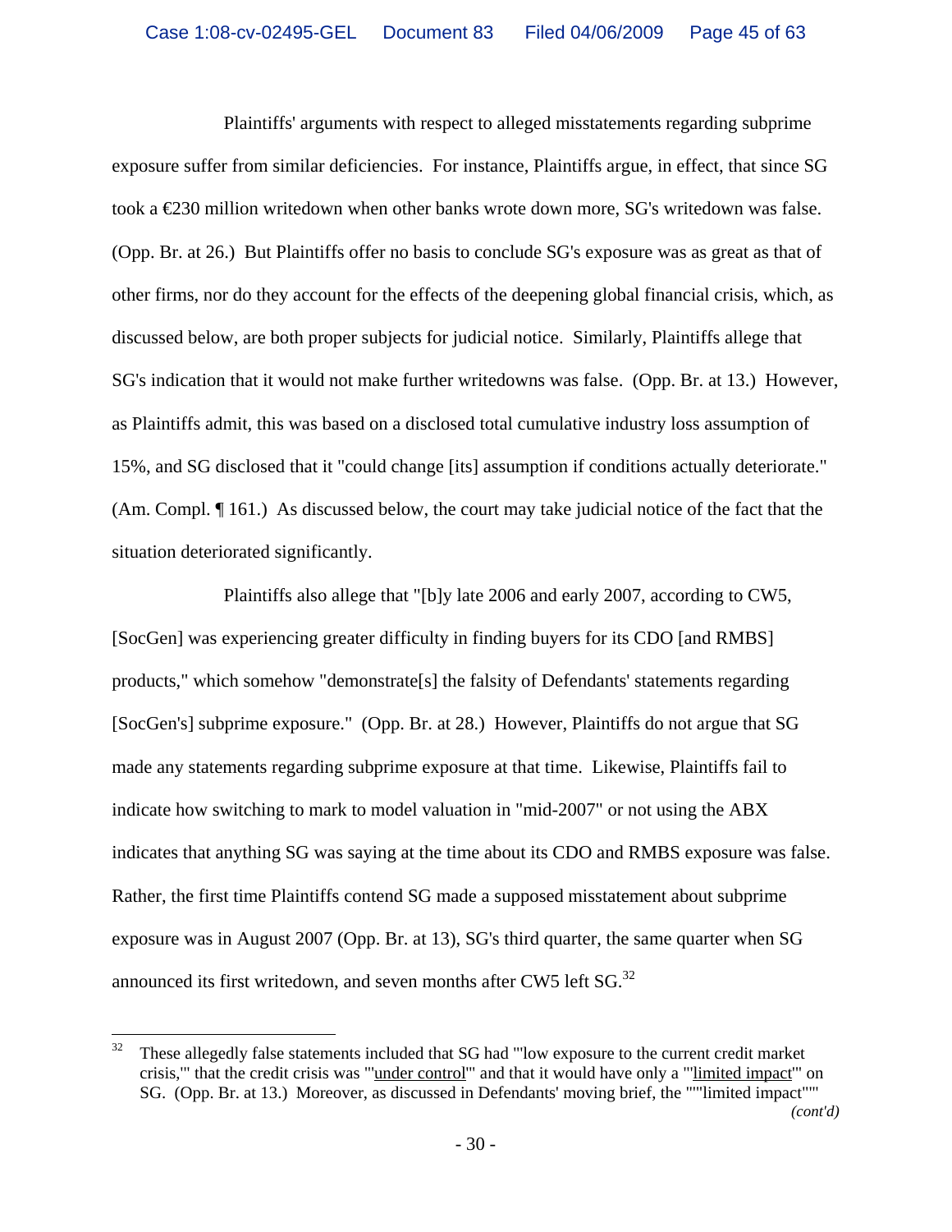Plaintiffs' arguments with respect to alleged misstatements regarding subprime exposure suffer from similar deficiencies. For instance, Plaintiffs argue, in effect, that since SG took a €230 million writedown when other banks wrote down more, SG's writedown was false. (Opp. Br. at 26.) But Plaintiffs offer no basis to conclude SG's exposure was as great as that of other firms, nor do they account for the effects of the deepening global financial crisis, which, as discussed below, are both proper subjects for judicial notice. Similarly, Plaintiffs allege that SG's indication that it would not make further writedowns was false. (Opp. Br. at 13.) However, as Plaintiffs admit, this was based on a disclosed total cumulative industry loss assumption of 15%, and SG disclosed that it "could change [its] assumption if conditions actually deteriorate." (Am. Compl. ¶ 161.) As discussed below, the court may take judicial notice of the fact that the situation deteriorated significantly.

Plaintiffs also allege that "[b]y late 2006 and early 2007, according to CW5, [SocGen] was experiencing greater difficulty in finding buyers for its CDO [and RMBS] products," which somehow "demonstrate[s] the falsity of Defendants' statements regarding [SocGen's] subprime exposure." (Opp. Br. at 28.) However, Plaintiffs do not argue that SG made any statements regarding subprime exposure at that time. Likewise, Plaintiffs fail to indicate how switching to mark to model valuation in "mid-2007" or not using the ABX indicates that anything SG was saying at the time about its CDO and RMBS exposure was false. Rather, the first time Plaintiffs contend SG made a supposed misstatement about subprime exposure was in August 2007 (Opp. Br. at 13), SG's third quarter, the same quarter when SG announced its first writedown, and seven months after CW5 left SG.[32]

---

[32] These allegedly false statements included that SG had "'low exposure to the current credit market crisis,'" that the credit crisis was "'<u>under control</u>'" and that it would have only a "'<u>limited impact</u>'" on SG. (Opp. Br. at 13.) Moreover, as discussed in Defendants' moving brief, the """limited impact"""

*(cont'd)*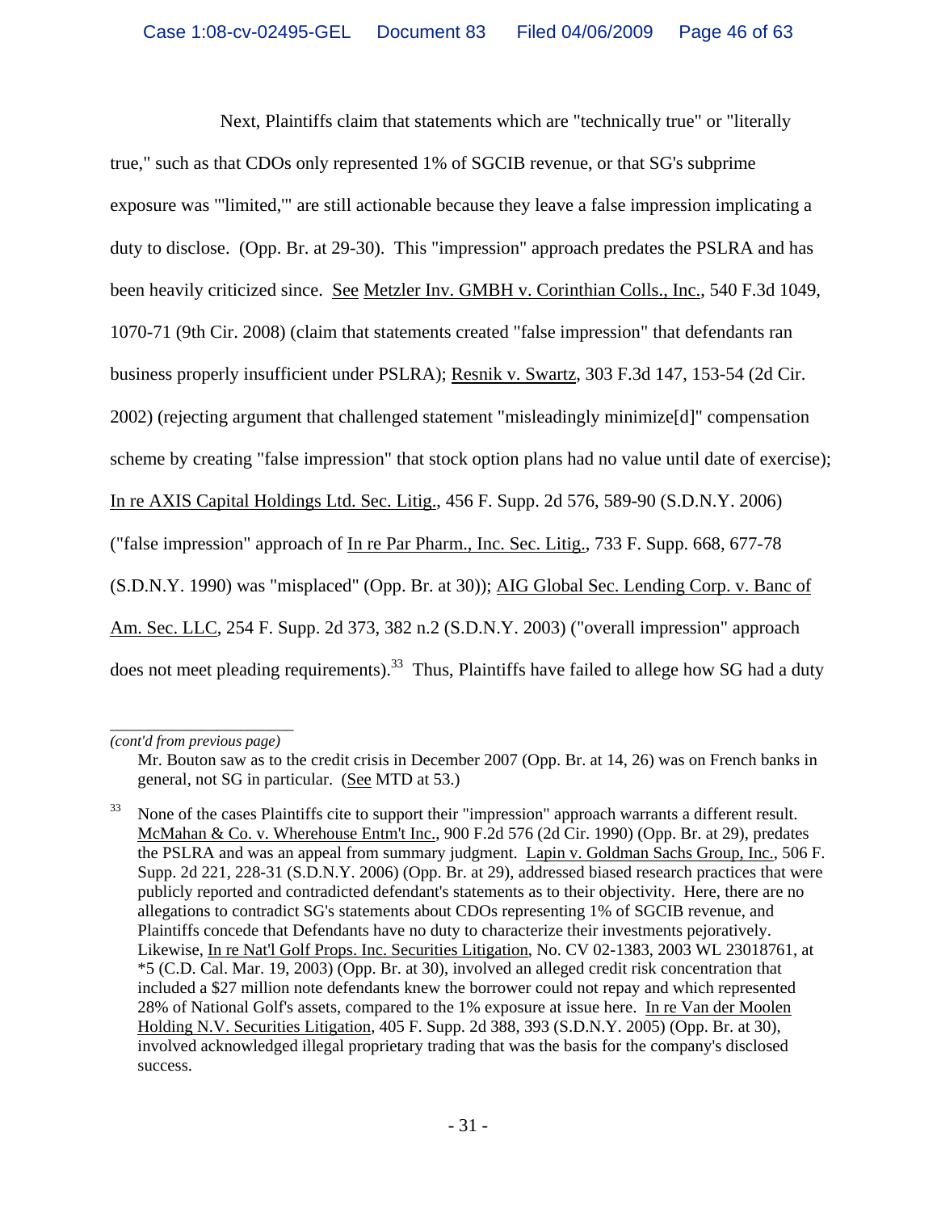Next, Plaintiffs claim that statements which are "technically true" or "literally true," such as that CDOs only represented 1% of SGCIB revenue, or that SG's subprime exposure was "'limited,'" are still actionable because they leave a false impression implicating a duty to disclose. (Opp. Br. at 29-30). This "impression" approach predates the PSLRA and has been heavily criticized since. See Metzler Inv. GMBH v. Corinthian Colls., Inc., 540 F.3d 1049, 1070-71 (9th Cir. 2008) (claim that statements created "false impression" that defendants ran business properly insufficient under PSLRA); Resnik v. Swartz, 303 F.3d 147, 153-54 (2d Cir. 2002) (rejecting argument that challenged statement "misleadingly minimize[d]" compensation scheme by creating "false impression" that stock option plans had no value until date of exercise); In re AXIS Capital Holdings Ltd. Sec. Litig., 456 F. Supp. 2d 576, 589-90 (S.D.N.Y. 2006) ("false impression" approach of In re Par Pharm., Inc. Sec. Litig., 733 F. Supp. 668, 677-78 (S.D.N.Y. 1990) was "misplaced" (Opp. Br. at 30)); AIG Global Sec. Lending Corp. v. Banc of Am. Sec. LLC, 254 F. Supp. 2d 373, 382 n.2 (S.D.N.Y. 2003) ("overall impression" approach does not meet pleading requirements).[33] Thus, Plaintiffs have failed to allege how SG had a duty

---

*(cont'd from previous page)*

Mr. Bouton saw as to the credit crisis in December 2007 (Opp. Br. at 14, 26) was on French banks in general, not SG in particular. (See MTD at 53.)

[33] None of the cases Plaintiffs cite to support their "impression" approach warrants a different result. McMahan & Co. v. Wherehouse Entm't Inc., 900 F.2d 576 (2d Cir. 1990) (Opp. Br. at 29), predates the PSLRA and was an appeal from summary judgment. Lapin v. Goldman Sachs Group, Inc., 506 F. Supp. 2d 221, 228-31 (S.D.N.Y. 2006) (Opp. Br. at 29), addressed biased research practices that were publicly reported and contradicted defendant's statements as to their objectivity. Here, there are no allegations to contradict SG's statements about CDOs representing 1% of SGCIB revenue, and Plaintiffs concede that Defendants have no duty to characterize their investments pejoratively. Likewise, In re Nat'l Golf Props. Inc. Securities Litigation, No. CV 02-1383, 2003 WL 23018761, at *5 (C.D. Cal. Mar. 19, 2003) (Opp. Br. at 30), involved an alleged credit risk concentration that included a $27 million note defendants knew the borrower could not repay and which represented 28% of National Golf's assets, compared to the 1% exposure at issue here. In re Van der Moolen Holding N.V. Securities Litigation, 405 F. Supp. 2d 388, 393 (S.D.N.Y. 2005) (Opp. Br. at 30), involved acknowledged illegal proprietary trading that was the basis for the company's disclosed success.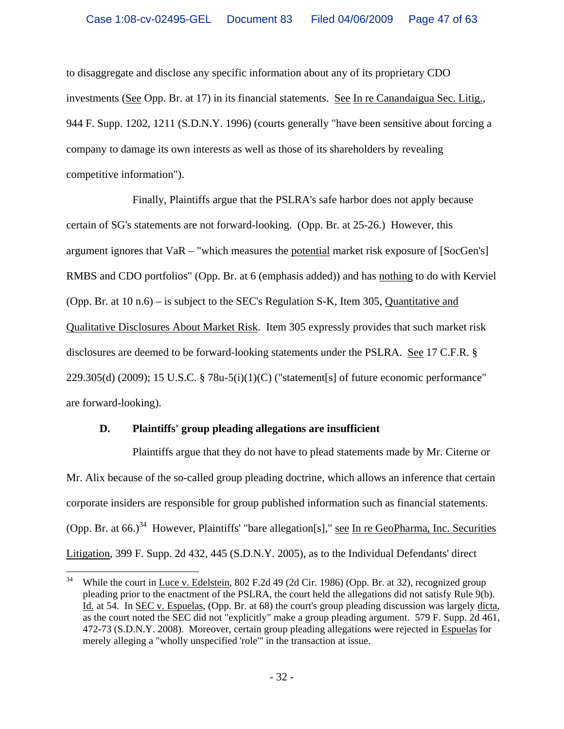to disaggregate and disclose any specific information about any of its proprietary CDO investments (See Opp. Br. at 17) in its financial statements. See In re Canandaigua Sec. Litig., 944 F. Supp. 1202, 1211 (S.D.N.Y. 1996) (courts generally "have been sensitive about forcing a company to damage its own interests as well as those of its shareholders by revealing competitive information").

Finally, Plaintiffs argue that the PSLRA's safe harbor does not apply because certain of SG's statements are not forward-looking. (Opp. Br. at 25-26.) However, this argument ignores that VaR – "which measures the potential market risk exposure of [SocGen's] RMBS and CDO portfolios" (Opp. Br. at 6 (emphasis added)) and has nothing to do with Kerviel (Opp. Br. at 10 n.6) – is subject to the SEC's Regulation S-K, Item 305, Quantitative and Qualitative Disclosures About Market Risk. Item 305 expressly provides that such market risk disclosures are deemed to be forward-looking statements under the PSLRA. See 17 C.F.R. § 229.305(d) (2009); 15 U.S.C. § 78u-5(i)(1)(C) ("statement[s] of future economic performance" are forward-looking).

**D. Plaintiffs' group pleading allegations are insufficient**

Plaintiffs argue that they do not have to plead statements made by Mr. Citerne or Mr. Alix because of the so-called group pleading doctrine, which allows an inference that certain corporate insiders are responsible for group published information such as financial statements. (Opp. Br. at 66.)[34] However, Plaintiffs' "bare allegation[s]," see In re GeoPharma, Inc. Securities Litigation, 399 F. Supp. 2d 432, 445 (S.D.N.Y. 2005), as to the Individual Defendants' direct

---

[34] While the court in Luce v. Edelstein, 802 F.2d 49 (2d Cir. 1986) (Opp. Br. at 32), recognized group pleading prior to the enactment of the PSLRA, the court held the allegations did not satisfy Rule 9(b). Id. at 54. In SEC v. Espuelas, (Opp. Br. at 68) the court's group pleading discussion was largely dicta, as the court noted the SEC did not "explicitly" make a group pleading argument. 579 F. Supp. 2d 461, 472-73 (S.D.N.Y. 2008). Moreover, certain group pleading allegations were rejected in Espuelas for merely alleging a "wholly unspecified 'role'" in the transaction at issue.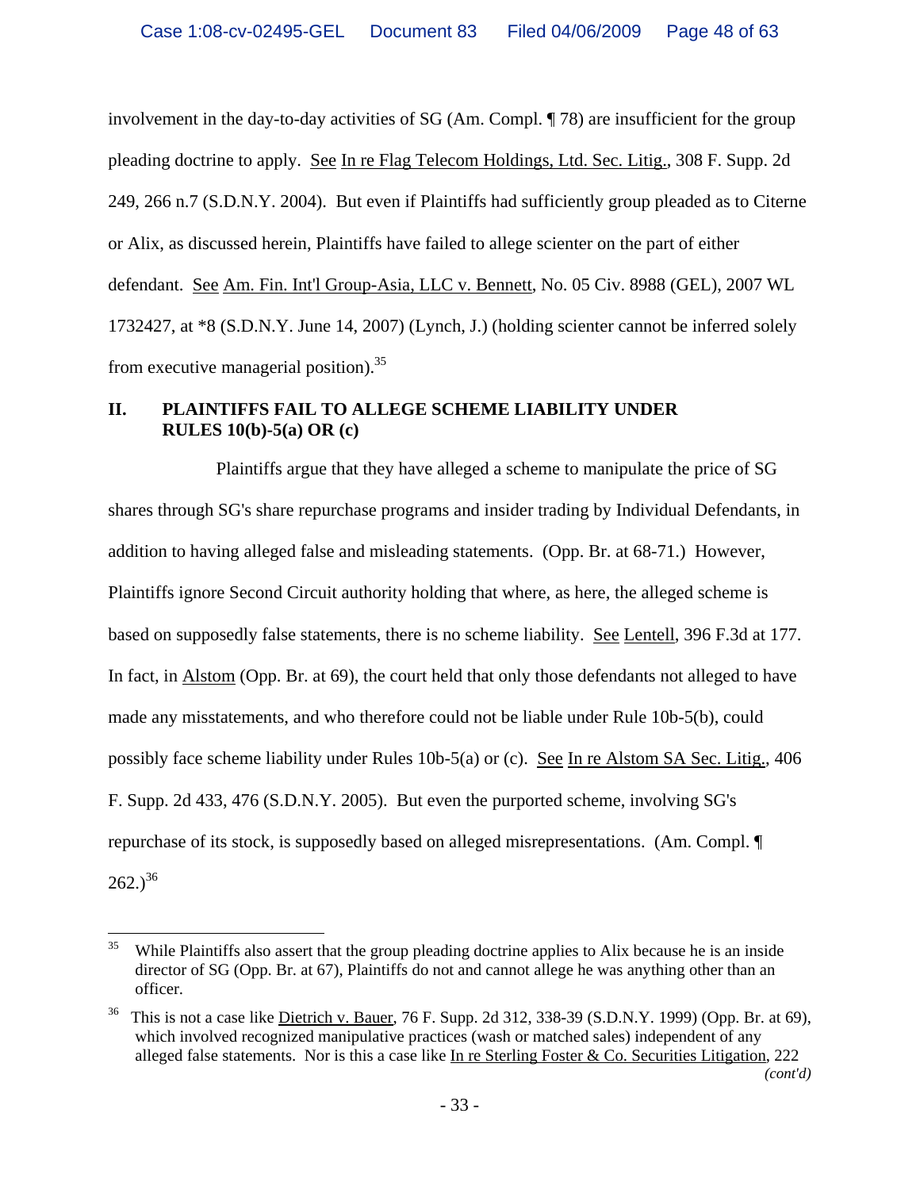involvement in the day-to-day activities of SG (Am. Compl. ¶ 78) are insufficient for the group pleading doctrine to apply. See In re Flag Telecom Holdings, Ltd. Sec. Litig., 308 F. Supp. 2d 249, 266 n.7 (S.D.N.Y. 2004). But even if Plaintiffs had sufficiently group pleaded as to Citerne or Alix, as discussed herein, Plaintiffs have failed to allege scienter on the part of either defendant. See Am. Fin. Int'l Group-Asia, LLC v. Bennett, No. 05 Civ. 8988 (GEL), 2007 WL 1732427, at *8 (S.D.N.Y. June 14, 2007) (Lynch, J.) (holding scienter cannot be inferred solely from executive managerial position).[35]

## II. PLAINTIFFS FAIL TO ALLEGE SCHEME LIABILITY UNDER RULES 10(b)-5(a) OR (c)

Plaintiffs argue that they have alleged a scheme to manipulate the price of SG shares through SG's share repurchase programs and insider trading by Individual Defendants, in addition to having alleged false and misleading statements. (Opp. Br. at 68-71.) However, Plaintiffs ignore Second Circuit authority holding that where, as here, the alleged scheme is based on supposedly false statements, there is no scheme liability. See Lentell, 396 F.3d at 177. In fact, in Alstom (Opp. Br. at 69), the court held that only those defendants not alleged to have made any misstatements, and who therefore could not be liable under Rule 10b-5(b), could possibly face scheme liability under Rules 10b-5(a) or (c). See In re Alstom SA Sec. Litig., 406 F. Supp. 2d 433, 476 (S.D.N.Y. 2005). But even the purported scheme, involving SG's repurchase of its stock, is supposedly based on alleged misrepresentations. (Am. Compl. ¶ 262.)[36]

---

[35] While Plaintiffs also assert that the group pleading doctrine applies to Alix because he is an inside director of SG (Opp. Br. at 67), Plaintiffs do not and cannot allege he was anything other than an officer.

[36] This is not a case like Dietrich v. Bauer, 76 F. Supp. 2d 312, 338-39 (S.D.N.Y. 1999) (Opp. Br. at 69), which involved recognized manipulative practices (wash or matched sales) independent of any alleged false statements. Nor is this a case like In re Sterling Foster & Co. Securities Litigation, 222

*(cont'd)*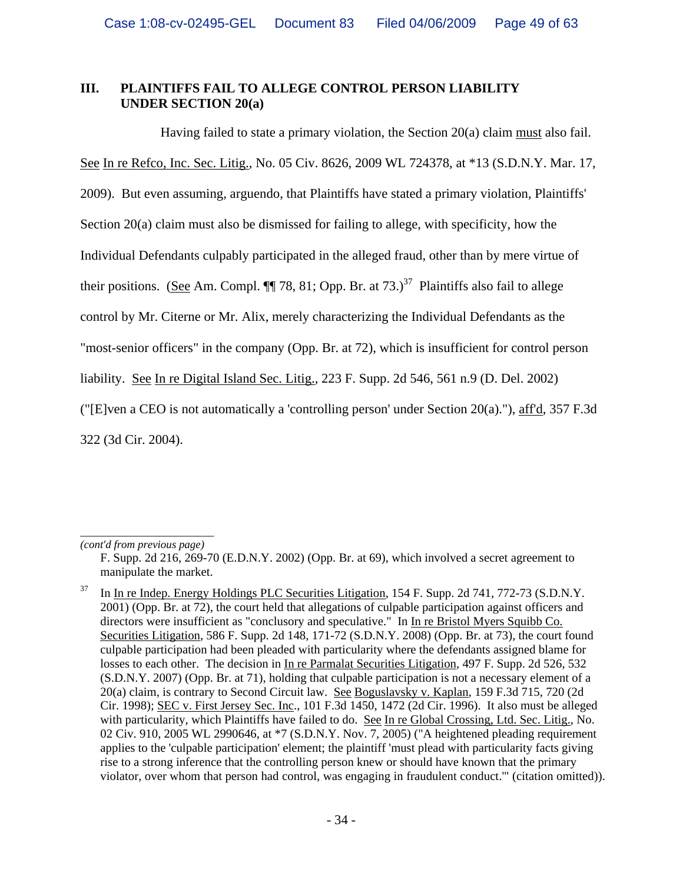### III. PLAINTIFFS FAIL TO ALLEGE CONTROL PERSON LIABILITY UNDER SECTION 20(a)

Having failed to state a primary violation, the Section 20(a) claim must also fail. See In re Refco, Inc. Sec. Litig., No. 05 Civ. 8626, 2009 WL 724378, at *13 (S.D.N.Y. Mar. 17, 2009). But even assuming, arguendo, that Plaintiffs have stated a primary violation, Plaintiffs' Section 20(a) claim must also be dismissed for failing to allege, with specificity, how the Individual Defendants culpably participated in the alleged fraud, other than by mere virtue of their positions. (See Am. Compl. ¶¶ 78, 81; Opp. Br. at 73.)[37] Plaintiffs also fail to allege control by Mr. Citerne or Mr. Alix, merely characterizing the Individual Defendants as the "most-senior officers" in the company (Opp. Br. at 72), which is insufficient for control person liability. See In re Digital Island Sec. Litig., 223 F. Supp. 2d 546, 561 n.9 (D. Del. 2002) ("[E]ven a CEO is not automatically a 'controlling person' under Section 20(a)."), aff'd, 357 F.3d 322 (3d Cir. 2004).

---

*(cont'd from previous page)*

F. Supp. 2d 216, 269-70 (E.D.N.Y. 2002) (Opp. Br. at 69), which involved a secret agreement to manipulate the market.

[37] In In re Indep. Energy Holdings PLC Securities Litigation, 154 F. Supp. 2d 741, 772-73 (S.D.N.Y. 2001) (Opp. Br. at 72), the court held that allegations of culpable participation against officers and directors were insufficient as "conclusory and speculative." In In re Bristol Myers Squibb Co. Securities Litigation, 586 F. Supp. 2d 148, 171-72 (S.D.N.Y. 2008) (Opp. Br. at 73), the court found culpable participation had been pleaded with particularity where the defendants assigned blame for losses to each other. The decision in In re Parmalat Securities Litigation, 497 F. Supp. 2d 526, 532 (S.D.N.Y. 2007) (Opp. Br. at 71), holding that culpable participation is not a necessary element of a 20(a) claim, is contrary to Second Circuit law. See Boguslavsky v. Kaplan, 159 F.3d 715, 720 (2d Cir. 1998); SEC v. First Jersey Sec. Inc., 101 F.3d 1450, 1472 (2d Cir. 1996). It also must be alleged with particularity, which Plaintiffs have failed to do. See In re Global Crossing, Ltd. Sec. Litig., No. 02 Civ. 910, 2005 WL 2990646, at *7 (S.D.N.Y. Nov. 7, 2005) ("A heightened pleading requirement applies to the 'culpable participation' element; the plaintiff 'must plead with particularity facts giving rise to a strong inference that the controlling person knew or should have known that the primary violator, over whom that person had control, was engaging in fraudulent conduct.'" (citation omitted)).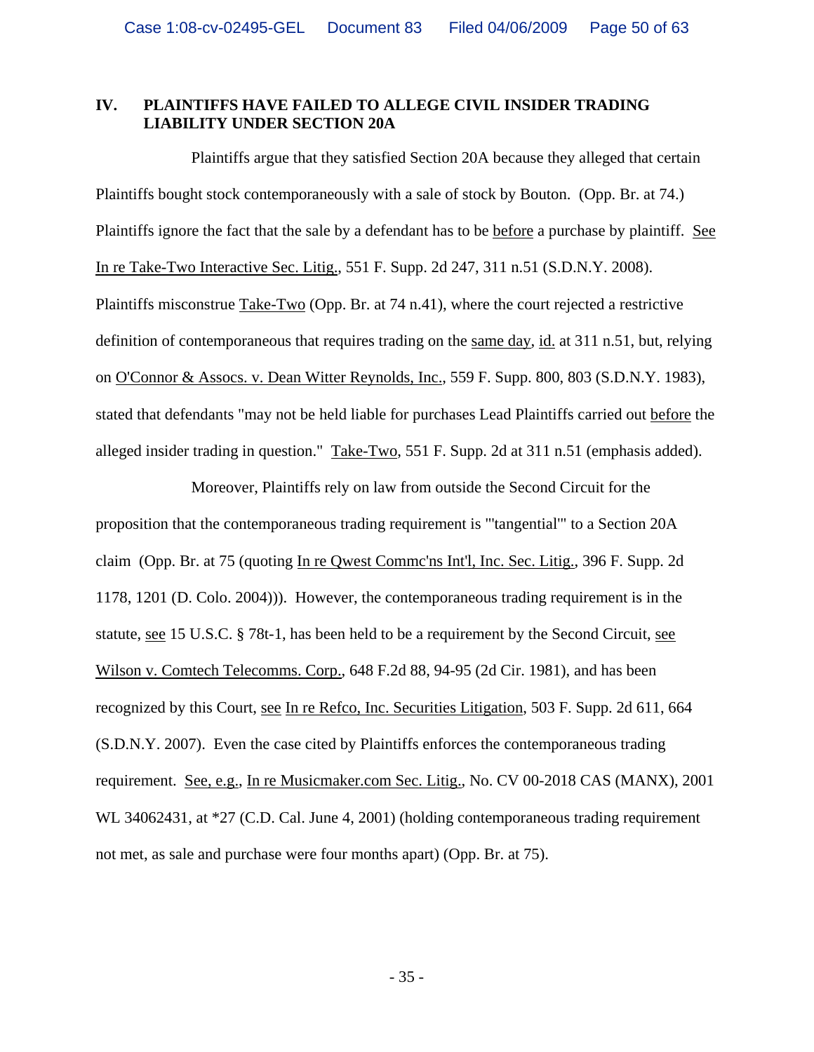## IV. PLAINTIFFS HAVE FAILED TO ALLEGE CIVIL INSIDER TRADING LIABILITY UNDER SECTION 20A

Plaintiffs argue that they satisfied Section 20A because they alleged that certain Plaintiffs bought stock contemporaneously with a sale of stock by Bouton. (Opp. Br. at 74.) Plaintiffs ignore the fact that the sale by a defendant has to be before a purchase by plaintiff. See In re Take-Two Interactive Sec. Litig., 551 F. Supp. 2d 247, 311 n.51 (S.D.N.Y. 2008). Plaintiffs misconstrue Take-Two (Opp. Br. at 74 n.41), where the court rejected a restrictive definition of contemporaneous that requires trading on the same day, id. at 311 n.51, but, relying on O'Connor & Assocs. v. Dean Witter Reynolds, Inc., 559 F. Supp. 800, 803 (S.D.N.Y. 1983), stated that defendants "may not be held liable for purchases Lead Plaintiffs carried out before the alleged insider trading in question." Take-Two, 551 F. Supp. 2d at 311 n.51 (emphasis added).

Moreover, Plaintiffs rely on law from outside the Second Circuit for the proposition that the contemporaneous trading requirement is "'tangential'" to a Section 20A claim (Opp. Br. at 75 (quoting In re Qwest Commc'ns Int'l, Inc. Sec. Litig., 396 F. Supp. 2d 1178, 1201 (D. Colo. 2004))). However, the contemporaneous trading requirement is in the statute, see 15 U.S.C. § 78t-1, has been held to be a requirement by the Second Circuit, see Wilson v. Comtech Telecomms. Corp., 648 F.2d 88, 94-95 (2d Cir. 1981), and has been recognized by this Court, see In re Refco, Inc. Securities Litigation, 503 F. Supp. 2d 611, 664 (S.D.N.Y. 2007). Even the case cited by Plaintiffs enforces the contemporaneous trading requirement. See, e.g., In re Musicmaker.com Sec. Litig., No. CV 00-2018 CAS (MANX), 2001 WL 34062431, at *27 (C.D. Cal. June 4, 2001) (holding contemporaneous trading requirement not met, as sale and purchase were four months apart) (Opp. Br. at 75).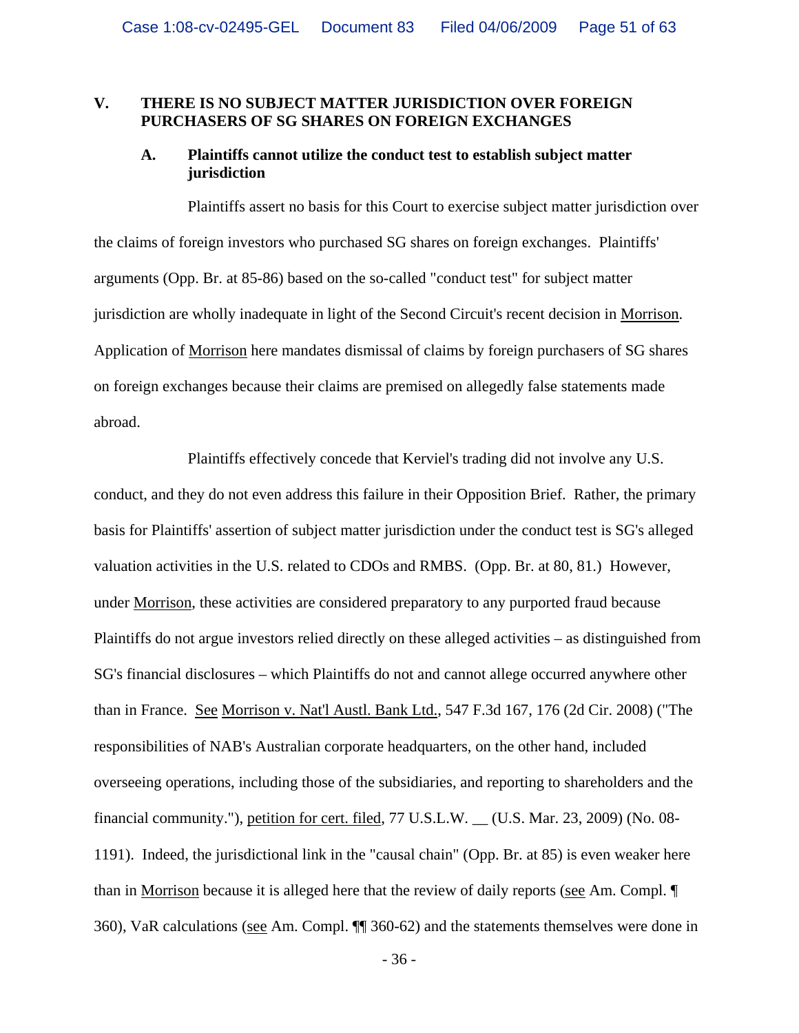## V. THERE IS NO SUBJECT MATTER JURISDICTION OVER FOREIGN PURCHASERS OF SG SHARES ON FOREIGN EXCHANGES

### A. Plaintiffs cannot utilize the conduct test to establish subject matter jurisdiction

Plaintiffs assert no basis for this Court to exercise subject matter jurisdiction over the claims of foreign investors who purchased SG shares on foreign exchanges. Plaintiffs' arguments (Opp. Br. at 85-86) based on the so-called "conduct test" for subject matter jurisdiction are wholly inadequate in light of the Second Circuit's recent decision in Morrison. Application of Morrison here mandates dismissal of claims by foreign purchasers of SG shares on foreign exchanges because their claims are premised on allegedly false statements made abroad.

Plaintiffs effectively concede that Kerviel's trading did not involve any U.S. conduct, and they do not even address this failure in their Opposition Brief. Rather, the primary basis for Plaintiffs' assertion of subject matter jurisdiction under the conduct test is SG's alleged valuation activities in the U.S. related to CDOs and RMBS. (Opp. Br. at 80, 81.) However, under Morrison, these activities are considered preparatory to any purported fraud because Plaintiffs do not argue investors relied directly on these alleged activities – as distinguished from SG's financial disclosures – which Plaintiffs do not and cannot allege occurred anywhere other than in France. See Morrison v. Nat'l Austl. Bank Ltd., 547 F.3d 167, 176 (2d Cir. 2008) ("The responsibilities of NAB's Australian corporate headquarters, on the other hand, included overseeing operations, including those of the subsidiaries, and reporting to shareholders and the financial community."), petition for cert. filed, 77 U.S.L.W. __ (U.S. Mar. 23, 2009) (No. 08-1191). Indeed, the jurisdictional link in the "causal chain" (Opp. Br. at 85) is even weaker here than in Morrison because it is alleged here that the review of daily reports (see Am. Compl. ¶ 360), VaR calculations (see Am. Compl. ¶¶ 360-62) and the statements themselves were done in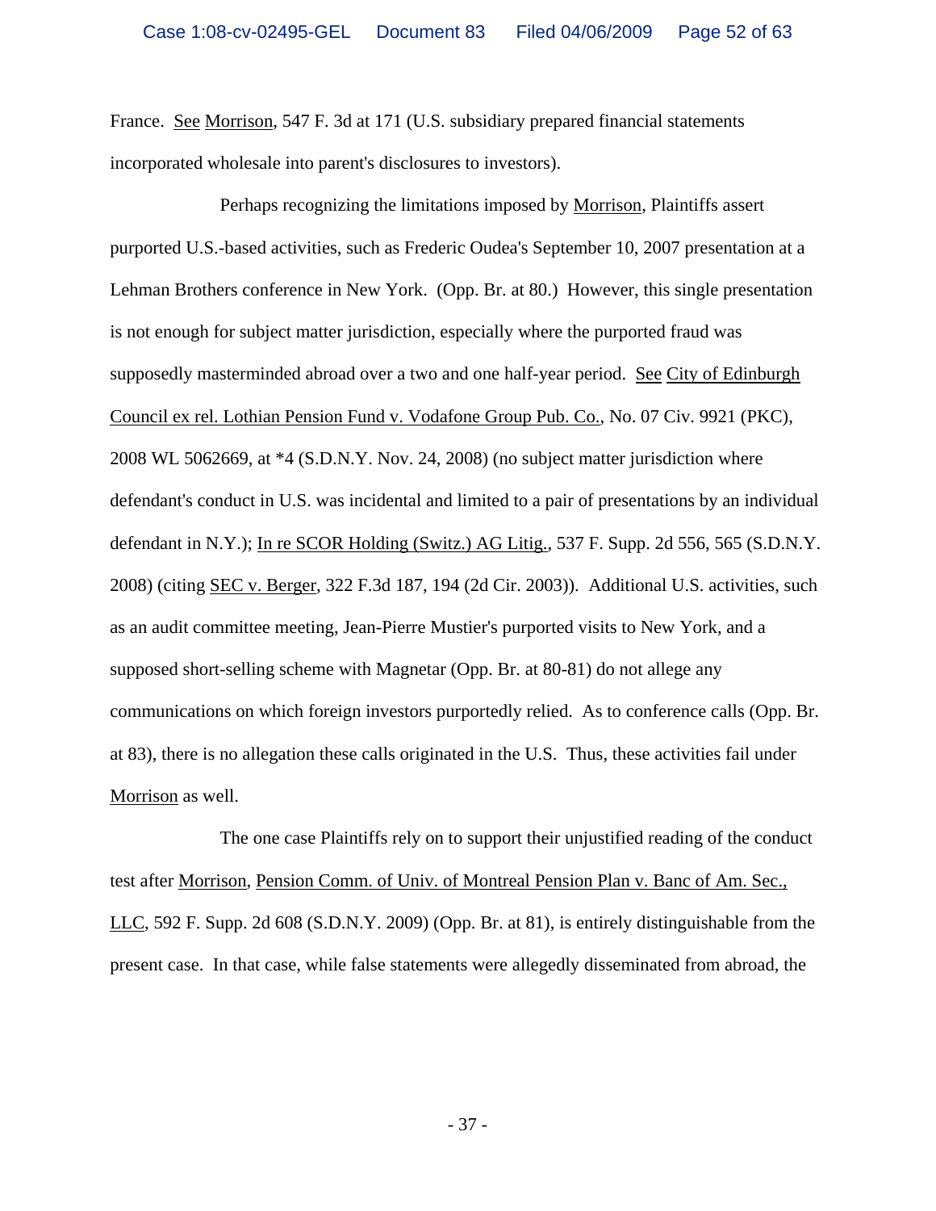France. See Morrison, 547 F. 3d at 171 (U.S. subsidiary prepared financial statements incorporated wholesale into parent's disclosures to investors).

Perhaps recognizing the limitations imposed by Morrison, Plaintiffs assert purported U.S.-based activities, such as Frederic Oudea's September 10, 2007 presentation at a Lehman Brothers conference in New York. (Opp. Br. at 80.) However, this single presentation is not enough for subject matter jurisdiction, especially where the purported fraud was supposedly masterminded abroad over a two and one half-year period. See City of Edinburgh Council ex rel. Lothian Pension Fund v. Vodafone Group Pub. Co., No. 07 Civ. 9921 (PKC), 2008 WL 5062669, at *4 (S.D.N.Y. Nov. 24, 2008) (no subject matter jurisdiction where defendant's conduct in U.S. was incidental and limited to a pair of presentations by an individual defendant in N.Y.); In re SCOR Holding (Switz.) AG Litig., 537 F. Supp. 2d 556, 565 (S.D.N.Y. 2008) (citing SEC v. Berger, 322 F.3d 187, 194 (2d Cir. 2003)). Additional U.S. activities, such as an audit committee meeting, Jean-Pierre Mustier's purported visits to New York, and a supposed short-selling scheme with Magnetar (Opp. Br. at 80-81) do not allege any communications on which foreign investors purportedly relied. As to conference calls (Opp. Br. at 83), there is no allegation these calls originated in the U.S. Thus, these activities fail under Morrison as well.

The one case Plaintiffs rely on to support their unjustified reading of the conduct test after Morrison, Pension Comm. of Univ. of Montreal Pension Plan v. Banc of Am. Sec., LLC, 592 F. Supp. 2d 608 (S.D.N.Y. 2009) (Opp. Br. at 81), is entirely distinguishable from the present case. In that case, while false statements were allegedly disseminated from abroad, the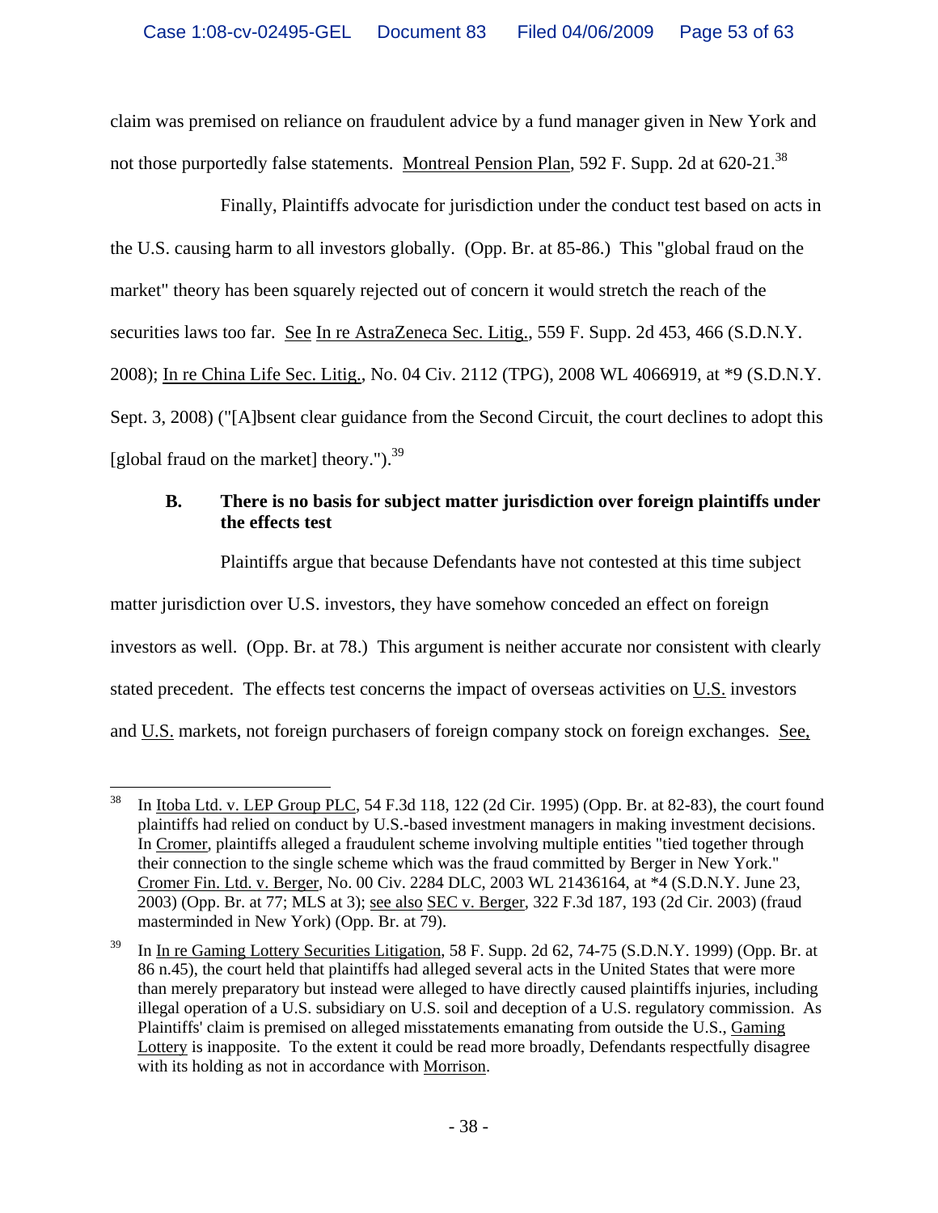claim was premised on reliance on fraudulent advice by a fund manager given in New York and not those purportedly false statements. Montreal Pension Plan, 592 F. Supp. 2d at 620-21.[38]

Finally, Plaintiffs advocate for jurisdiction under the conduct test based on acts in the U.S. causing harm to all investors globally. (Opp. Br. at 85-86.) This "global fraud on the market" theory has been squarely rejected out of concern it would stretch the reach of the securities laws too far. See In re AstraZeneca Sec. Litig., 559 F. Supp. 2d 453, 466 (S.D.N.Y. 2008); In re China Life Sec. Litig., No. 04 Civ. 2112 (TPG), 2008 WL 4066919, at *9 (S.D.N.Y. Sept. 3, 2008) ("[A]bsent clear guidance from the Second Circuit, the court declines to adopt this [global fraud on the market] theory.").[39]

**B. There is no basis for subject matter jurisdiction over foreign plaintiffs under the effects test**

Plaintiffs argue that because Defendants have not contested at this time subject matter jurisdiction over U.S. investors, they have somehow conceded an effect on foreign investors as well. (Opp. Br. at 78.) This argument is neither accurate nor consistent with clearly stated precedent. The effects test concerns the impact of overseas activities on U.S. investors and U.S. markets, not foreign purchasers of foreign company stock on foreign exchanges. See,

---

[38] In Itoba Ltd. v. LEP Group PLC, 54 F.3d 118, 122 (2d Cir. 1995) (Opp. Br. at 82-83), the court found plaintiffs had relied on conduct by U.S.-based investment managers in making investment decisions. In Cromer, plaintiffs alleged a fraudulent scheme involving multiple entities "tied together through their connection to the single scheme which was the fraud committed by Berger in New York." Cromer Fin. Ltd. v. Berger, No. 00 Civ. 2284 DLC, 2003 WL 21436164, at *4 (S.D.N.Y. June 23, 2003) (Opp. Br. at 77; MLS at 3); see also SEC v. Berger, 322 F.3d 187, 193 (2d Cir. 2003) (fraud masterminded in New York) (Opp. Br. at 79).

[39] In In re Gaming Lottery Securities Litigation, 58 F. Supp. 2d 62, 74-75 (S.D.N.Y. 1999) (Opp. Br. at 86 n.45), the court held that plaintiffs had alleged several acts in the United States that were more than merely preparatory but instead were alleged to have directly caused plaintiffs injuries, including illegal operation of a U.S. subsidiary on U.S. soil and deception of a U.S. regulatory commission. As Plaintiffs' claim is premised on alleged misstatements emanating from outside the U.S., Gaming Lottery is inapposite. To the extent it could be read more broadly, Defendants respectfully disagree with its holding as not in accordance with Morrison.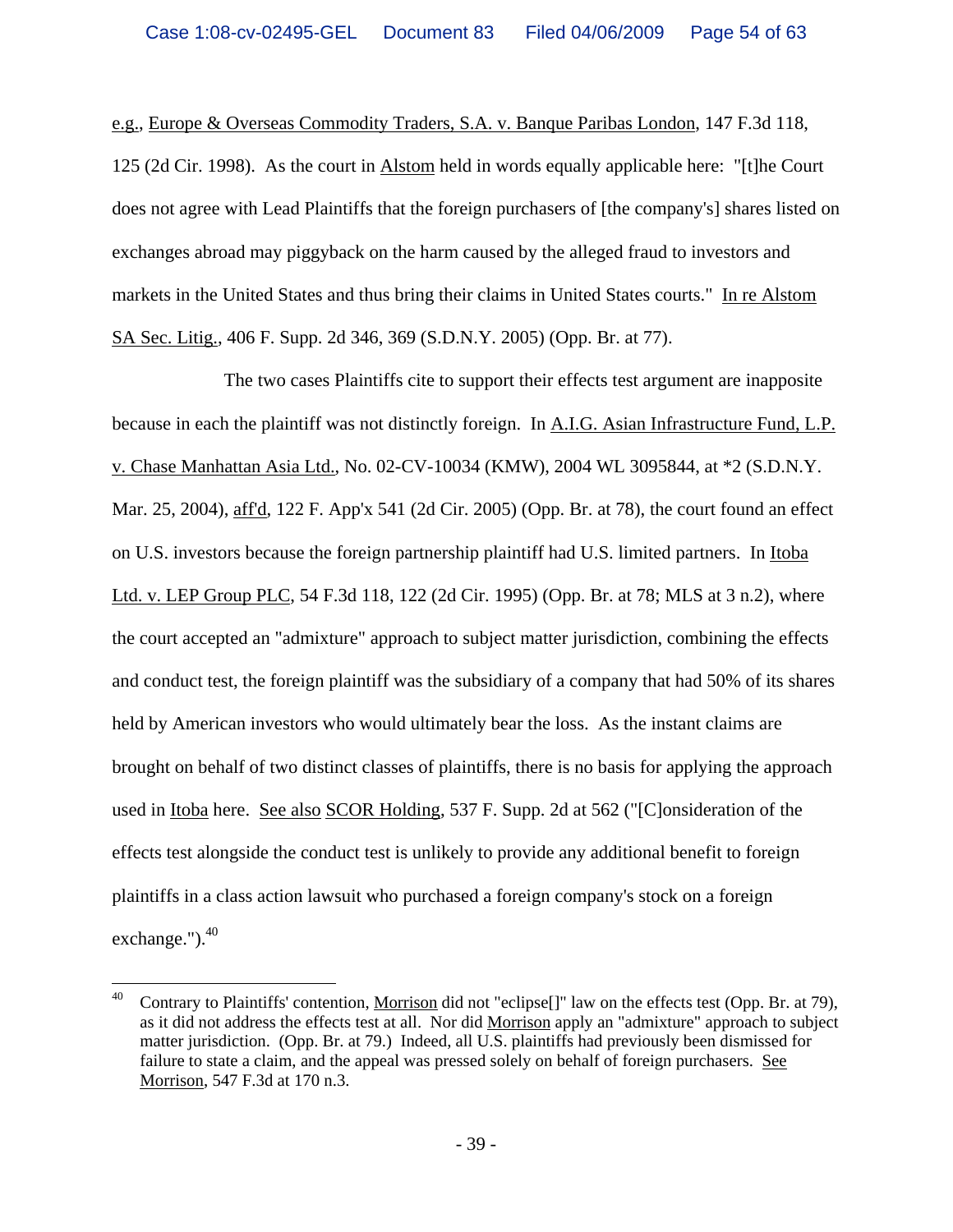e.g., Europe & Overseas Commodity Traders, S.A. v. Banque Paribas London, 147 F.3d 118, 125 (2d Cir. 1998). As the court in Alstom held in words equally applicable here: "[t]he Court does not agree with Lead Plaintiffs that the foreign purchasers of [the company's] shares listed on exchanges abroad may piggyback on the harm caused by the alleged fraud to investors and markets in the United States and thus bring their claims in United States courts." In re Alstom SA Sec. Litig., 406 F. Supp. 2d 346, 369 (S.D.N.Y. 2005) (Opp. Br. at 77).

The two cases Plaintiffs cite to support their effects test argument are inapposite because in each the plaintiff was not distinctly foreign. In A.I.G. Asian Infrastructure Fund, L.P. v. Chase Manhattan Asia Ltd., No. 02-CV-10034 (KMW), 2004 WL 3095844, at *2 (S.D.N.Y. Mar. 25, 2004), aff'd, 122 F. App'x 541 (2d Cir. 2005) (Opp. Br. at 78), the court found an effect on U.S. investors because the foreign partnership plaintiff had U.S. limited partners. In Itoba Ltd. v. LEP Group PLC, 54 F.3d 118, 122 (2d Cir. 1995) (Opp. Br. at 78; MLS at 3 n.2), where the court accepted an "admixture" approach to subject matter jurisdiction, combining the effects and conduct test, the foreign plaintiff was the subsidiary of a company that had 50% of its shares held by American investors who would ultimately bear the loss. As the instant claims are brought on behalf of two distinct classes of plaintiffs, there is no basis for applying the approach used in Itoba here. See also SCOR Holding, 537 F. Supp. 2d at 562 ("[C]onsideration of the effects test alongside the conduct test is unlikely to provide any additional benefit to foreign plaintiffs in a class action lawsuit who purchased a foreign company's stock on a foreign exchange.").[40]

---

[40] Contrary to Plaintiffs' contention, Morrison did not "eclipse[]" law on the effects test (Opp. Br. at 79), as it did not address the effects test at all. Nor did Morrison apply an "admixture" approach to subject matter jurisdiction. (Opp. Br. at 79.) Indeed, all U.S. plaintiffs had previously been dismissed for failure to state a claim, and the appeal was pressed solely on behalf of foreign purchasers. See Morrison, 547 F.3d at 170 n.3.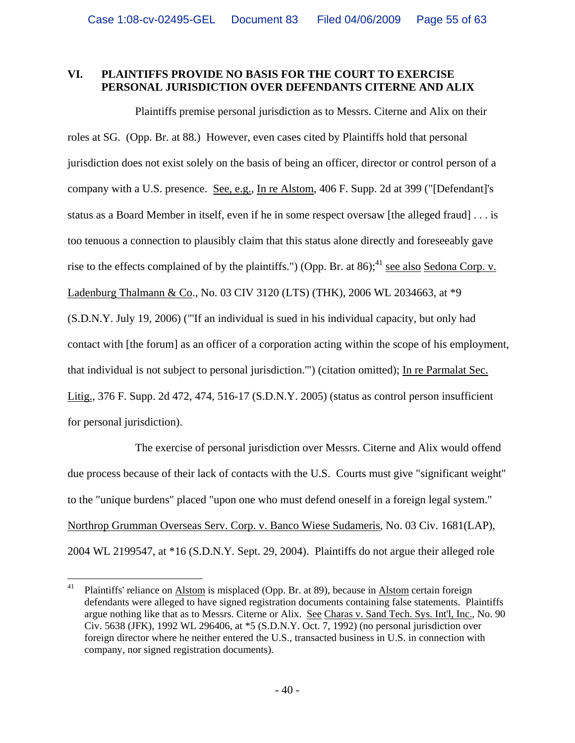## VI. PLAINTIFFS PROVIDE NO BASIS FOR THE COURT TO EXERCISE PERSONAL JURISDICTION OVER DEFENDANTS CITERNE AND ALIX

Plaintiffs premise personal jurisdiction as to Messrs. Citerne and Alix on their roles at SG. (Opp. Br. at 88.) However, even cases cited by Plaintiffs hold that personal jurisdiction does not exist solely on the basis of being an officer, director or control person of a company with a U.S. presence. See, e.g., In re Alstom, 406 F. Supp. 2d at 399 ("[Defendant]'s status as a Board Member in itself, even if he in some respect oversaw [the alleged fraud] . . . is too tenuous a connection to plausibly claim that this status alone directly and foreseeably gave rise to the effects complained of by the plaintiffs.") (Opp. Br. at 86);[41] see also Sedona Corp. v. Ladenburg Thalmann & Co., No. 03 CIV 3120 (LTS) (THK), 2006 WL 2034663, at *9 (S.D.N.Y. July 19, 2006) ("'If an individual is sued in his individual capacity, but only had contact with [the forum] as an officer of a corporation acting within the scope of his employment, that individual is not subject to personal jurisdiction.'") (citation omitted); In re Parmalat Sec. Litig., 376 F. Supp. 2d 472, 474, 516-17 (S.D.N.Y. 2005) (status as control person insufficient for personal jurisdiction).

The exercise of personal jurisdiction over Messrs. Citerne and Alix would offend due process because of their lack of contacts with the U.S. Courts must give "significant weight" to the "unique burdens" placed "upon one who must defend oneself in a foreign legal system." Northrop Grumman Overseas Serv. Corp. v. Banco Wiese Sudameris, No. 03 Civ. 1681(LAP), 2004 WL 2199547, at *16 (S.D.N.Y. Sept. 29, 2004). Plaintiffs do not argue their alleged role

---

[41] Plaintiffs' reliance on Alstom is misplaced (Opp. Br. at 89), because in Alstom certain foreign defendants were alleged to have signed registration documents containing false statements. Plaintiffs argue nothing like that as to Messrs. Citerne or Alix. See Charas v. Sand Tech. Sys. Int'l, Inc., No. 90 Civ. 5638 (JFK), 1992 WL 296406, at *5 (S.D.N.Y. Oct. 7, 1992) (no personal jurisdiction over foreign director where he neither entered the U.S., transacted business in U.S. in connection with company, nor signed registration documents).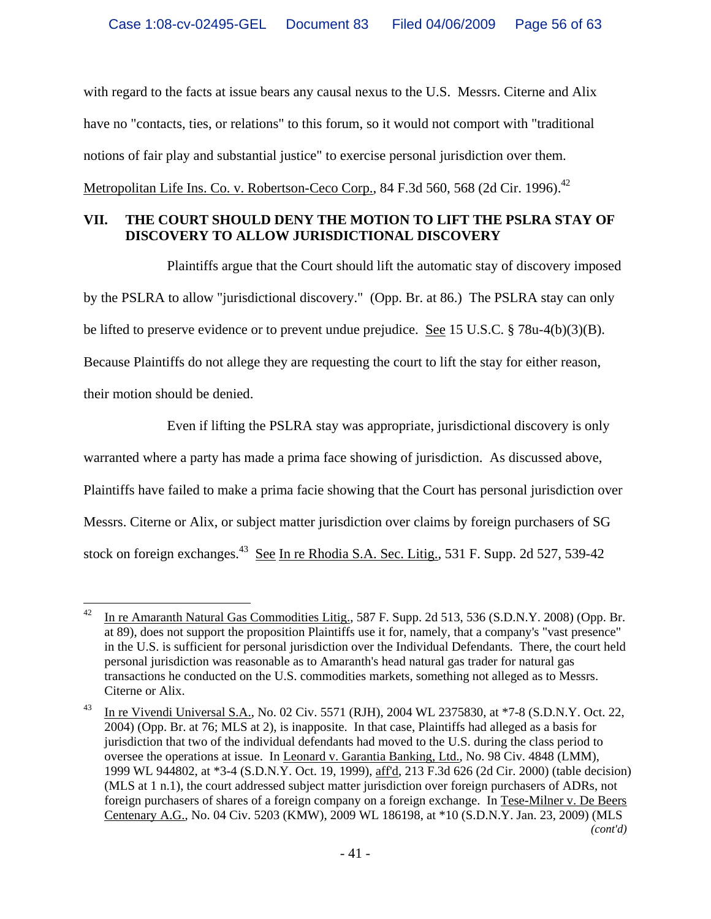with regard to the facts at issue bears any causal nexus to the U.S. Messrs. Citerne and Alix have no "contacts, ties, or relations" to this forum, so it would not comport with "traditional notions of fair play and substantial justice" to exercise personal jurisdiction over them. Metropolitan Life Ins. Co. v. Robertson-Ceco Corp., 84 F.3d 560, 568 (2d Cir. 1996).[42]

## VII. THE COURT SHOULD DENY THE MOTION TO LIFT THE PSLRA STAY OF DISCOVERY TO ALLOW JURISDICTIONAL DISCOVERY

Plaintiffs argue that the Court should lift the automatic stay of discovery imposed by the PSLRA to allow "jurisdictional discovery." (Opp. Br. at 86.) The PSLRA stay can only be lifted to preserve evidence or to prevent undue prejudice. See 15 U.S.C. § 78u-4(b)(3)(B). Because Plaintiffs do not allege they are requesting the court to lift the stay for either reason, their motion should be denied.

Even if lifting the PSLRA stay was appropriate, jurisdictional discovery is only warranted where a party has made a prima face showing of jurisdiction. As discussed above, Plaintiffs have failed to make a prima facie showing that the Court has personal jurisdiction over Messrs. Citerne or Alix, or subject matter jurisdiction over claims by foreign purchasers of SG stock on foreign exchanges.[43] See In re Rhodia S.A. Sec. Litig., 531 F. Supp. 2d 527, 539-42

---

[42] In re Amaranth Natural Gas Commodities Litig., 587 F. Supp. 2d 513, 536 (S.D.N.Y. 2008) (Opp. Br. at 89), does not support the proposition Plaintiffs use it for, namely, that a company's "vast presence" in the U.S. is sufficient for personal jurisdiction over the Individual Defendants. There, the court held personal jurisdiction was reasonable as to Amaranth's head natural gas trader for natural gas transactions he conducted on the U.S. commodities markets, something not alleged as to Messrs. Citerne or Alix.

[43] In re Vivendi Universal S.A., No. 02 Civ. 5571 (RJH), 2004 WL 2375830, at *7-8 (S.D.N.Y. Oct. 22, 2004) (Opp. Br. at 76; MLS at 2), is inapposite. In that case, Plaintiffs had alleged as a basis for jurisdiction that two of the individual defendants had moved to the U.S. during the class period to oversee the operations at issue. In Leonard v. Garantia Banking, Ltd., No. 98 Civ. 4848 (LMM), 1999 WL 944802, at *3-4 (S.D.N.Y. Oct. 19, 1999), aff'd, 213 F.3d 626 (2d Cir. 2000) (table decision) (MLS at 1 n.1), the court addressed subject matter jurisdiction over foreign purchasers of ADRs, not foreign purchasers of shares of a foreign company on a foreign exchange. In Tese-Milner v. De Beers Centenary A.G., No. 04 Civ. 5203 (KMW), 2009 WL 186198, at *10 (S.D.N.Y. Jan. 23, 2009) (MLS

*(cont'd)*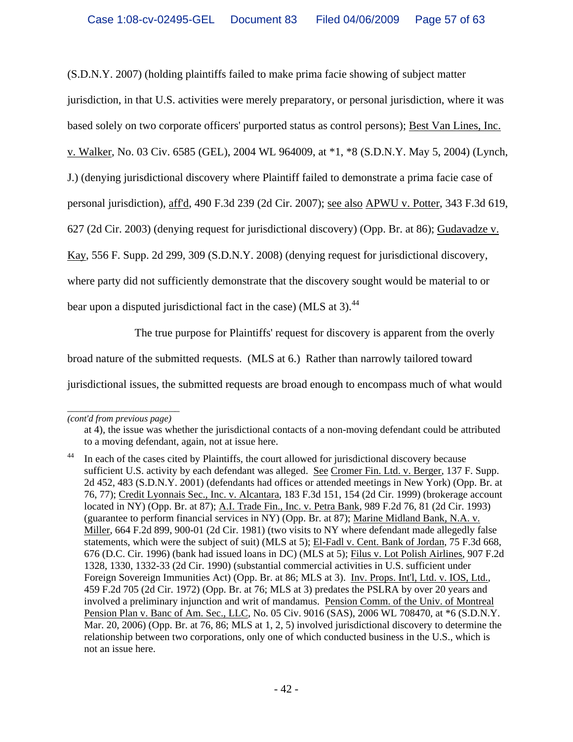(S.D.N.Y. 2007) (holding plaintiffs failed to make prima facie showing of subject matter jurisdiction, in that U.S. activities were merely preparatory, or personal jurisdiction, where it was based solely on two corporate officers' purported status as control persons); Best Van Lines, Inc. v. Walker, No. 03 Civ. 6585 (GEL), 2004 WL 964009, at *1, *8 (S.D.N.Y. May 5, 2004) (Lynch, J.) (denying jurisdictional discovery where Plaintiff failed to demonstrate a prima facie case of personal jurisdiction), aff'd, 490 F.3d 239 (2d Cir. 2007); see also APWU v. Potter, 343 F.3d 619, 627 (2d Cir. 2003) (denying request for jurisdictional discovery) (Opp. Br. at 86); Gudavadze v. Kay, 556 F. Supp. 2d 299, 309 (S.D.N.Y. 2008) (denying request for jurisdictional discovery, where party did not sufficiently demonstrate that the discovery sought would be material to or bear upon a disputed jurisdictional fact in the case) (MLS at 3).[44]

The true purpose for Plaintiffs' request for discovery is apparent from the overly broad nature of the submitted requests. (MLS at 6.) Rather than narrowly tailored toward jurisdictional issues, the submitted requests are broad enough to encompass much of what would

---

*(cont'd from previous page)*

at 4), the issue was whether the jurisdictional contacts of a non-moving defendant could be attributed to a moving defendant, again, not at issue here.

[44] In each of the cases cited by Plaintiffs, the court allowed for jurisdictional discovery because sufficient U.S. activity by each defendant was alleged. See Cromer Fin. Ltd. v. Berger, 137 F. Supp. 2d 452, 483 (S.D.N.Y. 2001) (defendants had offices or attended meetings in New York) (Opp. Br. at 76, 77); Credit Lyonnais Sec., Inc. v. Alcantara, 183 F.3d 151, 154 (2d Cir. 1999) (brokerage account located in NY) (Opp. Br. at 87); A.I. Trade Fin., Inc. v. Petra Bank, 989 F.2d 76, 81 (2d Cir. 1993) (guarantee to perform financial services in NY) (Opp. Br. at 87); Marine Midland Bank, N.A. v. Miller, 664 F.2d 899, 900-01 (2d Cir. 1981) (two visits to NY where defendant made allegedly false statements, which were the subject of suit) (MLS at 5); El-Fadl v. Cent. Bank of Jordan, 75 F.3d 668, 676 (D.C. Cir. 1996) (bank had issued loans in DC) (MLS at 5); Filus v. Lot Polish Airlines, 907 F.2d 1328, 1330, 1332-33 (2d Cir. 1990) (substantial commercial activities in U.S. sufficient under Foreign Sovereign Immunities Act) (Opp. Br. at 86; MLS at 3). Inv. Props. Int'l, Ltd. v. IOS, Ltd., 459 F.2d 705 (2d Cir. 1972) (Opp. Br. at 76; MLS at 3) predates the PSLRA by over 20 years and involved a preliminary injunction and writ of mandamus. Pension Comm. of the Univ. of Montreal Pension Plan v. Banc of Am. Sec., LLC, No. 05 Civ. 9016 (SAS), 2006 WL 708470, at *6 (S.D.N.Y. Mar. 20, 2006) (Opp. Br. at 76, 86; MLS at 1, 2, 5) involved jurisdictional discovery to determine the relationship between two corporations, only one of which conducted business in the U.S., which is not an issue here.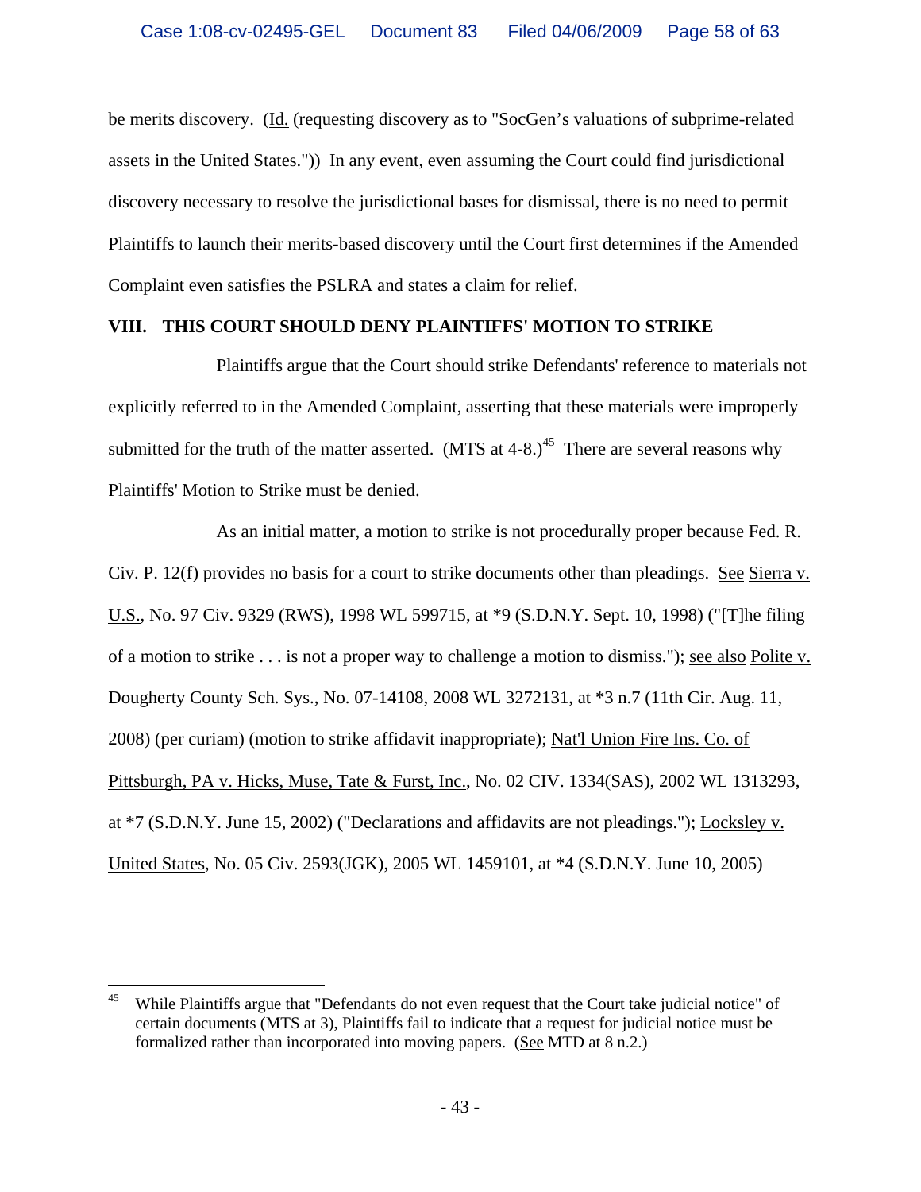be merits discovery. (Id. (requesting discovery as to "SocGen's valuations of subprime-related assets in the United States.")) In any event, even assuming the Court could find jurisdictional discovery necessary to resolve the jurisdictional bases for dismissal, there is no need to permit Plaintiffs to launch their merits-based discovery until the Court first determines if the Amended Complaint even satisfies the PSLRA and states a claim for relief.

## VIII. THIS COURT SHOULD DENY PLAINTIFFS' MOTION TO STRIKE

Plaintiffs argue that the Court should strike Defendants' reference to materials not explicitly referred to in the Amended Complaint, asserting that these materials were improperly submitted for the truth of the matter asserted. (MTS at 4-8.)[45] There are several reasons why Plaintiffs' Motion to Strike must be denied.

As an initial matter, a motion to strike is not procedurally proper because Fed. R. Civ. P. 12(f) provides no basis for a court to strike documents other than pleadings. See Sierra v. U.S., No. 97 Civ. 9329 (RWS), 1998 WL 599715, at *9 (S.D.N.Y. Sept. 10, 1998) ("[T]he filing of a motion to strike . . . is not a proper way to challenge a motion to dismiss."); see also Polite v. Dougherty County Sch. Sys., No. 07-14108, 2008 WL 3272131, at *3 n.7 (11th Cir. Aug. 11, 2008) (per curiam) (motion to strike affidavit inappropriate); Nat'l Union Fire Ins. Co. of Pittsburgh, PA v. Hicks, Muse, Tate & Furst, Inc., No. 02 CIV. 1334(SAS), 2002 WL 1313293, at *7 (S.D.N.Y. June 15, 2002) ("Declarations and affidavits are not pleadings."); Locksley v. United States, No. 05 Civ. 2593(JGK), 2005 WL 1459101, at *4 (S.D.N.Y. June 10, 2005)

---

[45] While Plaintiffs argue that "Defendants do not even request that the Court take judicial notice" of certain documents (MTS at 3), Plaintiffs fail to indicate that a request for judicial notice must be formalized rather than incorporated into moving papers. (See MTD at 8 n.2.)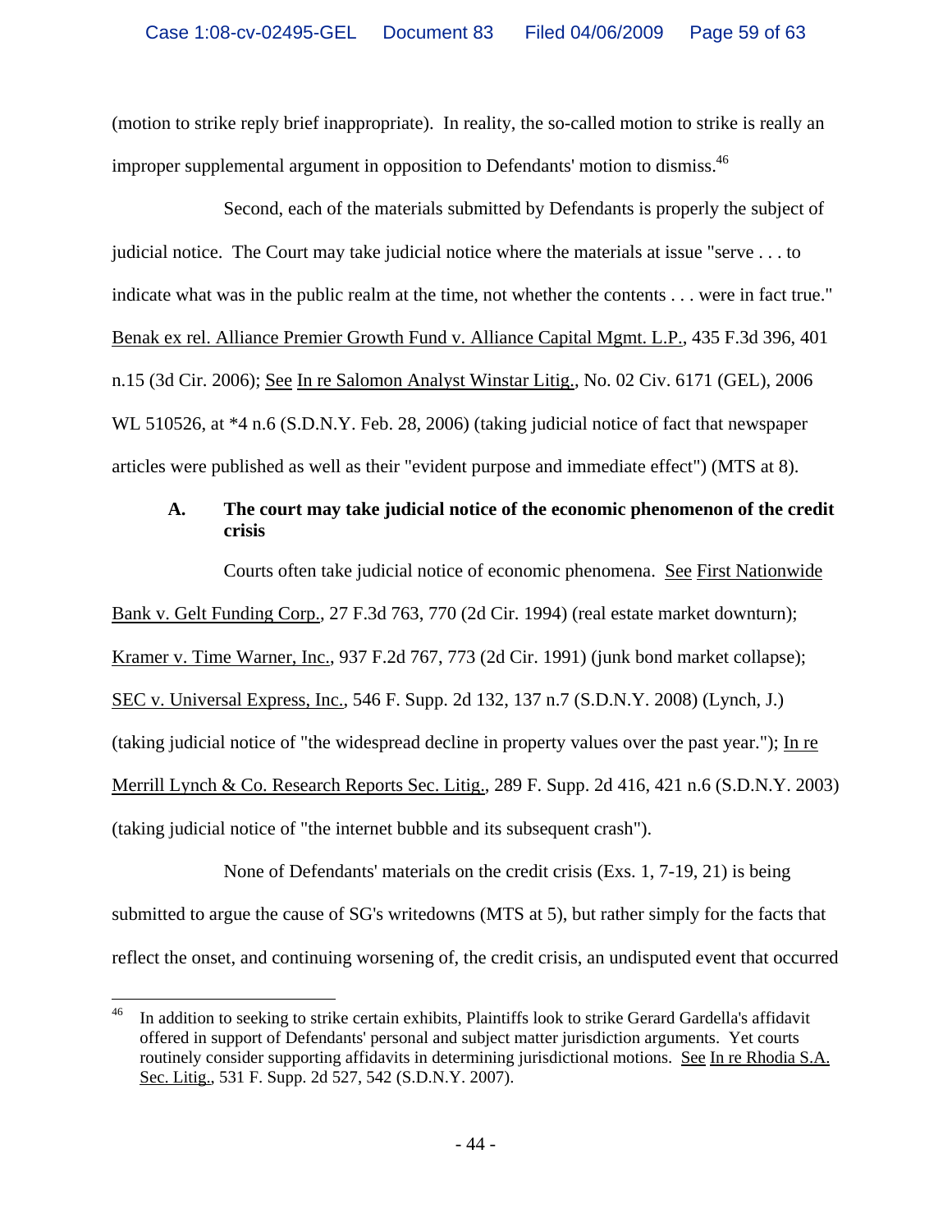(motion to strike reply brief inappropriate). In reality, the so-called motion to strike is really an improper supplemental argument in opposition to Defendants' motion to dismiss.[46]

Second, each of the materials submitted by Defendants is properly the subject of judicial notice. The Court may take judicial notice where the materials at issue "serve . . . to indicate what was in the public realm at the time, not whether the contents . . . were in fact true." Benak ex rel. Alliance Premier Growth Fund v. Alliance Capital Mgmt. L.P., 435 F.3d 396, 401 n.15 (3d Cir. 2006); See In re Salomon Analyst Winstar Litig., No. 02 Civ. 6171 (GEL), 2006 WL 510526, at *4 n.6 (S.D.N.Y. Feb. 28, 2006) (taking judicial notice of fact that newspaper articles were published as well as their "evident purpose and immediate effect") (MTS at 8).

**A. The court may take judicial notice of the economic phenomenon of the credit crisis**

Courts often take judicial notice of economic phenomena. See First Nationwide Bank v. Gelt Funding Corp., 27 F.3d 763, 770 (2d Cir. 1994) (real estate market downturn); Kramer v. Time Warner, Inc., 937 F.2d 767, 773 (2d Cir. 1991) (junk bond market collapse); SEC v. Universal Express, Inc., 546 F. Supp. 2d 132, 137 n.7 (S.D.N.Y. 2008) (Lynch, J.) (taking judicial notice of "the widespread decline in property values over the past year."); In re Merrill Lynch & Co. Research Reports Sec. Litig., 289 F. Supp. 2d 416, 421 n.6 (S.D.N.Y. 2003) (taking judicial notice of "the internet bubble and its subsequent crash").

None of Defendants' materials on the credit crisis (Exs. 1, 7-19, 21) is being submitted to argue the cause of SG's writedowns (MTS at 5), but rather simply for the facts that reflect the onset, and continuing worsening of, the credit crisis, an undisputed event that occurred

[46] In addition to seeking to strike certain exhibits, Plaintiffs look to strike Gerard Gardella's affidavit offered in support of Defendants' personal and subject matter jurisdiction arguments. Yet courts routinely consider supporting affidavits in determining jurisdictional motions. See In re Rhodia S.A. Sec. Litig., 531 F. Supp. 2d 527, 542 (S.D.N.Y. 2007).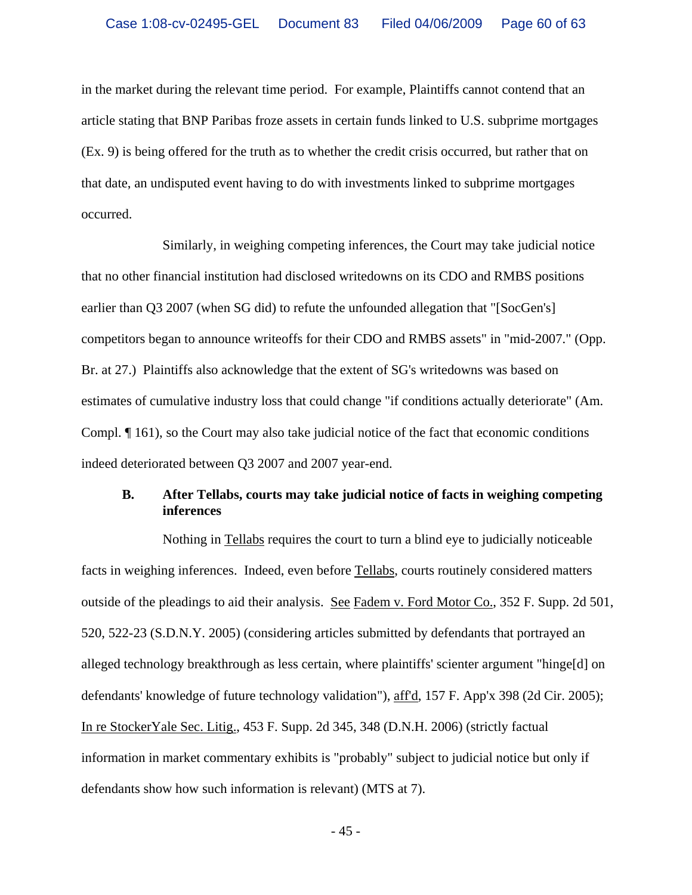in the market during the relevant time period. For example, Plaintiffs cannot contend that an article stating that BNP Paribas froze assets in certain funds linked to U.S. subprime mortgages (Ex. 9) is being offered for the truth as to whether the credit crisis occurred, but rather that on that date, an undisputed event having to do with investments linked to subprime mortgages occurred.

Similarly, in weighing competing inferences, the Court may take judicial notice that no other financial institution had disclosed writedowns on its CDO and RMBS positions earlier than Q3 2007 (when SG did) to refute the unfounded allegation that "[SocGen's] competitors began to announce writeoffs for their CDO and RMBS assets" in "mid-2007." (Opp. Br. at 27.) Plaintiffs also acknowledge that the extent of SG's writedowns was based on estimates of cumulative industry loss that could change "if conditions actually deteriorate" (Am. Compl. ¶ 161), so the Court may also take judicial notice of the fact that economic conditions indeed deteriorated between Q3 2007 and 2007 year-end.

### B. After Tellabs, courts may take judicial notice of facts in weighing competing inferences

Nothing in Tellabs requires the court to turn a blind eye to judicially noticeable facts in weighing inferences. Indeed, even before Tellabs, courts routinely considered matters outside of the pleadings to aid their analysis. See Fadem v. Ford Motor Co., 352 F. Supp. 2d 501, 520, 522-23 (S.D.N.Y. 2005) (considering articles submitted by defendants that portrayed an alleged technology breakthrough as less certain, where plaintiffs' scienter argument "hinge[d] on defendants' knowledge of future technology validation"), aff'd, 157 F. App'x 398 (2d Cir. 2005); In re StockerYale Sec. Litig., 453 F. Supp. 2d 345, 348 (D.N.H. 2006) (strictly factual information in market commentary exhibits is "probably" subject to judicial notice but only if defendants show how such information is relevant) (MTS at 7).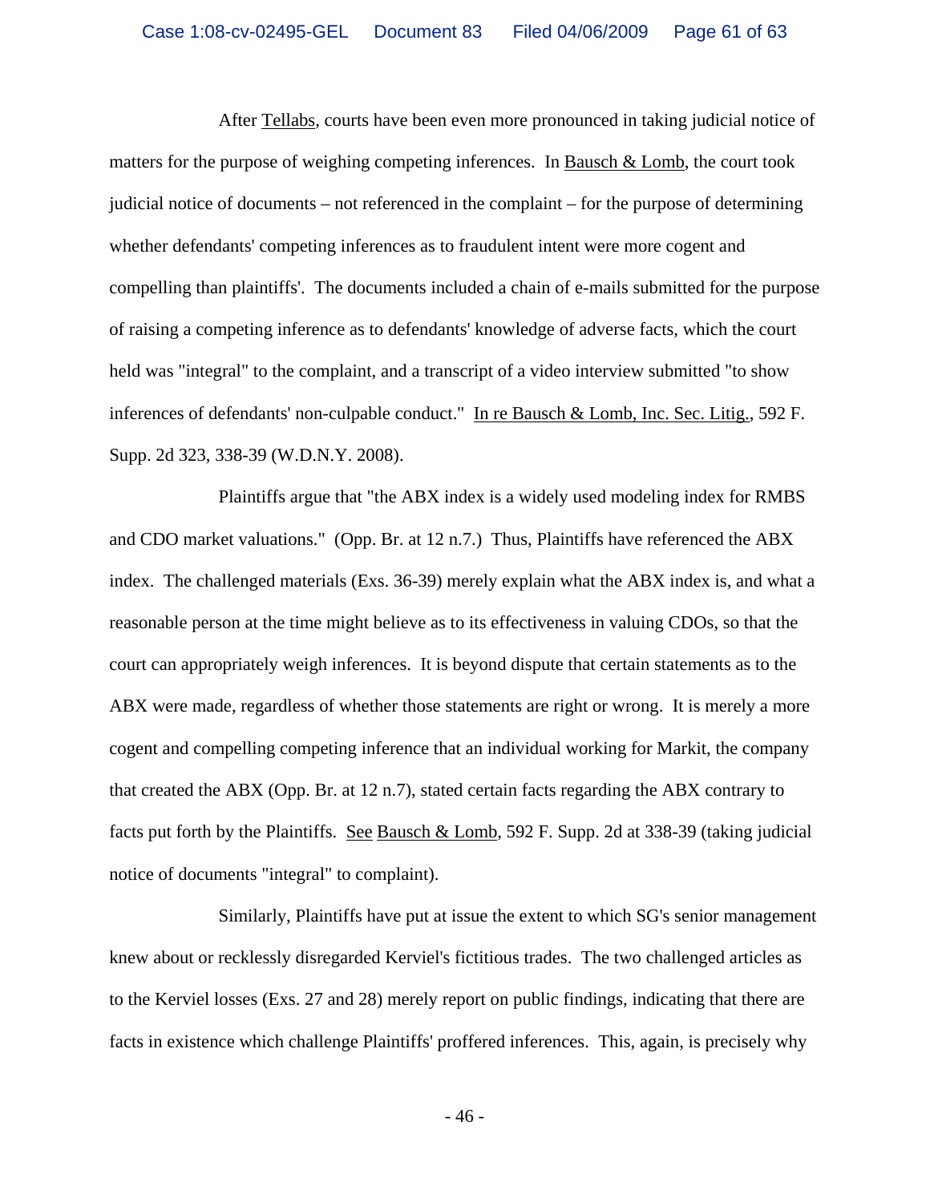After Tellabs, courts have been even more pronounced in taking judicial notice of matters for the purpose of weighing competing inferences. In Bausch & Lomb, the court took judicial notice of documents – not referenced in the complaint – for the purpose of determining whether defendants' competing inferences as to fraudulent intent were more cogent and compelling than plaintiffs'. The documents included a chain of e-mails submitted for the purpose of raising a competing inference as to defendants' knowledge of adverse facts, which the court held was "integral" to the complaint, and a transcript of a video interview submitted "to show inferences of defendants' non-culpable conduct." In re Bausch & Lomb, Inc. Sec. Litig., 592 F. Supp. 2d 323, 338-39 (W.D.N.Y. 2008).

Plaintiffs argue that "the ABX index is a widely used modeling index for RMBS and CDO market valuations." (Opp. Br. at 12 n.7.) Thus, Plaintiffs have referenced the ABX index. The challenged materials (Exs. 36-39) merely explain what the ABX index is, and what a reasonable person at the time might believe as to its effectiveness in valuing CDOs, so that the court can appropriately weigh inferences. It is beyond dispute that certain statements as to the ABX were made, regardless of whether those statements are right or wrong. It is merely a more cogent and compelling competing inference that an individual working for Markit, the company that created the ABX (Opp. Br. at 12 n.7), stated certain facts regarding the ABX contrary to facts put forth by the Plaintiffs. See Bausch & Lomb, 592 F. Supp. 2d at 338-39 (taking judicial notice of documents "integral" to complaint).

Similarly, Plaintiffs have put at issue the extent to which SG's senior management knew about or recklessly disregarded Kerviel's fictitious trades. The two challenged articles as to the Kerviel losses (Exs. 27 and 28) merely report on public findings, indicating that there are facts in existence which challenge Plaintiffs' proffered inferences. This, again, is precisely why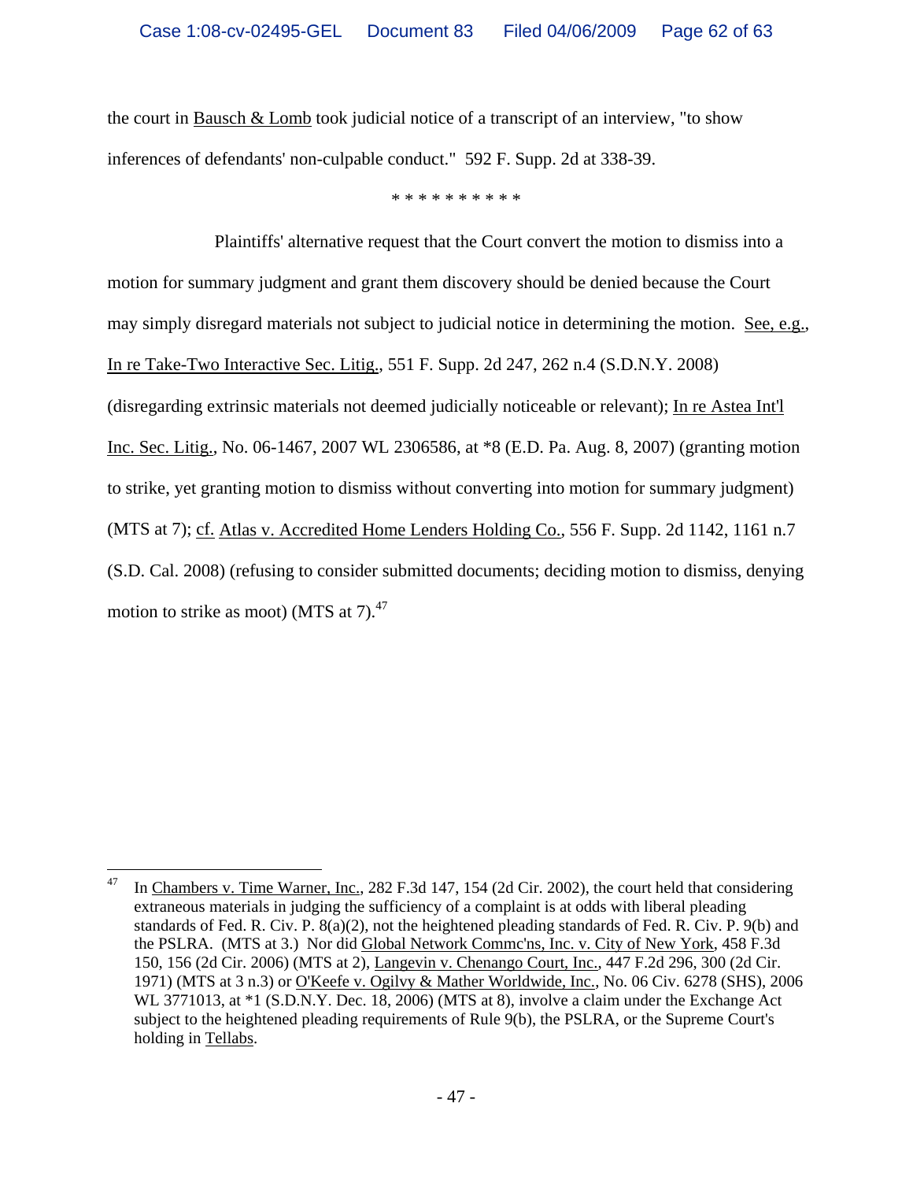the court in Bausch & Lomb took judicial notice of a transcript of an interview, "to show inferences of defendants' non-culpable conduct." 592 F. Supp. 2d at 338-39.

\* \* \* \* \* \* \* \* \* \*

Plaintiffs' alternative request that the Court convert the motion to dismiss into a motion for summary judgment and grant them discovery should be denied because the Court may simply disregard materials not subject to judicial notice in determining the motion. See, e.g., In re Take-Two Interactive Sec. Litig., 551 F. Supp. 2d 247, 262 n.4 (S.D.N.Y. 2008) (disregarding extrinsic materials not deemed judicially noticeable or relevant); In re Astea Int'l Inc. Sec. Litig., No. 06-1467, 2007 WL 2306586, at \*8 (E.D. Pa. Aug. 8, 2007) (granting motion to strike, yet granting motion to dismiss without converting into motion for summary judgment) (MTS at 7); cf. Atlas v. Accredited Home Lenders Holding Co., 556 F. Supp. 2d 1142, 1161 n.7 (S.D. Cal. 2008) (refusing to consider submitted documents; deciding motion to dismiss, denying motion to strike as moot) (MTS at 7).[47]

---

[47] In Chambers v. Time Warner, Inc., 282 F.3d 147, 154 (2d Cir. 2002), the court held that considering extraneous materials in judging the sufficiency of a complaint is at odds with liberal pleading standards of Fed. R. Civ. P. 8(a)(2), not the heightened pleading standards of Fed. R. Civ. P. 9(b) and the PSLRA. (MTS at 3.) Nor did Global Network Commc'ns, Inc. v. City of New York, 458 F.3d 150, 156 (2d Cir. 2006) (MTS at 2), Langevin v. Chenango Court, Inc., 447 F.2d 296, 300 (2d Cir. 1971) (MTS at 3 n.3) or O'Keefe v. Ogilvy & Mather Worldwide, Inc., No. 06 Civ. 6278 (SHS), 2006 WL 3771013, at \*1 (S.D.N.Y. Dec. 18, 2006) (MTS at 8), involve a claim under the Exchange Act subject to the heightened pleading requirements of Rule 9(b), the PSLRA, or the Supreme Court's holding in Tellabs.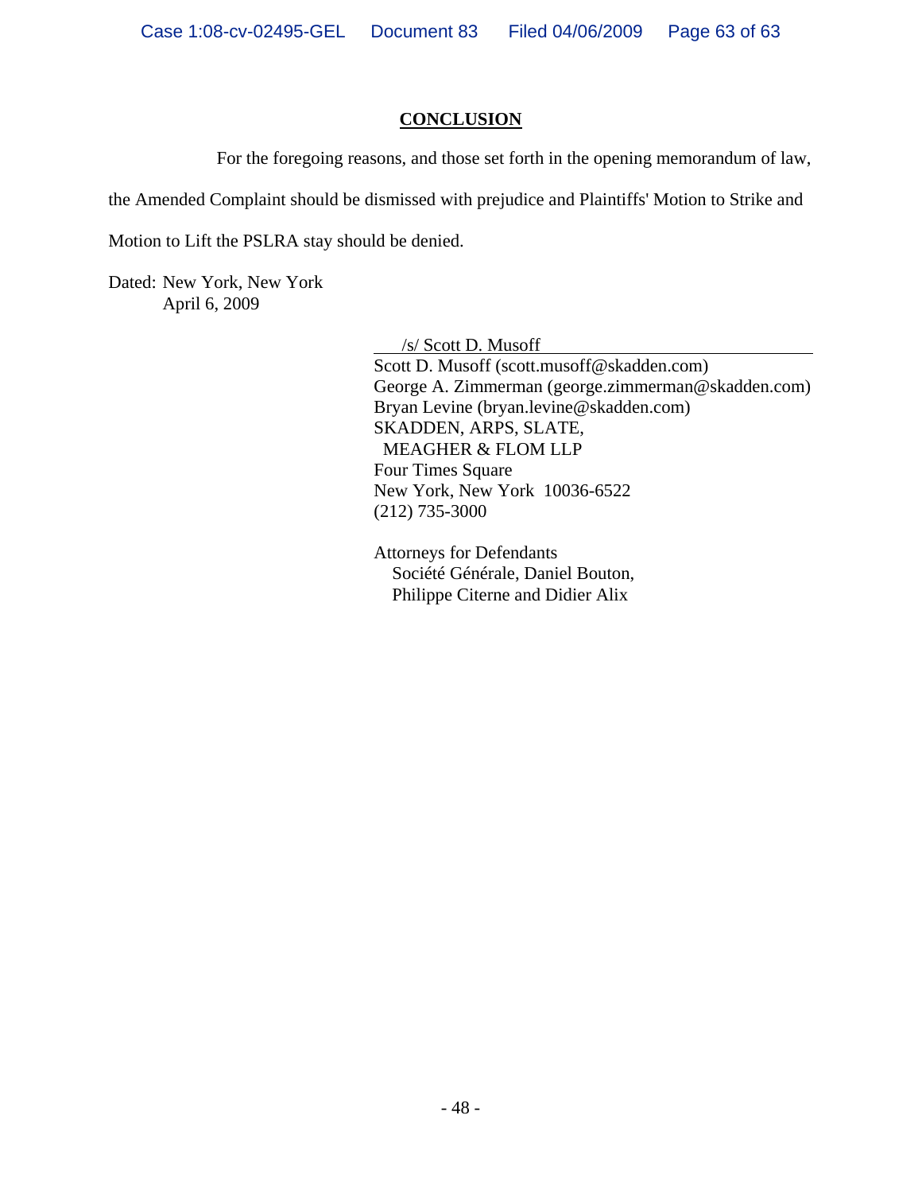## CONCLUSION

For the foregoing reasons, and those set forth in the opening memorandum of law, the Amended Complaint should be dismissed with prejudice and Plaintiffs' Motion to Strike and Motion to Lift the PSLRA stay should be denied.

Dated: New York, New York
April 6, 2009

/s/ Scott D. Musoff
Scott D. Musoff (scott.musoff@skadden.com)
George A. Zimmerman (george.zimmerman@skadden.com)
Bryan Levine (bryan.levine@skadden.com)
SKADDEN, ARPS, SLATE,
MEAGHER & FLOM LLP
Four Times Square
New York, New York 10036-6522
(212) 735-3000

Attorneys for Defendants
Société Générale, Daniel Bouton,
Philippe Citerne and Didier Alix